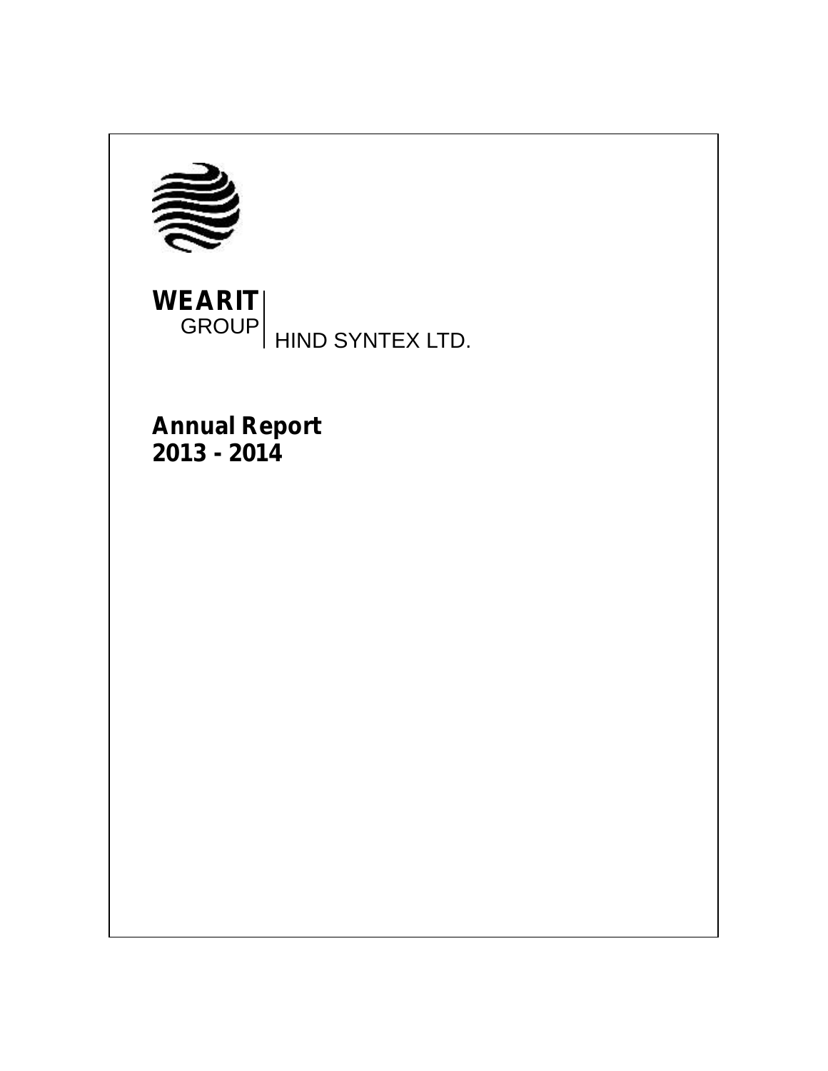**WEARIT**
GROUP | HIND SYNTEX LTD.

# Annual Report
# 2013 - 2014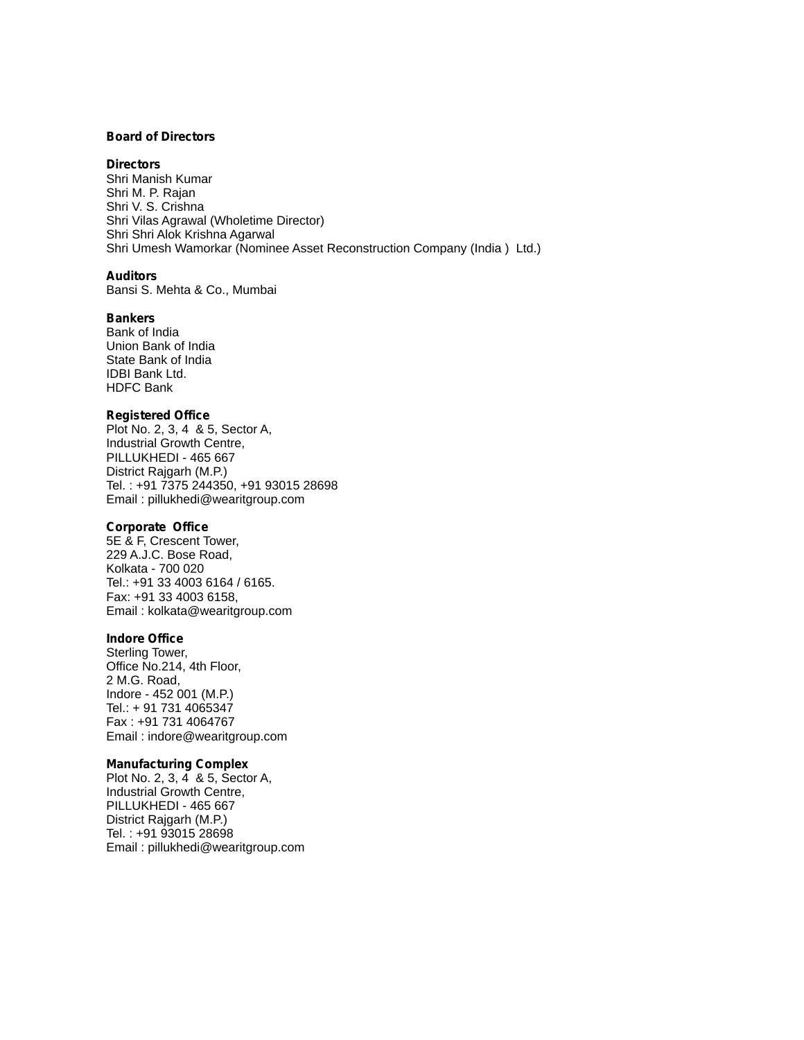## Board of Directors

### Directors

Shri Manish Kumar
Shri M. P. Rajan
Shri V. S. Crishna
Shri Vilas Agrawal (Wholetime Director)
Shri Shri Alok Krishna Agarwal
Shri Umesh Wamorkar (Nominee Asset Reconstruction Company (India ) Ltd.)

### Auditors

Bansi S. Mehta & Co., Mumbai

### Bankers

Bank of India
Union Bank of India
State Bank of India
IDBI Bank Ltd.
HDFC Bank

### Registered Office

Plot No. 2, 3, 4 & 5, Sector A,
Industrial Growth Centre,
PILLUKHEDI - 465 667
District Rajgarh (M.P.)
Tel. : +91 7375 244350, +91 93015 28698
Email : pillukhedi@wearitgroup.com

### Corporate Office

5E & F, Crescent Tower,
229 A.J.C. Bose Road,
Kolkata - 700 020
Tel.: +91 33 4003 6164 / 6165.
Fax: +91 33 4003 6158,
Email : kolkata@wearitgroup.com

### Indore Office

Sterling Tower,
Office No.214, 4th Floor,
2 M.G. Road,
Indore - 452 001 (M.P.)
Tel.: + 91 731 4065347
Fax : +91 731 4064767
Email : indore@wearitgroup.com

### Manufacturing Complex

Plot No. 2, 3, 4 & 5, Sector A,
Industrial Growth Centre,
PILLUKHEDI - 465 667
District Rajgarh (M.P.)
Tel. : +91 93015 28698
Email : pillukhedi@wearitgroup.com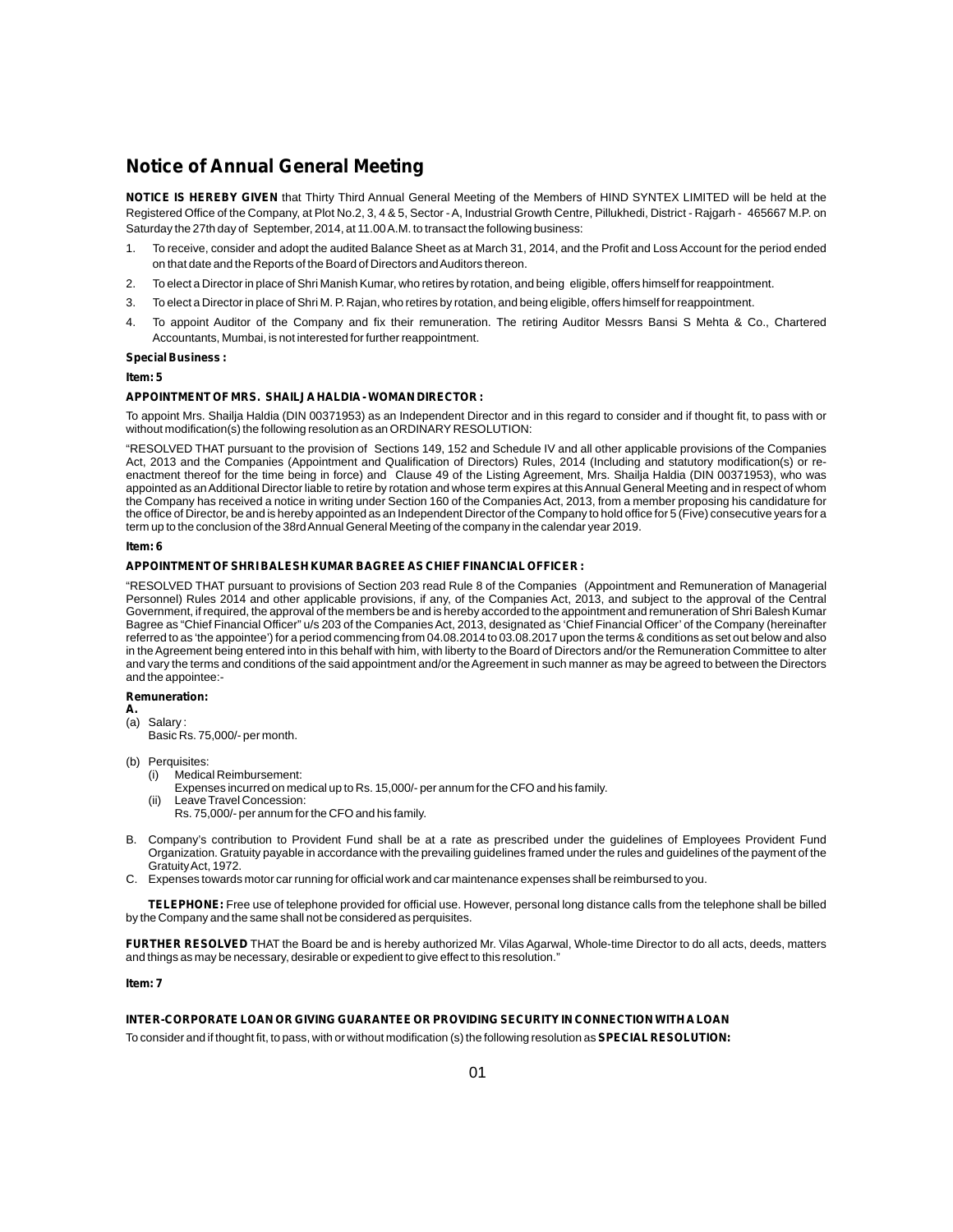# Notice of Annual General Meeting

**NOTICE IS HEREBY GIVEN** that Thirty Third Annual General Meeting of the Members of HIND SYNTEX LIMITED will be held at the Registered Office of the Company, at Plot No.2, 3, 4 & 5, Sector - A, Industrial Growth Centre, Pillukhedi, District - Rajgarh - 465667 M.P. on Saturday the 27th day of September, 2014, at 11.00 A.M. to transact the following business:

1. To receive, consider and adopt the audited Balance Sheet as at March 31, 2014, and the Profit and Loss Account for the period ended on that date and the Reports of the Board of Directors and Auditors thereon.
2. To elect a Director in place of Shri Manish Kumar, who retires by rotation, and being eligible, offers himself for reappointment.
3. To elect a Director in place of Shri M. P. Rajan, who retires by rotation, and being eligible, offers himself for reappointment.
4. To appoint Auditor of the Company and fix their remuneration. The retiring Auditor Messrs Bansi S Mehta & Co., Chartered Accountants, Mumbai, is not interested for further reappointment.

**Special Business :**

**Item: 5**

**APPOINTMENT OF MRS. SHAILJA HALDIA - WOMAN DIRECTOR :**

To appoint Mrs. Shailja Haldia (DIN 00371953) as an Independent Director and in this regard to consider and if thought fit, to pass with or without modification(s) the following resolution as an ORDINARY RESOLUTION:

"RESOLVED THAT pursuant to the provision of Sections 149, 152 and Schedule IV and all other applicable provisions of the Companies Act, 2013 and the Companies (Appointment and Qualification of Directors) Rules, 2014 (Including and statutory modification(s) or re-enactment thereof for the time being in force) and Clause 49 of the Listing Agreement, Mrs. Shailja Haldia (DIN 00371953), who was appointed as an Additional Director liable to retire by rotation and whose term expires at this Annual General Meeting and in respect of whom the Company has received a notice in writing under Section 160 of the Companies Act, 2013, from a member proposing his candidature for the office of Director, be and is hereby appointed as an Independent Director of the Company to hold office for 5 (Five) consecutive years for a term up to the conclusion of the 38rd Annual General Meeting of the company in the calendar year 2019.

**Item: 6**

**APPOINTMENT OF SHRI BALESH KUMAR BAGREE AS CHIEF FINANCIAL OFFICER :**

"RESOLVED THAT pursuant to provisions of Section 203 read Rule 8 of the Companies (Appointment and Remuneration of Managerial Personnel) Rules 2014 and other applicable provisions, if any, of the Companies Act, 2013, and subject to the approval of the Central Government, if required, the approval of the members be and is hereby accorded to the appointment and remuneration of Shri Balesh Kumar Bagree as "Chief Financial Officer" u/s 203 of the Companies Act, 2013, designated as 'Chief Financial Officer' of the Company (hereinafter referred to as 'the appointee') for a period commencing from 04.08.2014 to 03.08.2017 upon the terms & conditions as set out below and also in the Agreement being entered into in this behalf with him, with liberty to the Board of Directors and/or the Remuneration Committee to alter and vary the terms and conditions of the said appointment and/or the Agreement in such manner as may be agreed to between the Directors and the appointee:-

**Remuneration:**

**A.**

(a) Salary :
   Basic Rs. 75,000/- per month.

(b) Perquisites:
   (i) Medical Reimbursement:
   Expenses incurred on medical up to Rs. 15,000/- per annum for the CFO and his family.
   (ii) Leave Travel Concession:
   Rs. 75,000/- per annum for the CFO and his family.

B. Company's contribution to Provident Fund shall be at a rate as prescribed under the guidelines of Employees Provident Fund Organization. Gratuity payable in accordance with the prevailing guidelines framed under the rules and guidelines of the payment of the Gratuity Act, 1972.

C. Expenses towards motor car running for official work and car maintenance expenses shall be reimbursed to you.

**TELEPHONE:** Free use of telephone provided for official use. However, personal long distance calls from the telephone shall be billed by the Company and the same shall not be considered as perquisites.

**FURTHER RESOLVED** THAT the Board be and is hereby authorized Mr. Vilas Agarwal, Whole-time Director to do all acts, deeds, matters and things as may be necessary, desirable or expedient to give effect to this resolution."

**Item: 7**

**INTER-CORPORATE LOAN OR GIVING GUARANTEE OR PROVIDING SECURITY IN CONNECTION WITH A LOAN**

To consider and if thought fit, to pass, with or without modification (s) the following resolution as **SPECIAL RESOLUTION:**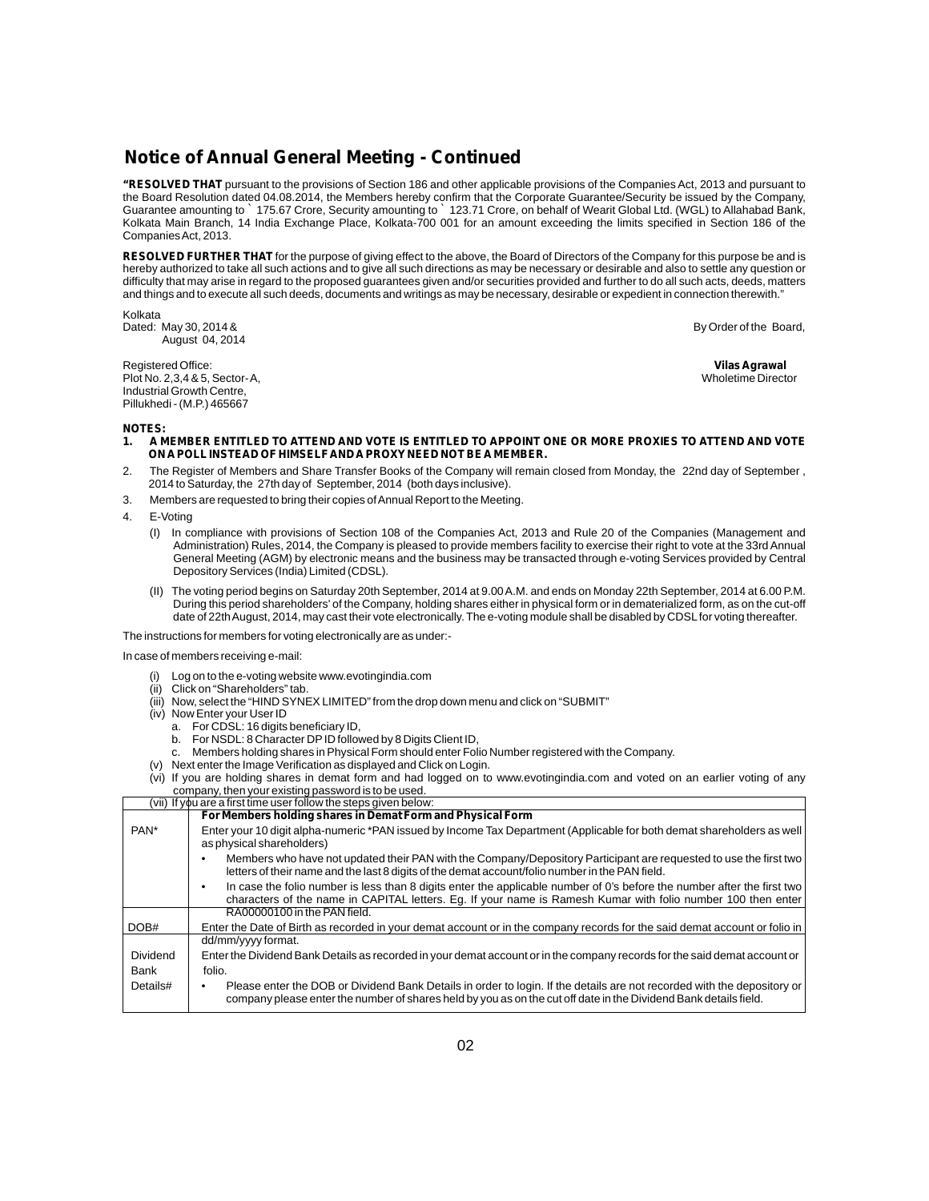## Notice of Annual General Meeting - Continued

**"RESOLVED THAT** pursuant to the provisions of Section 186 and other applicable provisions of the Companies Act, 2013 and pursuant to the Board Resolution dated 04.08.2014, the Members hereby confirm that the Corporate Guarantee/Security be issued by the Company, Guarantee amounting to ` 175.67 Crore, Security amounting to ` 123.71 Crore, on behalf of Wearit Global Ltd. (WGL) to Allahabad Bank, Kolkata Main Branch, 14 India Exchange Place, Kolkata-700 001 for an amount exceeding the limits specified in Section 186 of the Companies Act, 2013.

**RESOLVED FURTHER THAT** for the purpose of giving effect to the above, the Board of Directors of the Company for this purpose be and is hereby authorized to take all such actions and to give all such directions as may be necessary or desirable and also to settle any question or difficulty that may arise in regard to the proposed guarantees given and/or securities provided and further to do all such acts, deeds, matters and things and to execute all such deeds, documents and writings as may be necessary, desirable or expedient in connection therewith."

Kolkata
Dated: May 30, 2014 &
August 04, 2014

By Order of the Board,

Registered Office:
Plot No. 2,3,4 & 5, Sector- A,
Industrial Growth Centre,
Pillukhedi - (M.P.) 465667

**Vilas Agrawal**
Wholetime Director

**NOTES:**

1. **A MEMBER ENTITLED TO ATTEND AND VOTE IS ENTITLED TO APPOINT ONE OR MORE PROXIES TO ATTEND AND VOTE ON A POLL INSTEAD OF HIMSELF AND A PROXY NEED NOT BE A MEMBER.**
2. The Register of Members and Share Transfer Books of the Company will remain closed from Monday, the 22nd day of September , 2014 to Saturday, the 27th day of September, 2014 (both days inclusive).
3. Members are requested to bring their copies of Annual Report to the Meeting.
4. E-Voting
   (I) In compliance with provisions of Section 108 of the Companies Act, 2013 and Rule 20 of the Companies (Management and Administration) Rules, 2014, the Company is pleased to provide members facility to exercise their right to vote at the 33rd Annual General Meeting (AGM) by electronic means and the business may be transacted through e-voting Services provided by Central Depository Services (India) Limited (CDSL).

   (II) The voting period begins on Saturday 20th September, 2014 at 9.00 A.M. and ends on Monday 22th September, 2014 at 6.00 P.M. During this period shareholders' of the Company, holding shares either in physical form or in dematerialized form, as on the cut-off date of 22th August, 2014, may cast their vote electronically. The e-voting module shall be disabled by CDSL for voting thereafter.

The instructions for members for voting electronically are as under:-

In case of members receiving e-mail:

(i) Log on to the e-voting website www.evotingindia.com
(ii) Click on "Shareholders" tab.
(iii) Now, select the "HIND SYNEX LIMITED" from the drop down menu and click on "SUBMIT"
(iv) Now Enter your User ID
   a. For CDSL: 16 digits beneficiary ID,
   b. For NSDL: 8 Character DP ID followed by 8 Digits Client ID,
   c. Members holding shares in Physical Form should enter Folio Number registered with the Company.
(v) Next enter the Image Verification as displayed and Click on Login.
(vi) If you are holding shares in demat form and had logged on to www.evotingindia.com and voted on an earlier voting of any company, then your existing password is to be used.
(vii) If you are a first time user follow the steps given below:

| | **For Members holding shares in Demat Form and Physical Form** |
|---|---|
| PAN* | Enter your 10 digit alpha-numeric *PAN issued by Income Tax Department (Applicable for both demat shareholders as well as physical shareholders)<br>• Members who have not updated their PAN with the Company/Depository Participant are requested to use the first two letters of their name and the last 8 digits of the demat account/folio number in the PAN field.<br>• In case the folio number is less than 8 digits enter the applicable number of 0's before the number after the first two characters of the name in CAPITAL letters. Eg. If your name is Ramesh Kumar with folio number 100 then enter RA00000100 in the PAN field. |
| DOB# | Enter the Date of Birth as recorded in your demat account or in the company records for the said demat account or folio in dd/mm/yyyy format. |
| Dividend Bank Details# | Enter the Dividend Bank Details as recorded in your demat account or in the company records for the said demat account or folio.<br>• Please enter the DOB or Dividend Bank Details in order to login. If the details are not recorded with the depository or company please enter the number of shares held by you as on the cut off date in the Dividend Bank details field. |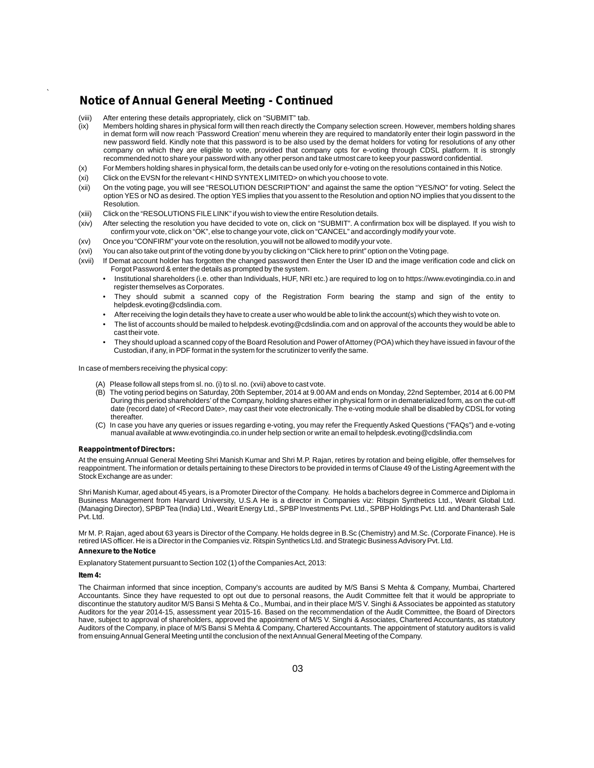## Notice of Annual General Meeting - Continued

(viii) After entering these details appropriately, click on "SUBMIT" tab.

(ix) Members holding shares in physical form will then reach directly the Company selection screen. However, members holding shares in demat form will now reach 'Password Creation' menu wherein they are required to mandatorily enter their login password in the new password field. Kindly note that this password is to be also used by the demat holders for voting for resolutions of any other company on which they are eligible to vote, provided that company opts for e-voting through CDSL platform. It is strongly recommended not to share your password with any other person and take utmost care to keep your password confidential.

(x) For Members holding shares in physical form, the details can be used only for e-voting on the resolutions contained in this Notice.

(xi) Click on the EVSN for the relevant < HIND SYNTEX LIMITED> on which you choose to vote.

(xii) On the voting page, you will see "RESOLUTION DESCRIPTION" and against the same the option "YES/NO" for voting. Select the option YES or NO as desired. The option YES implies that you assent to the Resolution and option NO implies that you dissent to the Resolution.

(xiii) Click on the "RESOLUTIONS FILE LINK" if you wish to view the entire Resolution details.

(xiv) After selecting the resolution you have decided to vote on, click on "SUBMIT". A confirmation box will be displayed. If you wish to confirm your vote, click on "OK", else to change your vote, click on "CANCEL" and accordingly modify your vote.

(xv) Once you "CONFIRM" your vote on the resolution, you will not be allowed to modify your vote.

(xvi) You can also take out print of the voting done by you by clicking on "Click here to print" option on the Voting page.

(xvii) If Demat account holder has forgotten the changed password then Enter the User ID and the image verification code and click on Forgot Password & enter the details as prompted by the system.

- Institutional shareholders (i.e. other than Individuals, HUF, NRI etc.) are required to log on to https://www.evotingindia.co.in and register themselves as Corporates.
- They should submit a scanned copy of the Registration Form bearing the stamp and sign of the entity to helpdesk.evoting@cdslindia.com.
- After receiving the login details they have to create a user who would be able to link the account(s) which they wish to vote on.
- The list of accounts should be mailed to helpdesk.evoting@cdslindia.com and on approval of the accounts they would be able to cast their vote.
- They should upload a scanned copy of the Board Resolution and Power of Attorney (POA) which they have issued in favour of the Custodian, if any, in PDF format in the system for the scrutinizer to verify the same.

In case of members receiving the physical copy:

(A) Please follow all steps from sl. no. (i) to sl. no. (xvii) above to cast vote.

(B) The voting period begins on Saturday, 20th September, 2014 at 9.00 AM and ends on Monday, 22nd September, 2014 at 6.00 PM During this period shareholders' of the Company, holding shares either in physical form or in dematerialized form, as on the cut-off date (record date) of <Record Date>, may cast their vote electronically. The e-voting module shall be disabled by CDSL for voting thereafter.

(C) In case you have any queries or issues regarding e-voting, you may refer the Frequently Asked Questions ("FAQs") and e-voting manual available at www.evotingindia.co.in under help section or write an email to helpdesk.evoting@cdslindia.com

**Reappointment of Directors:**

At the ensuing Annual General Meeting Shri Manish Kumar and Shri M.P. Rajan, retires by rotation and being eligible, offer themselves for reappointment. The information or details pertaining to these Directors to be provided in terms of Clause 49 of the Listing Agreement with the Stock Exchange are as under:

Shri Manish Kumar, aged about 45 years, is a Promoter Director of the Company. He holds a bachelors degree in Commerce and Diploma in Business Management from Harvard University, U.S.A He is a director in Companies viz: Ritspin Synthetics Ltd., Wearit Global Ltd. (Managing Director), SPBP Tea (India) Ltd., Wearit Energy Ltd., SPBP Investments Pvt. Ltd., SPBP Holdings Pvt. Ltd. and Dhanterash Sale Pvt. Ltd.

Mr M. P. Rajan, aged about 63 years is Director of the Company. He holds degree in B.Sc (Chemistry) and M.Sc. (Corporate Finance). He is retired IAS officer. He is a Director in the Companies viz. Ritspin Synthetics Ltd. and Strategic Business Advisory Pvt. Ltd.

**Annexure to the Notice**

Explanatory Statement pursuant to Section 102 (1) of the Companies Act, 2013:

**Item 4:**

The Chairman informed that since inception, Company's accounts are audited by M/S Bansi S Mehta & Company, Mumbai, Chartered Accountants. Since they have requested to opt out due to personal reasons, the Audit Committee felt that it would be appropriate to discontinue the statutory auditor M/S Bansi S Mehta & Co., Mumbai, and in their place M/S V. Singhi & Associates be appointed as statutory Auditors for the year 2014-15, assessment year 2015-16. Based on the recommendation of the Audit Committee, the Board of Directors have, subject to approval of shareholders, approved the appointment of M/S V. Singhi & Associates, Chartered Accountants, as statutory Auditors of the Company, in place of M/S Bansi S Mehta & Company, Chartered Accountants. The appointment of statutory auditors is valid from ensuing Annual General Meeting until the conclusion of the next Annual General Meeting of the Company.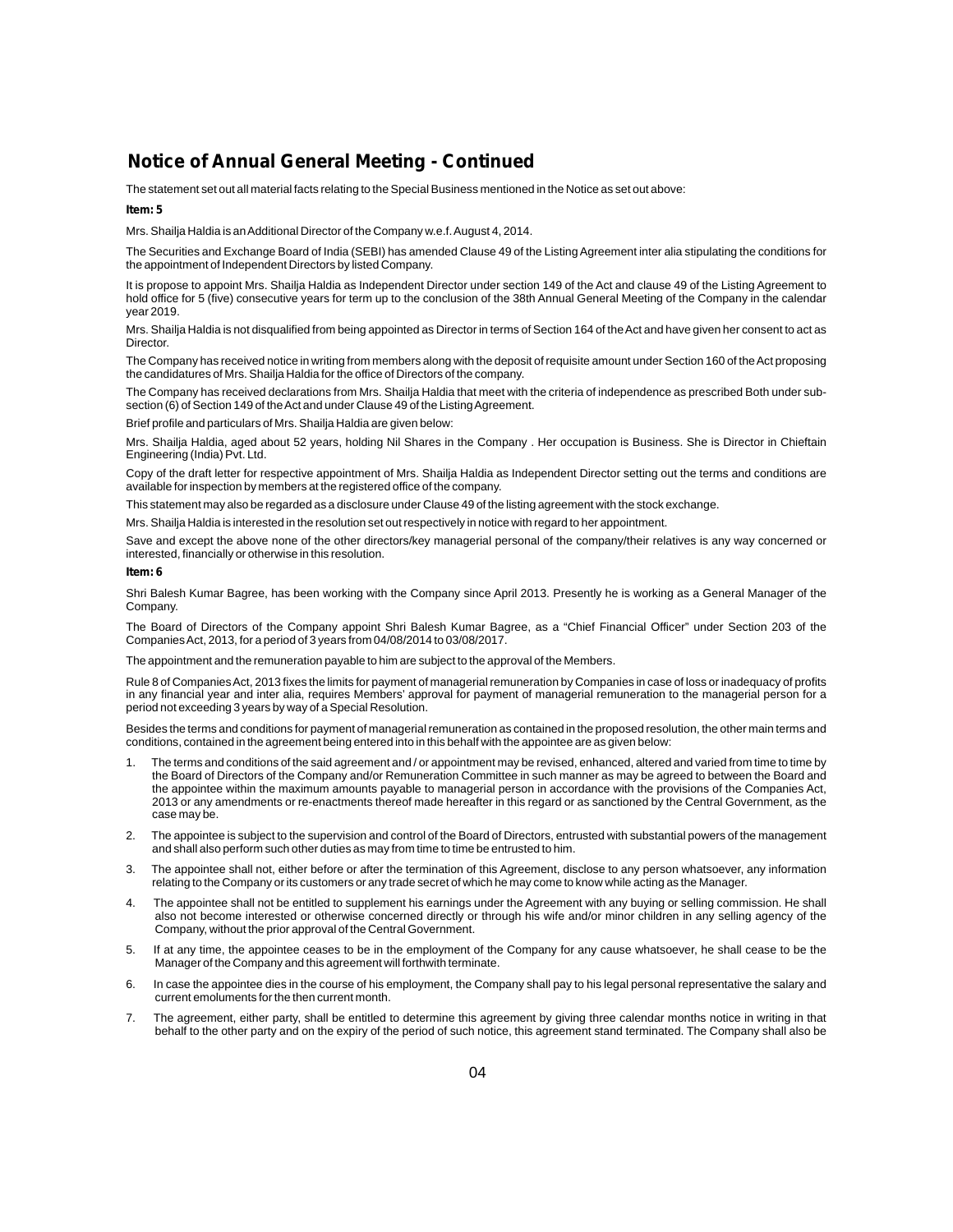## Notice of Annual General Meeting - Continued

The statement set out all material facts relating to the Special Business mentioned in the Notice as set out above:

**Item: 5**

Mrs. Shailja Haldia is an Additional Director of the Company w.e.f. August 4, 2014.

The Securities and Exchange Board of India (SEBI) has amended Clause 49 of the Listing Agreement inter alia stipulating the conditions for the appointment of Independent Directors by listed Company.

It is propose to appoint Mrs. Shailja Haldia as Independent Director under section 149 of the Act and clause 49 of the Listing Agreement to hold office for 5 (five) consecutive years for term up to the conclusion of the 38th Annual General Meeting of the Company in the calendar year 2019.

Mrs. Shailja Haldia is not disqualified from being appointed as Director in terms of Section 164 of the Act and have given her consent to act as Director.

The Company has received notice in writing from members along with the deposit of requisite amount under Section 160 of the Act proposing the candidatures of Mrs. Shailja Haldia for the office of Directors of the company.

The Company has received declarations from Mrs. Shailja Haldia that meet with the criteria of independence as prescribed Both under sub-section (6) of Section 149 of the Act and under Clause 49 of the Listing Agreement.

Brief profile and particulars of Mrs. Shailja Haldia are given below:

Mrs. Shailja Haldia, aged about 52 years, holding Nil Shares in the Company . Her occupation is Business. She is Director in Chieftain Engineering (India) Pvt. Ltd.

Copy of the draft letter for respective appointment of Mrs. Shailja Haldia as Independent Director setting out the terms and conditions are available for inspection by members at the registered office of the company.

This statement may also be regarded as a disclosure under Clause 49 of the listing agreement with the stock exchange.

Mrs. Shailja Haldia is interested in the resolution set out respectively in notice with regard to her appointment.

Save and except the above none of the other directors/key managerial personal of the company/their relatives is any way concerned or interested, financially or otherwise in this resolution.

**Item: 6**

Shri Balesh Kumar Bagree, has been working with the Company since April 2013. Presently he is working as a General Manager of the Company.

The Board of Directors of the Company appoint Shri Balesh Kumar Bagree, as a "Chief Financial Officer" under Section 203 of the Companies Act, 2013, for a period of 3 years from 04/08/2014 to 03/08/2017.

The appointment and the remuneration payable to him are subject to the approval of the Members.

Rule 8 of Companies Act, 2013 fixes the limits for payment of managerial remuneration by Companies in case of loss or inadequacy of profits in any financial year and inter alia, requires Members' approval for payment of managerial remuneration to the managerial person for a period not exceeding 3 years by way of a Special Resolution.

Besides the terms and conditions for payment of managerial remuneration as contained in the proposed resolution, the other main terms and conditions, contained in the agreement being entered into in this behalf with the appointee are as given below:

1. The terms and conditions of the said agreement and / or appointment may be revised, enhanced, altered and varied from time to time by the Board of Directors of the Company and/or Remuneration Committee in such manner as may be agreed to between the Board and the appointee within the maximum amounts payable to managerial person in accordance with the provisions of the Companies Act, 2013 or any amendments or re-enactments thereof made hereafter in this regard or as sanctioned by the Central Government, as the case may be.
2. The appointee is subject to the supervision and control of the Board of Directors, entrusted with substantial powers of the management and shall also perform such other duties as may from time to time be entrusted to him.
3. The appointee shall not, either before or after the termination of this Agreement, disclose to any person whatsoever, any information relating to the Company or its customers or any trade secret of which he may come to know while acting as the Manager.
4. The appointee shall not be entitled to supplement his earnings under the Agreement with any buying or selling commission. He shall also not become interested or otherwise concerned directly or through his wife and/or minor children in any selling agency of the Company, without the prior approval of the Central Government.
5. If at any time, the appointee ceases to be in the employment of the Company for any cause whatsoever, he shall cease to be the Manager of the Company and this agreement will forthwith terminate.
6. In case the appointee dies in the course of his employment, the Company shall pay to his legal personal representative the salary and current emoluments for the then current month.
7. The agreement, either party, shall be entitled to determine this agreement by giving three calendar months notice in writing in that behalf to the other party and on the expiry of the period of such notice, this agreement stand terminated. The Company shall also be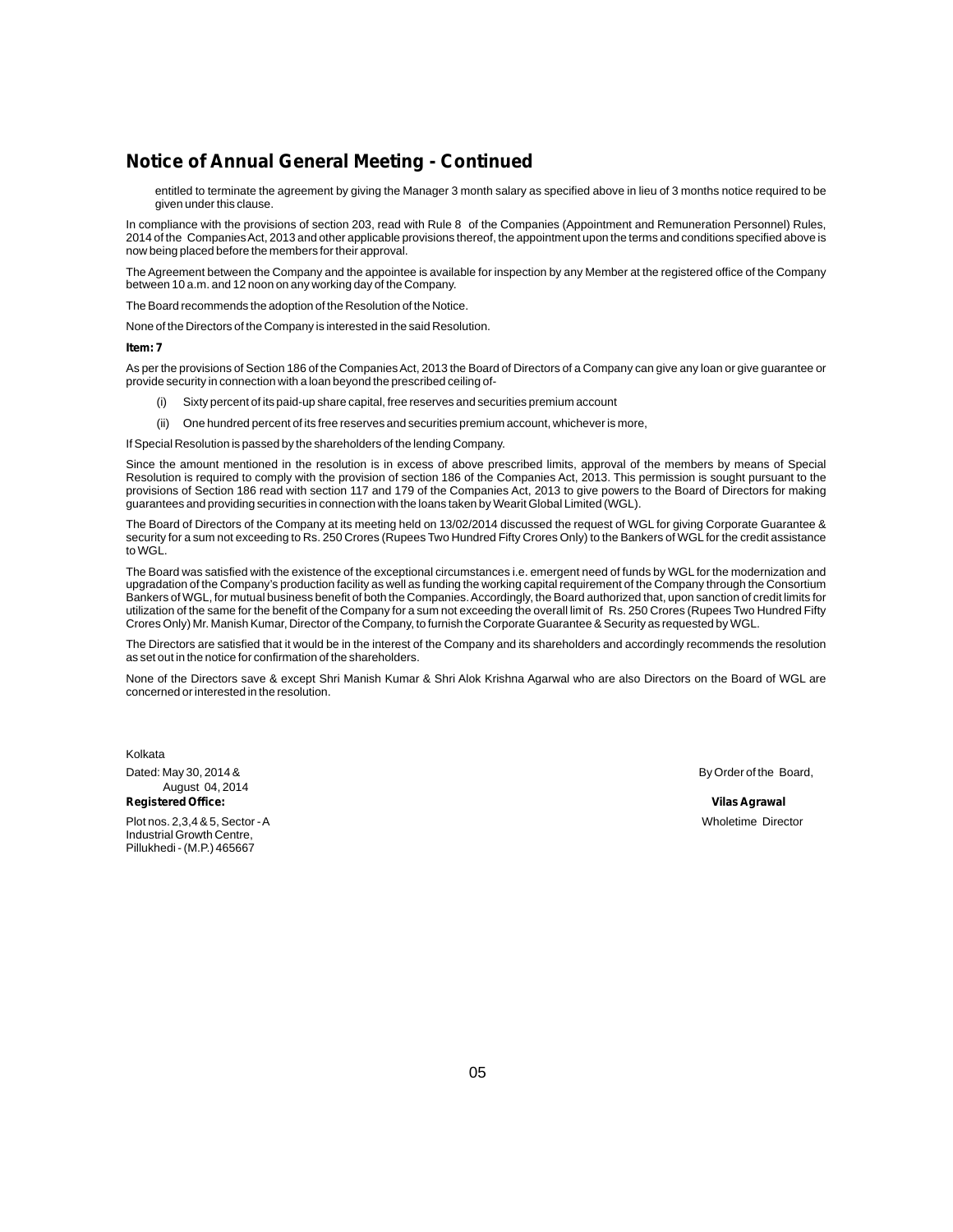## Notice of Annual General Meeting - Continued

entitled to terminate the agreement by giving the Manager 3 month salary as specified above in lieu of 3 months notice required to be given under this clause.

In compliance with the provisions of section 203, read with Rule 8 of the Companies (Appointment and Remuneration Personnel) Rules, 2014 of the Companies Act, 2013 and other applicable provisions thereof, the appointment upon the terms and conditions specified above is now being placed before the members for their approval.

The Agreement between the Company and the appointee is available for inspection by any Member at the registered office of the Company between 10 a.m. and 12 noon on any working day of the Company.

The Board recommends the adoption of the Resolution of the Notice.

None of the Directors of the Company is interested in the said Resolution.

**Item: 7**

As per the provisions of Section 186 of the Companies Act, 2013 the Board of Directors of a Company can give any loan or give guarantee or provide security in connection with a loan beyond the prescribed ceiling of-

(i) Sixty percent of its paid-up share capital, free reserves and securities premium account

(ii) One hundred percent of its free reserves and securities premium account, whichever is more,

If Special Resolution is passed by the shareholders of the lending Company.

Since the amount mentioned in the resolution is in excess of above prescribed limits, approval of the members by means of Special Resolution is required to comply with the provision of section 186 of the Companies Act, 2013. This permission is sought pursuant to the provisions of Section 186 read with section 117 and 179 of the Companies Act, 2013 to give powers to the Board of Directors for making guarantees and providing securities in connection with the loans taken by Wearit Global Limited (WGL).

The Board of Directors of the Company at its meeting held on 13/02/2014 discussed the request of WGL for giving Corporate Guarantee & security for a sum not exceeding to Rs. 250 Crores (Rupees Two Hundred Fifty Crores Only) to the Bankers of WGL for the credit assistance to WGL.

The Board was satisfied with the existence of the exceptional circumstances i.e. emergent need of funds by WGL for the modernization and upgradation of the Company's production facility as well as funding the working capital requirement of the Company through the Consortium Bankers of WGL, for mutual business benefit of both the Companies. Accordingly, the Board authorized that, upon sanction of credit limits for utilization of the same for the benefit of the Company for a sum not exceeding the overall limit of Rs. 250 Crores (Rupees Two Hundred Fifty Crores Only) Mr. Manish Kumar, Director of the Company, to furnish the Corporate Guarantee & Security as requested by WGL.

The Directors are satisfied that it would be in the interest of the Company and its shareholders and accordingly recommends the resolution as set out in the notice for confirmation of the shareholders.

None of the Directors save & except Shri Manish Kumar & Shri Alok Krishna Agarwal who are also Directors on the Board of WGL are concerned or interested in the resolution.

Kolkata

Dated: May 30, 2014 &
August 04, 2014

By Order of the Board,

**Registered Office:**

Plot nos. 2,3,4 & 5, Sector - A
Industrial Growth Centre,
Pillukhedi - (M.P.) 465667

**Vilas Agrawal**
Wholetime Director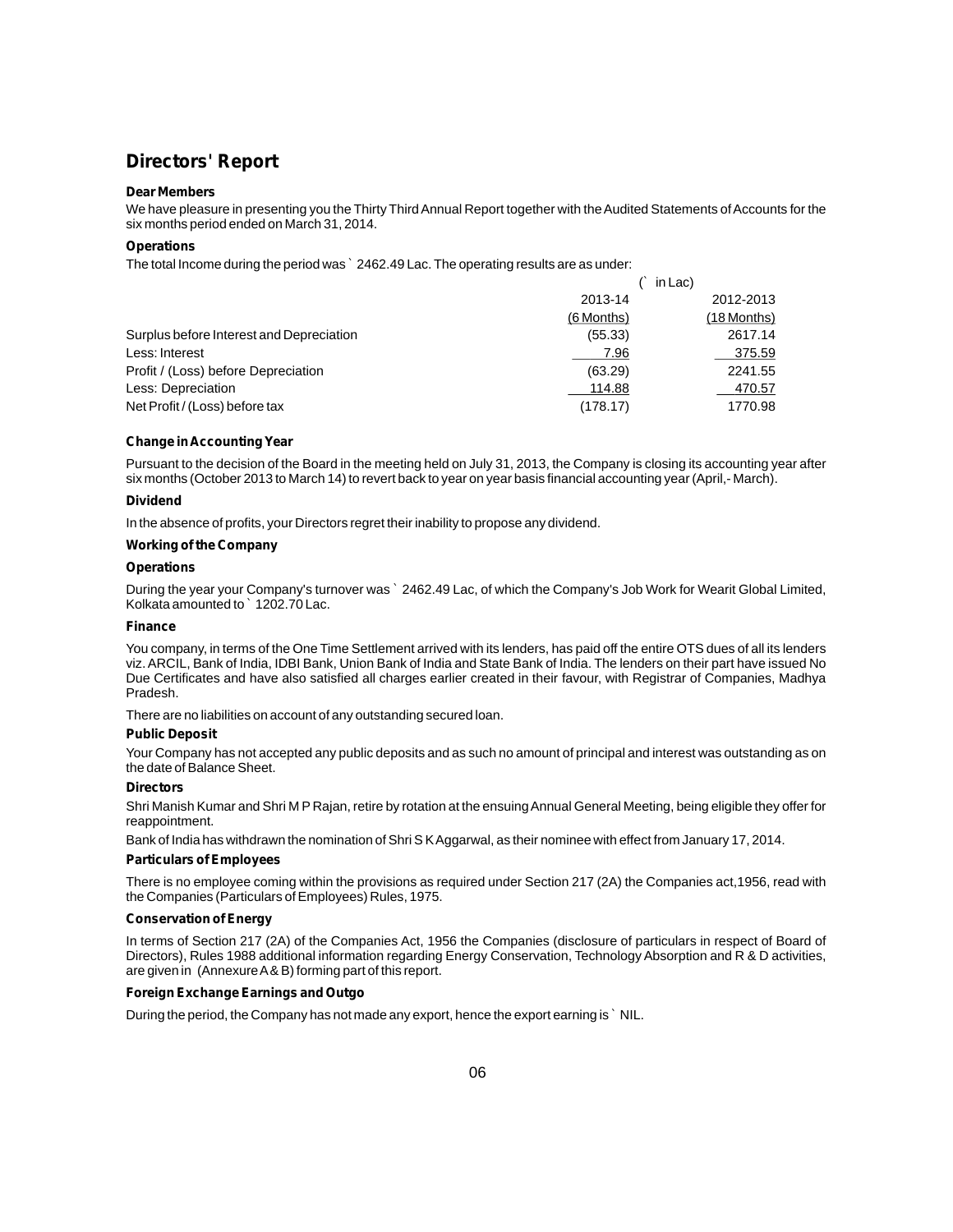## Directors' Report

**Dear Members**

We have pleasure in presenting you the Thirty Third Annual Report together with the Audited Statements of Accounts for the six months period ended on March 31, 2014.

**Operations**

The total Income during the period was ` 2462.49 Lac. The operating results are as under:

| | (` in Lac) | |
|---|---|---|
| | 2013-14 (6 Months) | 2012-2013 (18 Months) |
| Surplus before Interest and Depreciation | (55.33) | 2617.14 |
| Less: Interest | 7.96 | 375.59 |
| Profit / (Loss) before Depreciation | (63.29) | 2241.55 |
| Less: Depreciation | 114.88 | 470.57 |
| Net Profit / (Loss) before tax | (178.17) | 1770.98 |

**Change in Accounting Year**

Pursuant to the decision of the Board in the meeting held on July 31, 2013, the Company is closing its accounting year after six months (October 2013 to March 14) to revert back to year on year basis financial accounting year (April,- March).

**Dividend**

In the absence of profits, your Directors regret their inability to propose any dividend.

**Working of the Company**

**Operations**

During the year your Company's turnover was ` 2462.49 Lac, of which the Company's Job Work for Wearit Global Limited, Kolkata amounted to ` 1202.70 Lac.

**Finance**

You company, in terms of the One Time Settlement arrived with its lenders, has paid off the entire OTS dues of all its lenders viz. ARCIL, Bank of India, IDBI Bank, Union Bank of India and State Bank of India. The lenders on their part have issued No Due Certificates and have also satisfied all charges earlier created in their favour, with Registrar of Companies, Madhya Pradesh.

There are no liabilities on account of any outstanding secured loan.

**Public Deposit**

Your Company has not accepted any public deposits and as such no amount of principal and interest was outstanding as on the date of Balance Sheet.

**Directors**

Shri Manish Kumar and Shri M P Rajan, retire by rotation at the ensuing Annual General Meeting, being eligible they offer for reappointment.

Bank of India has withdrawn the nomination of Shri S K Aggarwal, as their nominee with effect from January 17, 2014.

**Particulars of Employees**

There is no employee coming within the provisions as required under Section 217 (2A) the Companies act,1956, read with the Companies (Particulars of Employees) Rules, 1975.

**Conservation of Energy**

In terms of Section 217 (2A) of the Companies Act, 1956 the Companies (disclosure of particulars in respect of Board of Directors), Rules 1988 additional information regarding Energy Conservation, Technology Absorption and R & D activities, are given in (Annexure A & B) forming part of this report.

**Foreign Exchange Earnings and Outgo**

During the period, the Company has not made any export, hence the export earning is ` NIL.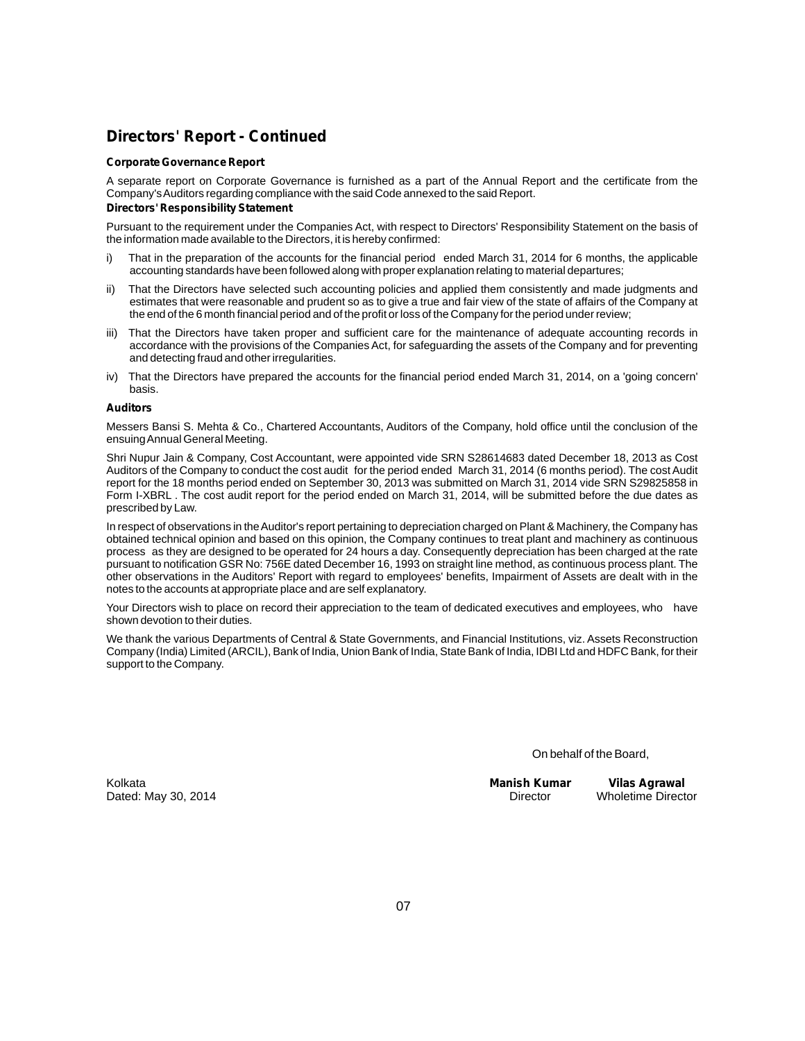## Directors' Report - Continued

**Corporate Governance Report**

A separate report on Corporate Governance is furnished as a part of the Annual Report and the certificate from the Company's Auditors regarding compliance with the said Code annexed to the said Report.

**Directors' Responsibility Statement**

Pursuant to the requirement under the Companies Act, with respect to Directors' Responsibility Statement on the basis of the information made available to the Directors, it is hereby confirmed:

i) That in the preparation of the accounts for the financial period ended March 31, 2014 for 6 months, the applicable accounting standards have been followed along with proper explanation relating to material departures;

ii) That the Directors have selected such accounting policies and applied them consistently and made judgments and estimates that were reasonable and prudent so as to give a true and fair view of the state of affairs of the Company at the end of the 6 month financial period and of the profit or loss of the Company for the period under review;

iii) That the Directors have taken proper and sufficient care for the maintenance of adequate accounting records in accordance with the provisions of the Companies Act, for safeguarding the assets of the Company and for preventing and detecting fraud and other irregularities.

iv) That the Directors have prepared the accounts for the financial period ended March 31, 2014, on a 'going concern' basis.

**Auditors**

Messers Bansi S. Mehta & Co., Chartered Accountants, Auditors of the Company, hold office until the conclusion of the ensuing Annual General Meeting.

Shri Nupur Jain & Company, Cost Accountant, were appointed vide SRN S28614683 dated December 18, 2013 as Cost Auditors of the Company to conduct the cost audit for the period ended March 31, 2014 (6 months period). The cost Audit report for the 18 months period ended on September 30, 2013 was submitted on March 31, 2014 vide SRN S29825858 in Form I-XBRL . The cost audit report for the period ended on March 31, 2014, will be submitted before the due dates as prescribed by Law.

In respect of observations in the Auditor's report pertaining to depreciation charged on Plant & Machinery, the Company has obtained technical opinion and based on this opinion, the Company continues to treat plant and machinery as continuous process as they are designed to be operated for 24 hours a day. Consequently depreciation has been charged at the rate pursuant to notification GSR No: 756E dated December 16, 1993 on straight line method, as continuous process plant. The other observations in the Auditors' Report with regard to employees' benefits, Impairment of Assets are dealt with in the notes to the accounts at appropriate place and are self explanatory.

Your Directors wish to place on record their appreciation to the team of dedicated executives and employees, who have shown devotion to their duties.

We thank the various Departments of Central & State Governments, and Financial Institutions, viz. Assets Reconstruction Company (India) Limited (ARCIL), Bank of India, Union Bank of India, State Bank of India, IDBI Ltd and HDFC Bank, for their support to the Company.

On behalf of the Board,

Kolkata
Dated: May 30, 2014

**Manish Kumar**
Director

**Vilas Agrawal**
Wholetime Director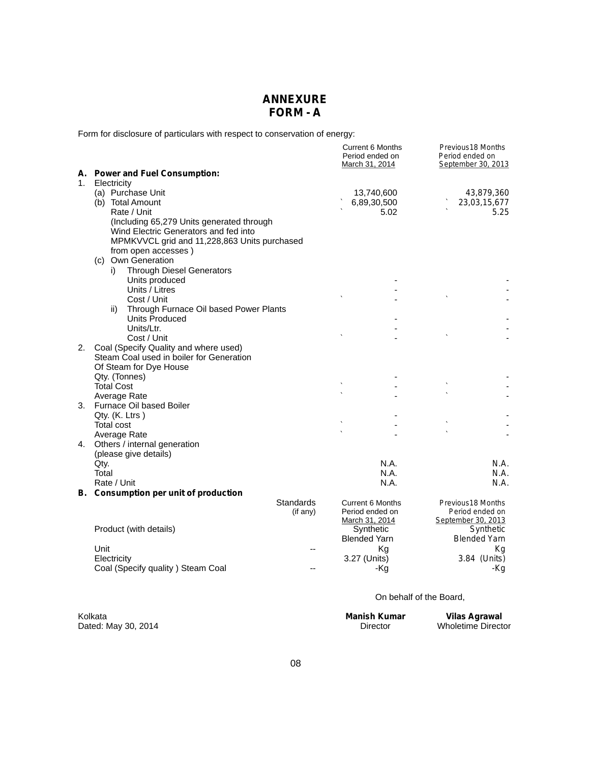# ANNEXURE
# FORM - A

Form for disclosure of particulars with respect to conservation of energy:

| | | Current 6 Months Period ended on March 31, 2014 | Previous 18 Months Period ended on September 30, 2013 |
|---|---|---|---|
| **A.** | **Power and Fuel Consumption:** | | |
| 1. | Electricity | | |
| | (a) Purchase Unit | 13,740,600 | 43,879,360 |
| | (b) Total Amount | ` 6,89,30,500 | ` 23,03,15,677 |
| | Rate / Unit | ` 5.02 | ` 5.25 |
| | (Including 65,279 Units generated through Wind Electric Generators and fed into MPMKVVCL grid and 11,228,863 Units purchased from open accesses ) | | |
| | (c) Own Generation | | |
| | i) Through Diesel Generators | | |
| | Units produced | - | - |
| | Units / Litres | - | - |
| | Cost / Unit | ` - | ` - |
| | ii) Through Furnace Oil based Power Plants | | |
| | Units Produced | - | - |
| | Units/Ltr. | - | - |
| | Cost / Unit | ` - | ` - |
| 2. | Coal (Specify Quality and where used) Steam Coal used in boiler for Generation Of Steam for Dye House | | |
| | Qty. (Tonnes) | - | - |
| | Total Cost | ` - | ` - |
| | Average Rate | ` - | ` - |
| 3. | Furnace Oil based Boiler | | |
| | Qty. (K. Ltrs ) | - | - |
| | Total cost | ` - | ` - |
| | Average Rate | ` - | ` - |
| 4. | Others / internal generation (please give details) | | |
| | Qty. | N.A. | N.A. |
| | Total | N.A. | N.A. |
| | Rate / Unit | N.A. | N.A. |

**B. Consumption per unit of production**

| | Standards (if any) | Current 6 Months Period ended on March 31, 2014 | Previous 18 Months Period ended on September 30, 2013 |
|---|---|---|---|
| Product (with details) | | Synthetic Blended Yarn | Synthetic Blended Yarn |
| Unit | -- | Kg | Kg |
| Electricity | | 3.27 (Units) | 3.84 (Units) |
| Coal (Specify quality ) Steam Coal | -- | -Kg | -Kg |

On behalf of the Board,

Kolkata
Dated: May 30, 2014

**Manish Kumar**
Director

**Vilas Agrawal**
Wholetime Director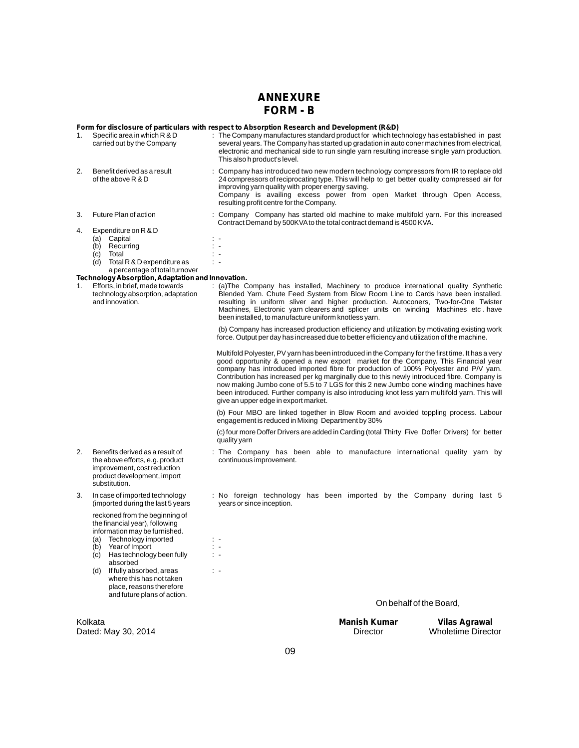# ANNEXURE
# FORM - B

**Form for disclosure of particulars with respect to Absorption Research and Development (R&D)**

1. Specific area in which R & D carried out by the Company : The Company manufactures standard product for which technology has established in past several years. The Company has started up gradation in auto coner machines from electrical, electronic and mechanical side to run single yarn resulting increase single yarn production. This also h product's level.

2. Benefit derived as a result of the above R & D : Company has introduced two new modern technology compressors from IR to replace old 24 compressors of reciprocating type. This will help to get better quality compressed air for improving yarn quality with proper energy saving.
   Company is availing excess power from open Market through Open Access, resulting profit centre for the Company.

3. Future Plan of action : Company Company has started old machine to make multifold yarn. For this increased Contract Demand by 500KVA to the total contract demand is 4500 KVA.

4. Expenditure on R & D
   - (a) Capital : -
   - (b) Recurring : -
   - (c) Total : -
   - (d) Total R & D expenditure as a percentage of total turnover : -

**Technology Absorption, Adaptation and Innovation.**

1. Efforts, in brief, made towards technology absorption, adaptation and innovation. : (a)The Company has installed, Machinery to produce international quality Synthetic Blended Yarn. Chute Feed System from Blow Room Line to Cards have been installed. resulting in uniform sliver and higher production. Autoconers, Two-for-One Twister Machines, Electronic yarn clearers and splicer units on winding Machines etc . have been installed, to manufacture uniform knotless yarn.

   (b) Company has increased production efficiency and utilization by motivating existing work force. Output per day has increased due to better efficiency and utilization of the machine.

   Multifold Polyester, PV yarn has been introduced in the Company for the first time. It has a very good opportunity & opened a new export market for the Company. This Financial year company has introduced imported fibre for production of 100% Polyester and P/V yarn. Contribution has increased per kg marginally due to this newly introduced fibre. Company is now making Jumbo cone of 5.5 to 7 LGS for this 2 new Jumbo cone winding machines have been introduced. Further company is also introducing knot less yarn multifold yarn. This will give an upper edge in export market.

   (b) Four MBO are linked together in Blow Room and avoided toppling process. Labour engagement is reduced in Mixing Department by 30%

   (c) four more Doffer Drivers are added in Carding (total Thirty Five Doffer Drivers) for better quality yarn

2. Benefits derived as a result of the above efforts, e.g. product improvement, cost reduction product development, import substitution. : The Company has been able to manufacture international quality yarn by continuous improvement.

3. In case of imported technology (imported during the last 5 years reckoned from the beginning of the financial year), following information may be furnished. : No foreign technology has been imported by the Company during last 5 years or since inception.
   - (a) Technology imported : -
   - (b) Year of Import : -
   - (c) Has technology been fully absorbed : -
   - (d) If fully absorbed, areas where this has not taken place, reasons therefore and future plans of action. : -

On behalf of the Board,

Kolkata
Dated: May 30, 2014

**Manish Kumar**
Director

**Vilas Agrawal**
Wholetime Director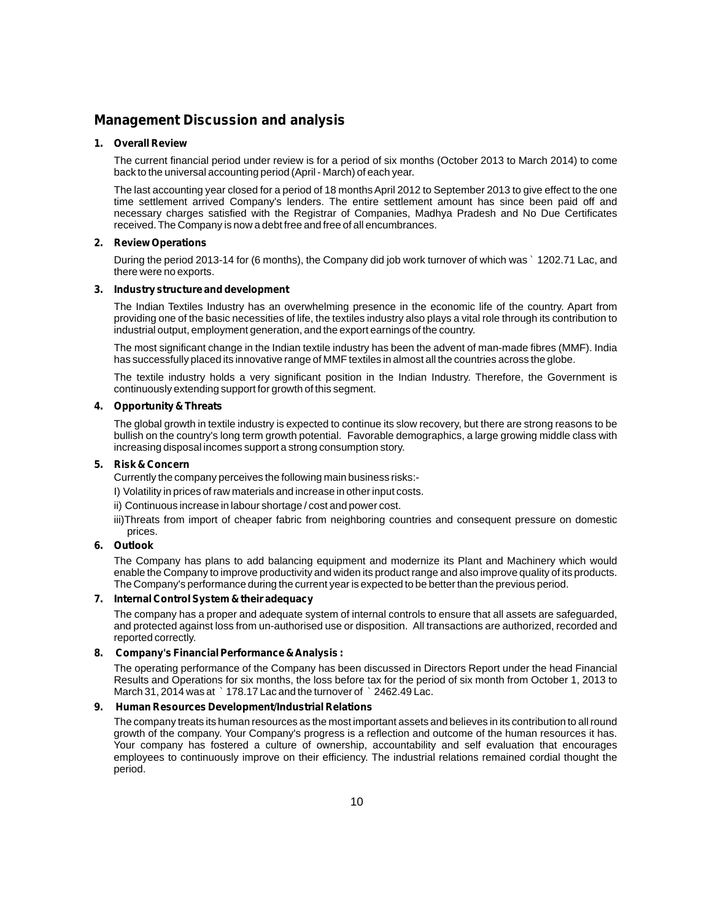# Management Discussion and analysis

**1. Overall Review**

The current financial period under review is for a period of six months (October 2013 to March 2014) to come back to the universal accounting period (April - March) of each year.

The last accounting year closed for a period of 18 months April 2012 to September 2013 to give effect to the one time settlement arrived Company's lenders. The entire settlement amount has since been paid off and necessary charges satisfied with the Registrar of Companies, Madhya Pradesh and No Due Certificates received. The Company is now a debt free and free of all encumbrances.

**2. Review Operations**

During the period 2013-14 for (6 months), the Company did job work turnover of which was ` 1202.71 Lac, and there were no exports.

**3. Industry structure and development**

The Indian Textiles Industry has an overwhelming presence in the economic life of the country. Apart from providing one of the basic necessities of life, the textiles industry also plays a vital role through its contribution to industrial output, employment generation, and the export earnings of the country.

The most significant change in the Indian textile industry has been the advent of man-made fibres (MMF). India has successfully placed its innovative range of MMF textiles in almost all the countries across the globe.

The textile industry holds a very significant position in the Indian Industry. Therefore, the Government is continuously extending support for growth of this segment.

**4. Opportunity & Threats**

The global growth in textile industry is expected to continue its slow recovery, but there are strong reasons to be bullish on the country's long term growth potential. Favorable demographics, a large growing middle class with increasing disposal incomes support a strong consumption story.

**5. Risk & Concern**

Currently the company perceives the following main business risks:-

I) Volatility in prices of raw materials and increase in other input costs.

ii) Continuous increase in labour shortage / cost and power cost.

iii)Threats from import of cheaper fabric from neighboring countries and consequent pressure on domestic prices.

**6. Outlook**

The Company has plans to add balancing equipment and modernize its Plant and Machinery which would enable the Company to improve productivity and widen its product range and also improve quality of its products. The Company's performance during the current year is expected to be better than the previous period.

**7. Internal Control System & their adequacy**

The company has a proper and adequate system of internal controls to ensure that all assets are safeguarded, and protected against loss from un-authorised use or disposition. All transactions are authorized, recorded and reported correctly.

**8. Company's Financial Performance & Analysis :**

The operating performance of the Company has been discussed in Directors Report under the head Financial Results and Operations for six months, the loss before tax for the period of six month from October 1, 2013 to March 31, 2014 was at ` 178.17 Lac and the turnover of ` 2462.49 Lac.

**9. Human Resources Development/Industrial Relations**

The company treats its human resources as the most important assets and believes in its contribution to all round growth of the company. Your Company's progress is a reflection and outcome of the human resources it has. Your company has fostered a culture of ownership, accountability and self evaluation that encourages employees to continuously improve on their efficiency. The industrial relations remained cordial thought the period.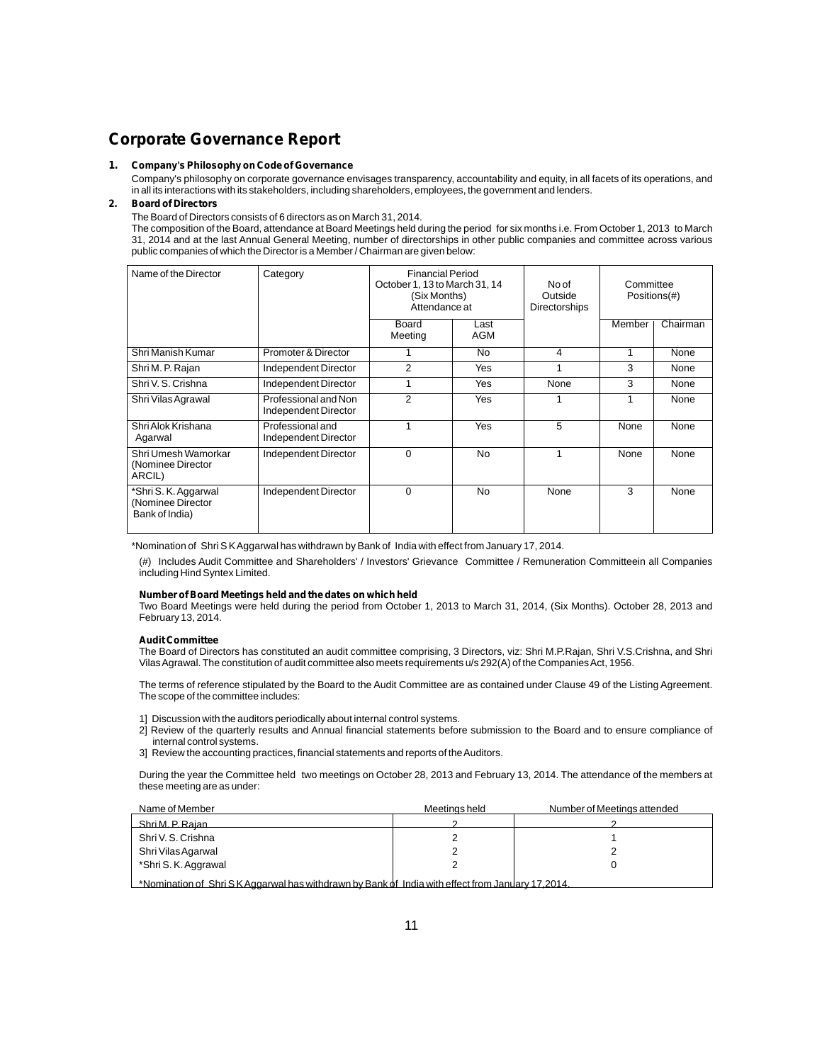# Corporate Governance Report

**1. Company's Philosophy on Code of Governance**

Company's philosophy on corporate governance envisages transparency, accountability and equity, in all facets of its operations, and in all its interactions with its stakeholders, including shareholders, employees, the government and lenders.

**2. Board of Directors**

The Board of Directors consists of 6 directors as on March 31, 2014.

The composition of the Board, attendance at Board Meetings held during the period for six months i.e. From October 1, 2013 to March 31, 2014 and at the last Annual General Meeting, number of directorships in other public companies and committee across various public companies of which the Director is a Member / Chairman are given below:

| Name of the Director | Category | Financial Period October 1, 13 to March 31, 14 (Six Months) Attendance at | | No of Outside Directorships | Committee Positions(#) | |
|---|---|---|---|---|---|---|
| | | Board Meeting | Last AGM | | Member | Chairman |
| Shri Manish Kumar | Promoter & Director | 1 | No | 4 | 1 | None |
| Shri M. P. Rajan | Independent Director | 2 | Yes | 1 | 3 | None |
| Shri V. S. Crishna | Independent Director | 1 | Yes | None | 3 | None |
| Shri Vilas Agrawal | Professional and Non Independent Director | 2 | Yes | 1 | 1 | None |
| Shri Alok Krishana Agarwal | Professional and Independent Director | 1 | Yes | 5 | None | None |
| Shri Umesh Wamorkar (Nominee Director ARCIL) | Independent Director | 0 | No | 1 | None | None |
| *Shri S. K. Aggarwal (Nominee Director Bank of India) | Independent Director | 0 | No | None | 3 | None |

*Nomination of Shri S K Aggarwal has withdrawn by Bank of India with effect from January 17, 2014.

(#) Includes Audit Committee and Shareholders' / Investors' Grievance Committee / Remuneration Committeein all Companies including Hind Syntex Limited.

**Number of Board Meetings held and the dates on which held**

Two Board Meetings were held during the period from October 1, 2013 to March 31, 2014, (Six Months). October 28, 2013 and February 13, 2014.

**Audit Committee**

The Board of Directors has constituted an audit committee comprising, 3 Directors, viz: Shri M.P.Rajan, Shri V.S.Crishna, and Shri Vilas Agrawal. The constitution of audit committee also meets requirements u/s 292(A) of the Companies Act, 1956.

The terms of reference stipulated by the Board to the Audit Committee are as contained under Clause 49 of the Listing Agreement. The scope of the committee includes:

1] Discussion with the auditors periodically about internal control systems.

2] Review of the quarterly results and Annual financial statements before submission to the Board and to ensure compliance of internal control systems.

3] Review the accounting practices, financial statements and reports of the Auditors.

During the year the Committee held two meetings on October 28, 2013 and February 13, 2014. The attendance of the members at these meeting are as under:

| Name of Member | Meetings held | Number of Meetings attended |
|---|---|---|
| Shri M. P. Rajan | 2 | 2 |
| Shri V. S. Crishna | 2 | 1 |
| Shri Vilas Agarwal | 2 | 2 |
| *Shri S. K. Aggrawal | 2 | 0 |

*Nomination of Shri S K Aggarwal has withdrawn by Bank of India with effect from January 17,2014.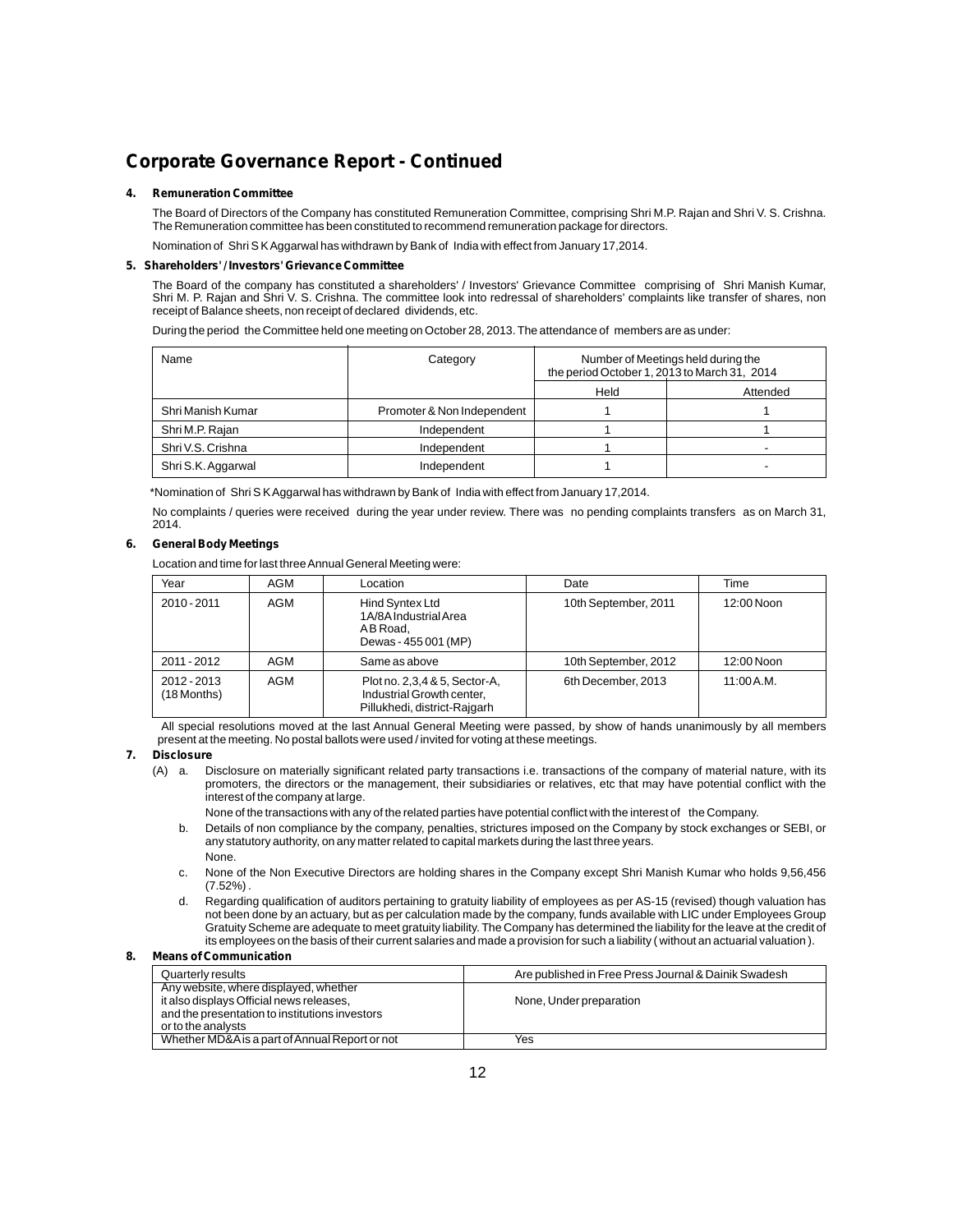## Corporate Governance Report - Continued

**4. Remuneration Committee**

The Board of Directors of the Company has constituted Remuneration Committee, comprising Shri M.P. Rajan and Shri V. S. Crishna. The Remuneration committee has been constituted to recommend remuneration package for directors.

Nomination of Shri S K Aggarwal has withdrawn by Bank of India with effect from January 17,2014.

**5. Shareholders' / Investors' Grievance Committee**

The Board of the company has constituted a shareholders' / Investors' Grievance Committee comprising of Shri Manish Kumar, Shri M. P. Rajan and Shri V. S. Crishna. The committee look into redressal of shareholders' complaints like transfer of shares, non receipt of Balance sheets, non receipt of declared dividends, etc.

During the period the Committee held one meeting on October 28, 2013. The attendance of members are as under:

| Name | Category | Number of Meetings held during the period October 1, 2013 to March 31, 2014 | |
|---|---|---|---|
| | | Held | Attended |
| Shri Manish Kumar | Promoter & Non Independent | 1 | 1 |
| Shri M.P. Rajan | Independent | 1 | 1 |
| Shri V.S. Crishna | Independent | 1 | - |
| Shri S.K. Aggarwal | Independent | 1 | - |

*Nomination of Shri S K Aggarwal has withdrawn by Bank of India with effect from January 17,2014.

No complaints / queries were received during the year under review. There was no pending complaints transfers as on March 31, 2014.

**6. General Body Meetings**

Location and time for last three Annual General Meeting were:

| Year | AGM | Location | Date | Time |
|---|---|---|---|---|
| 2010 - 2011 | AGM | Hind Syntex Ltd 1A/8A Industrial Area A B Road, Dewas - 455 001 (MP) | 10th September, 2011 | 12:00 Noon |
| 2011 - 2012 | AGM | Same as above | 10th September, 2012 | 12:00 Noon |
| 2012 - 2013 (18 Months) | AGM | Plot no. 2,3,4 & 5, Sector-A, Industrial Growth center, Pillukhedi, district-Rajgarh | 6th December, 2013 | 11:00 A.M. |

All special resolutions moved at the last Annual General Meeting were passed, by show of hands unanimously by all members present at the meeting. No postal ballots were used / invited for voting at these meetings.

**7. Disclosure**

(A) a. Disclosure on materially significant related party transactions i.e. transactions of the company of material nature, with its promoters, the directors or the management, their subsidiaries or relatives, etc that may have potential conflict with the interest of the company at large.

None of the transactions with any of the related parties have potential conflict with the interest of the Company.

b. Details of non compliance by the company, penalties, strictures imposed on the Company by stock exchanges or SEBI, or any statutory authority, on any matter related to capital markets during the last three years.

None.

c. None of the Non Executive Directors are holding shares in the Company except Shri Manish Kumar who holds 9,56,456 (7.52%) .

d. Regarding qualification of auditors pertaining to gratuity liability of employees as per AS-15 (revised) though valuation has not been done by an actuary, but as per calculation made by the company, funds available with LIC under Employees Group Gratuity Scheme are adequate to meet gratuity liability. The Company has determined the liability for the leave at the credit of its employees on the basis of their current salaries and made a provision for such a liability ( without an actuarial valuation ).

**8. Means of Communication**

| | |
|---|---|
| Quarterly results | Are published in Free Press Journal & Dainik Swadesh |
| Any website, where displayed, whether it also displays Official news releases, and the presentation to institutions investors or to the analysts | None, Under preparation |
| Whether MD&A is a part of Annual Report or not | Yes |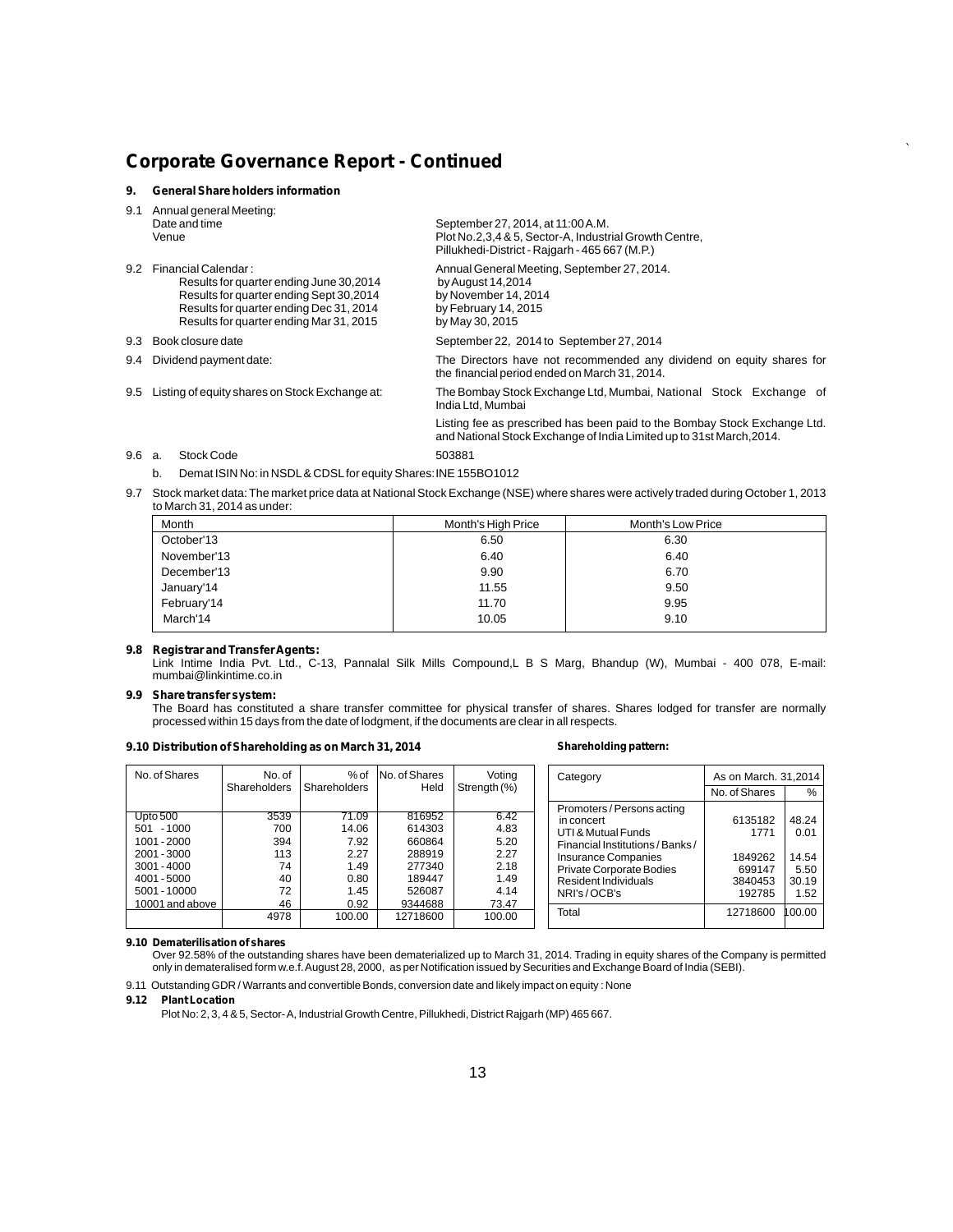# Corporate Governance Report - Continued

## 9. General Share holders information

9.1 Annual general Meeting:
Date and time — September 27, 2014, at 11:00 A.M.
Venue — Plot No.2,3,4 & 5, Sector-A, Industrial Growth Centre, Pillukhedi-District - Rajgarh - 465 667 (M.P.)

9.2 Financial Calendar : Annual General Meeting, September 27, 2014.
Results for quarter ending June 30,2014 — by August 14,2014
Results for quarter ending Sept 30,2014 — by November 14, 2014
Results for quarter ending Dec 31, 2014 — by February 14, 2015
Results for quarter ending Mar 31, 2015 — by May 30, 2015

9.3 Book closure date — September 22, 2014 to September 27, 2014

9.4 Dividend payment date: — The Directors have not recommended any dividend on equity shares for the financial period ended on March 31, 2014.

9.5 Listing of equity shares on Stock Exchange at: — The Bombay Stock Exchange Ltd, Mumbai, National Stock Exchange of India Ltd, Mumbai

Listing fee as prescribed has been paid to the Bombay Stock Exchange Ltd. and National Stock Exchange of India Limited up to 31st March,2014.

9.6 a. Stock Code — 503881

b. Demat ISIN No: in NSDL & CDSL for equity Shares: INE 155BO1012

9.7 Stock market data: The market price data at National Stock Exchange (NSE) where shares were actively traded during October 1, 2013 to March 31, 2014 as under:

| Month | Month's High Price | Month's Low Price |
|---|---|---|
| October'13 | 6.50 | 6.30 |
| November'13 | 6.40 | 6.40 |
| December'13 | 9.90 | 6.70 |
| January'14 | 11.55 | 9.50 |
| February'14 | 11.70 | 9.95 |
| March'14 | 10.05 | 9.10 |

**9.8 Registrar and Transfer Agents:**
Link Intime India Pvt. Ltd., C-13, Pannalal Silk Mills Compound,L B S Marg, Bhandup (W), Mumbai - 400 078, E-mail: mumbai@linkintime.co.in

**9.9 Share transfer system:**
The Board has constituted a share transfer committee for physical transfer of shares. Shares lodged for transfer are normally processed within 15 days from the date of lodgment, if the documents are clear in all respects.

**9.10 Distribution of Shareholding as on March 31, 2014**

| No. of Shares | No. of Shareholders | % of Shareholders | No. of Shares Held | Voting Strength (%) |
|---|---|---|---|---|
| Upto 500 | 3539 | 71.09 | 816952 | 6.42 |
| 501 - 1000 | 700 | 14.06 | 614303 | 4.83 |
| 1001 - 2000 | 394 | 7.92 | 660864 | 5.20 |
| 2001 - 3000 | 113 | 2.27 | 288919 | 2.27 |
| 3001 - 4000 | 74 | 1.49 | 277340 | 2.18 |
| 4001 - 5000 | 40 | 0.80 | 189447 | 1.49 |
| 5001 - 10000 | 72 | 1.45 | 526087 | 4.14 |
| 10001 and above | 46 | 0.92 | 9344688 | 73.47 |
| | 4978 | 100.00 | 12718600 | 100.00 |

**Shareholding pattern:**

| Category | As on March. 31,2014 | |
|---|---|---|
| | No. of Shares | % |
| Promoters / Persons acting in concert | 6135182 | 48.24 |
| UTI & Mutual Funds | 1771 | 0.01 |
| Financial Institutions / Banks / Insurance Companies | 1849262 | 14.54 |
| Private Corporate Bodies | 699147 | 5.50 |
| Resident Individuals | 3840453 | 30.19 |
| NRI's / OCB's | 192785 | 1.52 |
| Total | 12718600 | 100.00 |

**9.10 Dematerilisation of shares**
Over 92.58% of the outstanding shares have been dematerialized up to March 31, 2014. Trading in equity shares of the Company is permitted only in dematerialised form w.e.f. August 28, 2000, as per Notification issued by Securities and Exchange Board of India (SEBI).

9.11 Outstanding GDR / Warrants and convertible Bonds, conversion date and likely impact on equity : None

**9.12 Plant Location**
Plot No: 2, 3, 4 & 5, Sector- A, Industrial Growth Centre, Pillukhedi, District Rajgarh (MP) 465 667.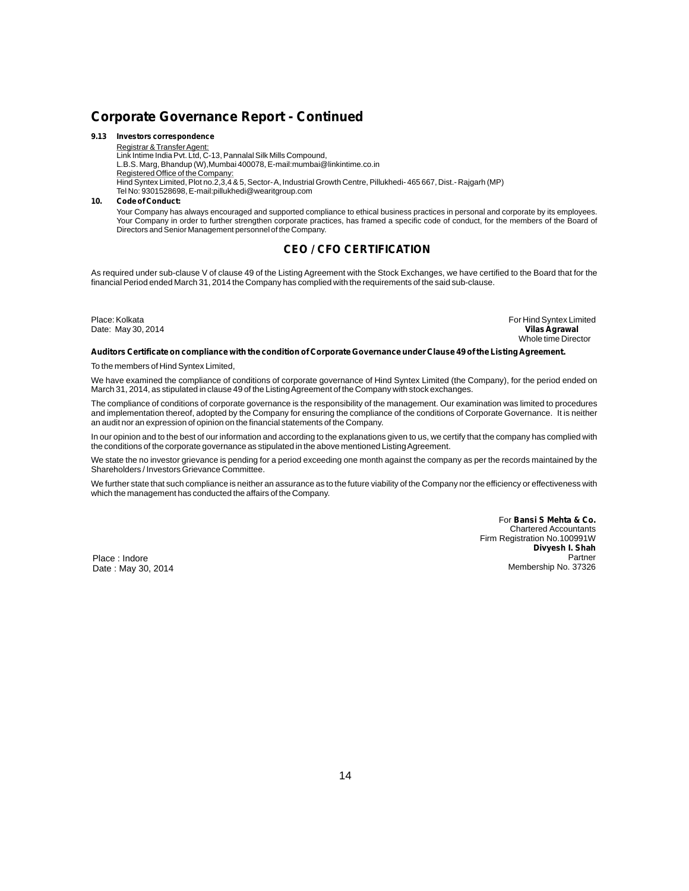# Corporate Governance Report - Continued

**9.13 Investors correspondence**

Registrar & Transfer Agent:
Link Intime India Pvt. Ltd, C-13, Pannalal Silk Mills Compound,
L.B.S. Marg, Bhandup (W),Mumbai 400078, E-mail:mumbai@linkintime.co.in
Registered Office of the Company:
Hind Syntex Limited, Plot no.2,3,4 & 5, Sector- A, Industrial Growth Centre, Pillukhedi- 465 667, Dist.- Rajgarh (MP)
Tel No: 9301528698, E-mail:pillukhedi@wearitgroup.com

**10. Code of Conduct:**

Your Company has always encouraged and supported compliance to ethical business practices in personal and corporate by its employees. Your Company in order to further strengthen corporate practices, has framed a specific code of conduct, for the members of the Board of Directors and Senior Management personnel of the Company.

## CEO / CFO CERTIFICATION

As required under sub-clause V of clause 49 of the Listing Agreement with the Stock Exchanges, we have certified to the Board that for the financial Period ended March 31, 2014 the Company has complied with the requirements of the said sub-clause.

Place: Kolkata
Date: May 30, 2014

For Hind Syntex Limited
**Vilas Agrawal**
Whole time Director

**Auditors Certificate on compliance with the condition of Corporate Governance under Clause 49 of the Listing Agreement.**

To the members of Hind Syntex Limited,

We have examined the compliance of conditions of corporate governance of Hind Syntex Limited (the Company), for the period ended on March 31, 2014, as stipulated in clause 49 of the Listing Agreement of the Company with stock exchanges.

The compliance of conditions of corporate governance is the responsibility of the management. Our examination was limited to procedures and implementation thereof, adopted by the Company for ensuring the compliance of the conditions of Corporate Governance. It is neither an audit nor an expression of opinion on the financial statements of the Company.

In our opinion and to the best of our information and according to the explanations given to us, we certify that the company has complied with the conditions of the corporate governance as stipulated in the above mentioned Listing Agreement.

We state the no investor grievance is pending for a period exceeding one month against the company as per the records maintained by the Shareholders / Investors Grievance Committee.

We further state that such compliance is neither an assurance as to the future viability of the Company nor the efficiency or effectiveness with which the management has conducted the affairs of the Company.

For **Bansi S Mehta & Co.**
Chartered Accountants
Firm Registration No.100991W
**Divyesh I. Shah**
Partner
Membership No. 37326

Place : Indore
Date : May 30, 2014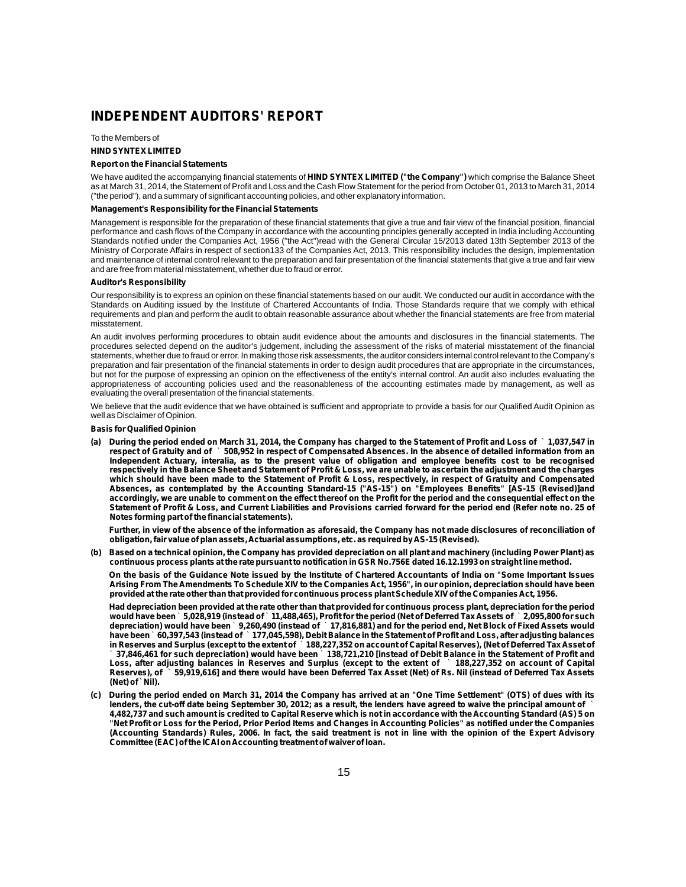# INDEPENDENT AUDITORS' REPORT

To the Members of

**HIND SYNTEX LIMITED**

**Report on the Financial Statements**

We have audited the accompanying financial statements of **HIND SYNTEX LIMITED ("the Company")** which comprise the Balance Sheet as at March 31, 2014, the Statement of Profit and Loss and the Cash Flow Statement for the period from October 01, 2013 to March 31, 2014 ("the period"), and a summary of significant accounting policies, and other explanatory information.

**Management's Responsibility for the Financial Statements**

Management is responsible for the preparation of these financial statements that give a true and fair view of the financial position, financial performance and cash flows of the Company in accordance with the accounting principles generally accepted in India including Accounting Standards notified under the Companies Act, 1956 ("the Act")read with the General Circular 15/2013 dated 13th September 2013 of the Ministry of Corporate Affairs in respect of section133 of the Companies Act, 2013. This responsibility includes the design, implementation and maintenance of internal control relevant to the preparation and fair presentation of the financial statements that give a true and fair view and are free from material misstatement, whether due to fraud or error.

**Auditor's Responsibility**

Our responsibility is to express an opinion on these financial statements based on our audit. We conducted our audit in accordance with the Standards on Auditing issued by the Institute of Chartered Accountants of India. Those Standards require that we comply with ethical requirements and plan and perform the audit to obtain reasonable assurance about whether the financial statements are free from material misstatement.

An audit involves performing procedures to obtain audit evidence about the amounts and disclosures in the financial statements. The procedures selected depend on the auditor's judgement, including the assessment of the risks of material misstatement of the financial statements, whether due to fraud or error. In making those risk assessments, the auditor considers internal control relevant to the Company's preparation and fair presentation of the financial statements in order to design audit procedures that are appropriate in the circumstances, but not for the purpose of expressing an opinion on the effectiveness of the entity's internal control. An audit also includes evaluating the appropriateness of accounting policies used and the reasonableness of the accounting estimates made by management, as well as evaluating the overall presentation of the financial statements.

We believe that the audit evidence that we have obtained is sufficient and appropriate to provide a basis for our Qualified Audit Opinion as well as Disclaimer of Opinion.

**Basis for Qualified Opinion**

**(a) During the period ended on March 31, 2014, the Company has charged to the Statement of Profit and Loss of ` 1,037,547 in respect of Gratuity and of ` 508,952 in respect of Compensated Absences. In the absence of detailed information from an Independent Actuary, interalia, as to the present value of obligation and employee benefits cost to be recognised respectively in the Balance Sheet and Statement of Profit & Loss, we are unable to ascertain the adjustment and the charges which should have been made to the Statement of Profit & Loss, respectively, in respect of Gratuity and Compensated Absences, as contemplated by the Accounting Standard-15 ("AS-15") on "Employees Benefits" [AS-15 (Revised)]and accordingly, we are unable to comment on the effect thereof on the Profit for the period and the consequential effect on the Statement of Profit & Loss, and Current Liabilities and Provisions carried forward for the period end (Refer note no. 25 of Notes forming part of the financial statements).**

**Further, in view of the absence of the information as aforesaid, the Company has not made disclosures of reconciliation of obligation, fair value of plan assets, Actuarial assumptions, etc. as required by AS-15 (Revised).**

**(b) Based on a technical opinion, the Company has provided depreciation on all plant and machinery (including Power Plant) as continuous process plants at the rate pursuant to notification in GSR No.756E dated 16.12.1993 on straight line method.**

**On the basis of the Guidance Note issued by the Institute of Chartered Accountants of India on "Some Important Issues Arising From The Amendments To Schedule XIV to the Companies Act, 1956", in our opinion, depreciation should have been provided at the rate other than that provided for continuous process plant Schedule XIV of the Companies Act, 1956.**

**Had depreciation been provided at the rate other than that provided for continuous process plant, depreciation for the period would have been ` 5,028,919 (instead of ` 11,488,465), Profit for the period (Net of Deferred Tax Assets of ` 2,095,800 for such depreciation) would have been ` 9,260,490 (instead of ` 17,816,881) and for the period end, Net Block of Fixed Assets would have been ` 60,397,543 (instead of ` 177,045,598), Debit Balance in the Statement of Profit and Loss, after adjusting balances in Reserves and Surplus (except to the extent of ` 188,227,352 on account of Capital Reserves), (Net of Deferred Tax Asset of ` 37,846,461 for such depreciation) would have been ` 138,721,210 [instead of Debit Balance in the Statement of Profit and Loss, after adjusting balances in Reserves and Surplus (except to the extent of ` 188,227,352 on account of Capital Reserves), of ` 59,919,616] and there would have been Deferred Tax Asset (Net) of Rs. Nil (instead of Deferred Tax Assets (Net) of ` Nil).**

**(c) During the period ended on March 31, 2014 the Company has arrived at an "One Time Settlement" (OTS) of dues with its lenders, the cut-off date being September 30, 2012; as a result, the lenders have agreed to waive the principal amount of ` 4,482,737 and such amount is credited to Capital Reserve which is not in accordance with the Accounting Standard (AS) 5 on "Net Profit or Loss for the Period, Prior Period Items and Changes in Accounting Policies" as notified under the Companies (Accounting Standards) Rules, 2006. In fact, the said treatment is not in line with the opinion of the Expert Advisory Committee (EAC) of the ICAI on Accounting treatment of waiver of loan.**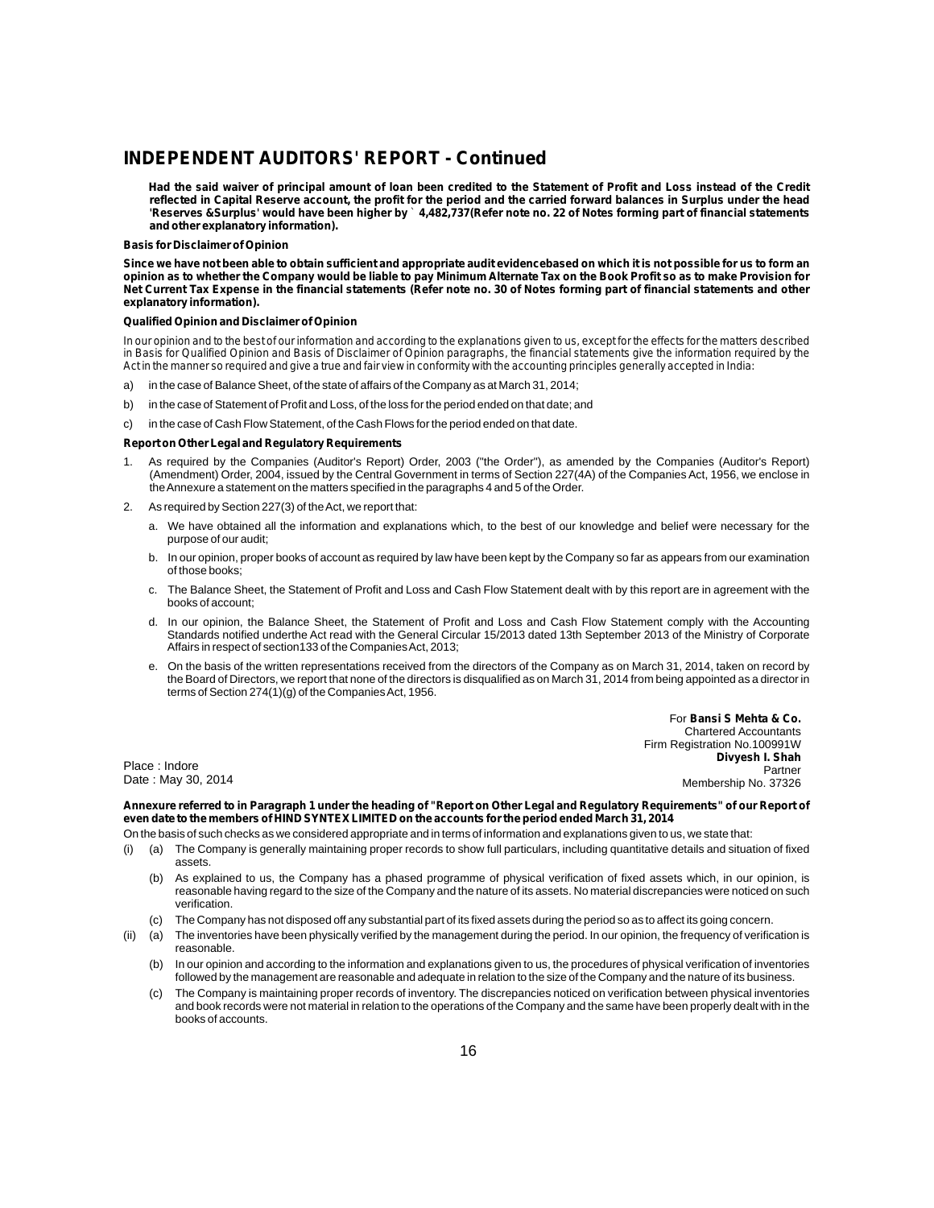# INDEPENDENT AUDITORS' REPORT - Continued

**Had the said waiver of principal amount of loan been credited to the Statement of Profit and Loss instead of the Credit reflected in Capital Reserve account, the profit for the period and the carried forward balances in Surplus under the head 'Reserves &Surplus' would have been higher by ` 4,482,737(Refer note no. 22 of Notes forming part of financial statements and other explanatory information).**

**Basis for Disclaimer of Opinion**

**Since we have not been able to obtain sufficient and appropriate audit evidencebased on which it is not possible for us to form an opinion as to whether the Company would be liable to pay Minimum Alternate Tax on the Book Profit so as to make Provision for Net Current Tax Expense in the financial statements (Refer note no. 30 of Notes forming part of financial statements and other explanatory information).**

**Qualified Opinion and Disclaimer of Opinion**

In our opinion and to the best of our information and according to the explanations given to us, except for the effects for the matters described in Basis for Qualified Opinion and Basis of Disclaimer of Opinion paragraphs, the financial statements give the information required by the Act in the manner so required and give a true and fair view in conformity with the accounting principles generally accepted in India:

a) in the case of Balance Sheet, of the state of affairs of the Company as at March 31, 2014;

b) in the case of Statement of Profit and Loss, of the loss for the period ended on that date; and

c) in the case of Cash Flow Statement, of the Cash Flows for the period ended on that date.

**Report on Other Legal and Regulatory Requirements**

1. As required by the Companies (Auditor's Report) Order, 2003 ("the Order"), as amended by the Companies (Auditor's Report) (Amendment) Order, 2004, issued by the Central Government in terms of Section 227(4A) of the Companies Act, 1956, we enclose in the Annexure a statement on the matters specified in the paragraphs 4 and 5 of the Order.

2. As required by Section 227(3) of the Act, we report that:

   a. We have obtained all the information and explanations which, to the best of our knowledge and belief were necessary for the purpose of our audit;

   b. In our opinion, proper books of account as required by law have been kept by the Company so far as appears from our examination of those books;

   c. The Balance Sheet, the Statement of Profit and Loss and Cash Flow Statement dealt with by this report are in agreement with the books of account;

   d. In our opinion, the Balance Sheet, the Statement of Profit and Loss and Cash Flow Statement comply with the Accounting Standards notified underthe Act read with the General Circular 15/2013 dated 13th September 2013 of the Ministry of Corporate Affairs in respect of section133 of the Companies Act, 2013;

   e. On the basis of the written representations received from the directors of the Company as on March 31, 2014, taken on record by the Board of Directors, we report that none of the directors is disqualified as on March 31, 2014 from being appointed as a director in terms of Section 274(1)(g) of the Companies Act, 1956.

For **Bansi S Mehta & Co.**
Chartered Accountants
Firm Registration No.100991W
**Divyesh I. Shah**
Partner
Membership No. 37326

Place : Indore
Date : May 30, 2014

**Annexure referred to in Paragraph 1 under the heading of "Report on Other Legal and Regulatory Requirements" of our Report of even date to the members of HIND SYNTEX LIMITED on the accounts for the period ended March 31, 2014**

On the basis of such checks as we considered appropriate and in terms of information and explanations given to us, we state that:

(i) (a) The Company is generally maintaining proper records to show full particulars, including quantitative details and situation of fixed assets.

(b) As explained to us, the Company has a phased programme of physical verification of fixed assets which, in our opinion, is reasonable having regard to the size of the Company and the nature of its assets. No material discrepancies were noticed on such verification.

(c) The Company has not disposed off any substantial part of its fixed assets during the period so as to affect its going concern.

(ii) (a) The inventories have been physically verified by the management during the period. In our opinion, the frequency of verification is reasonable.

(b) In our opinion and according to the information and explanations given to us, the procedures of physical verification of inventories followed by the management are reasonable and adequate in relation to the size of the Company and the nature of its business.

(c) The Company is maintaining proper records of inventory. The discrepancies noticed on verification between physical inventories and book records were not material in relation to the operations of the Company and the same have been properly dealt with in the books of accounts.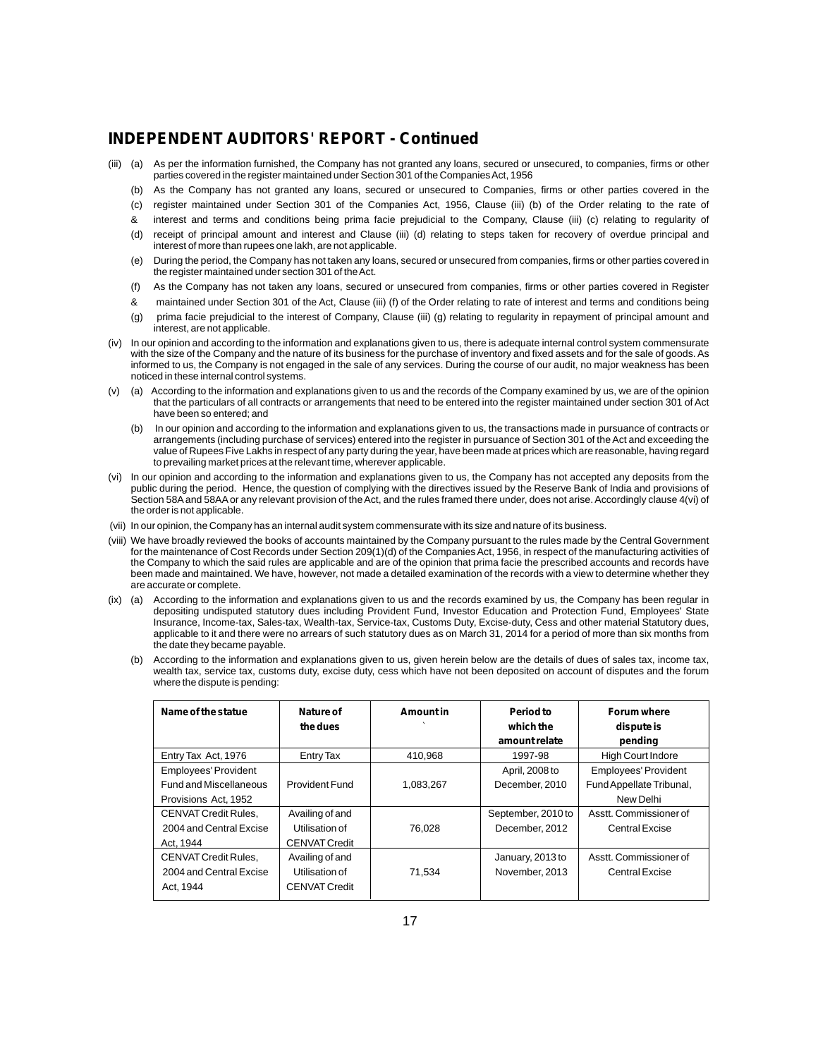## INDEPENDENT AUDITORS' REPORT - Continued

(iii) (a) As per the information furnished, the Company has not granted any loans, secured or unsecured, to companies, firms or other parties covered in the register maintained under Section 301 of the Companies Act, 1956

(b) As the Company has not granted any loans, secured or unsecured to Companies, firms or other parties covered in the
(c) register maintained under Section 301 of the Companies Act, 1956, Clause (iii) (b) of the Order relating to the rate of
& interest and terms and conditions being prima facie prejudicial to the Company, Clause (iii) (c) relating to regularity of
(d) receipt of principal amount and interest and Clause (iii) (d) relating to steps taken for recovery of overdue principal and interest of more than rupees one lakh, are not applicable.

(e) During the period, the Company has not taken any loans, secured or unsecured from companies, firms or other parties covered in the register maintained under section 301 of the Act.

(f) As the Company has not taken any loans, secured or unsecured from companies, firms or other parties covered in Register
& maintained under Section 301 of the Act, Clause (iii) (f) of the Order relating to rate of interest and terms and conditions being
(g) prima facie prejudicial to the interest of Company, Clause (iii) (g) relating to regularity in repayment of principal amount and interest, are not applicable.

(iv) In our opinion and according to the information and explanations given to us, there is adequate internal control system commensurate with the size of the Company and the nature of its business for the purchase of inventory and fixed assets and for the sale of goods. As informed to us, the Company is not engaged in the sale of any services. During the course of our audit, no major weakness has been noticed in these internal control systems.

(v) (a) According to the information and explanations given to us and the records of the Company examined by us, we are of the opinion that the particulars of all contracts or arrangements that need to be entered into the register maintained under section 301 of Act have been so entered; and

(b) In our opinion and according to the information and explanations given to us, the transactions made in pursuance of contracts or arrangements (including purchase of services) entered into the register in pursuance of Section 301 of the Act and exceeding the value of Rupees Five Lakhs in respect of any party during the year, have been made at prices which are reasonable, having regard to prevailing market prices at the relevant time, wherever applicable.

(vi) In our opinion and according to the information and explanations given to us, the Company has not accepted any deposits from the public during the period. Hence, the question of complying with the directives issued by the Reserve Bank of India and provisions of Section 58A and 58AA or any relevant provision of the Act, and the rules framed there under, does not arise. Accordingly clause 4(vi) of the order is not applicable.

(vii) In our opinion, the Company has an internal audit system commensurate with its size and nature of its business.

(viii) We have broadly reviewed the books of accounts maintained by the Company pursuant to the rules made by the Central Government for the maintenance of Cost Records under Section 209(1)(d) of the Companies Act, 1956, in respect of the manufacturing activities of the Company to which the said rules are applicable and are of the opinion that prima facie the prescribed accounts and records have been made and maintained. We have, however, not made a detailed examination of the records with a view to determine whether they are accurate or complete.

(ix) (a) According to the information and explanations given to us and the records examined by us, the Company has been regular in depositing undisputed statutory dues including Provident Fund, Investor Education and Protection Fund, Employees' State Insurance, Income-tax, Sales-tax, Wealth-tax, Service-tax, Customs Duty, Excise-duty, Cess and other material Statutory dues, applicable to it and there were no arrears of such statutory dues as on March 31, 2014 for a period of more than six months from the date they became payable.

(b) According to the information and explanations given to us, given herein below are the details of dues of sales tax, income tax, wealth tax, service tax, customs duty, excise duty, cess which have not been deposited on account of disputes and the forum where the dispute is pending:

| Name of the statue | Nature of the dues | Amount in ` | Period to which the amount relate | Forum where dispute is pending |
|---|---|---|---|---|
| Entry Tax Act, 1976 | Entry Tax | 410,968 | 1997-98 | High Court Indore |
| Employees' Provident Fund and Miscellaneous Provisions Act, 1952 | Provident Fund | 1,083,267 | April, 2008 to December, 2010 | Employees' Provident Fund Appellate Tribunal, New Delhi |
| CENVAT Credit Rules, 2004 and Central Excise Act, 1944 | Availing of and Utilisation of CENVAT Credit | 76,028 | September, 2010 to December, 2012 | Asstt. Commissioner of Central Excise |
| CENVAT Credit Rules, 2004 and Central Excise Act, 1944 | Availing of and Utilisation of CENVAT Credit | 71,534 | January, 2013 to November, 2013 | Asstt. Commissioner of Central Excise |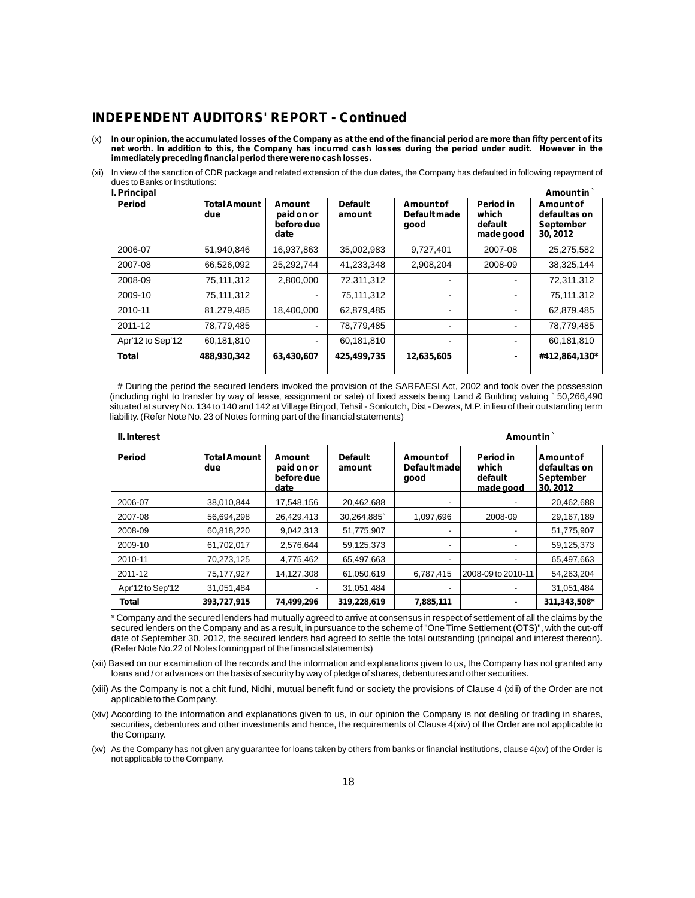## INDEPENDENT AUDITORS' REPORT - Continued

(x) **In our opinion, the accumulated losses of the Company as at the end of the financial period are more than fifty percent of its net worth. In addition to this, the Company has incurred cash losses during the period under audit. However in the immediately preceding financial period there were no cash losses.**

(xi) In view of the sanction of CDR package and related extension of the due dates, the Company has defaulted in following repayment of dues to Banks or Institutions:

**I. Principal** Amount in `

| Period | Total Amount due | Amount paid on or before due date | Default amount | Amount of Default made good | Period in which default made good | Amount of default as on September 30, 2012 |
|---|---|---|---|---|---|---|
| 2006-07 | 51,940,846 | 16,937,863 | 35,002,983 | 9,727,401 | 2007-08 | 25,275,582 |
| 2007-08 | 66,526,092 | 25,292,744 | 41,233,348 | 2,908,204 | 2008-09 | 38,325,144 |
| 2008-09 | 75,111,312 | 2,800,000 | 72,311,312 | - | - | 72,311,312 |
| 2009-10 | 75,111,312 | - | 75,111,312 | - | - | 75,111,312 |
| 2010-11 | 81,279,485 | 18,400,000 | 62,879,485 | - | - | 62,879,485 |
| 2011-12 | 78,779,485 | - | 78,779,485 | - | - | 78,779,485 |
| Apr'12 to Sep'12 | 60,181,810 | - | 60,181,810 | - | - | 60,181,810 |
| **Total** | **488,930,342** | **63,430,607** | **425,499,735** | **12,635,605** | **-** | **#412,864,130*** |

# During the period the secured lenders invoked the provision of the SARFAESI Act, 2002 and took over the possession (including right to transfer by way of lease, assignment or sale) of fixed assets being Land & Building valuing ` 50,266,490 situated at survey No. 134 to 140 and 142 at Village Birgod, Tehsil - Sonkutch, Dist - Dewas, M.P. in lieu of their outstanding term liability. (Refer Note No. 23 of Notes forming part of the financial statements)

**II. Interest** Amount in `

| Period | Total Amount due | Amount paid on or before due date | Default amount | Amount of Default made good | Period in which default made good | Amount of default as on September 30, 2012 |
|---|---|---|---|---|---|---|
| 2006-07 | 38,010,844 | 17,548,156 | 20,462,688 | - | - | 20,462,688 |
| 2007-08 | 56,694,298 | 26,429,413 | 30,264,885` | 1,097,696 | 2008-09 | 29,167,189 |
| 2008-09 | 60,818,220 | 9,042,313 | 51,775,907 | - | - | 51,775,907 |
| 2009-10 | 61,702,017 | 2,576,644 | 59,125,373 | - | - | 59,125,373 |
| 2010-11 | 70,273,125 | 4,775,462 | 65,497,663 | - | - | 65,497,663 |
| 2011-12 | 75,177,927 | 14,127,308 | 61,050,619 | 6,787,415 | 2008-09 to 2010-11 | 54,263,204 |
| Apr'12 to Sep'12 | 31,051,484 | - | 31,051,484 | - | - | 31,051,484 |
| **Total** | **393,727,915** | **74,499,296** | **319,228,619** | **7,885,111** | **-** | **311,343,508*** |

* Company and the secured lenders had mutually agreed to arrive at consensus in respect of settlement of all the claims by the secured lenders on the Company and as a result, in pursuance to the scheme of "One Time Settlement (OTS)", with the cut-off date of September 30, 2012, the secured lenders had agreed to settle the total outstanding (principal and interest thereon). (Refer Note No.22 of Notes forming part of the financial statements)

(xii) Based on our examination of the records and the information and explanations given to us, the Company has not granted any loans and / or advances on the basis of security by way of pledge of shares, debentures and other securities.

(xiii) As the Company is not a chit fund, Nidhi, mutual benefit fund or society the provisions of Clause 4 (xiii) of the Order are not applicable to the Company.

(xiv) According to the information and explanations given to us, in our opinion the Company is not dealing or trading in shares, securities, debentures and other investments and hence, the requirements of Clause 4(xiv) of the Order are not applicable to the Company.

(xv) As the Company has not given any guarantee for loans taken by others from banks or financial institutions, clause 4(xv) of the Order is not applicable to the Company.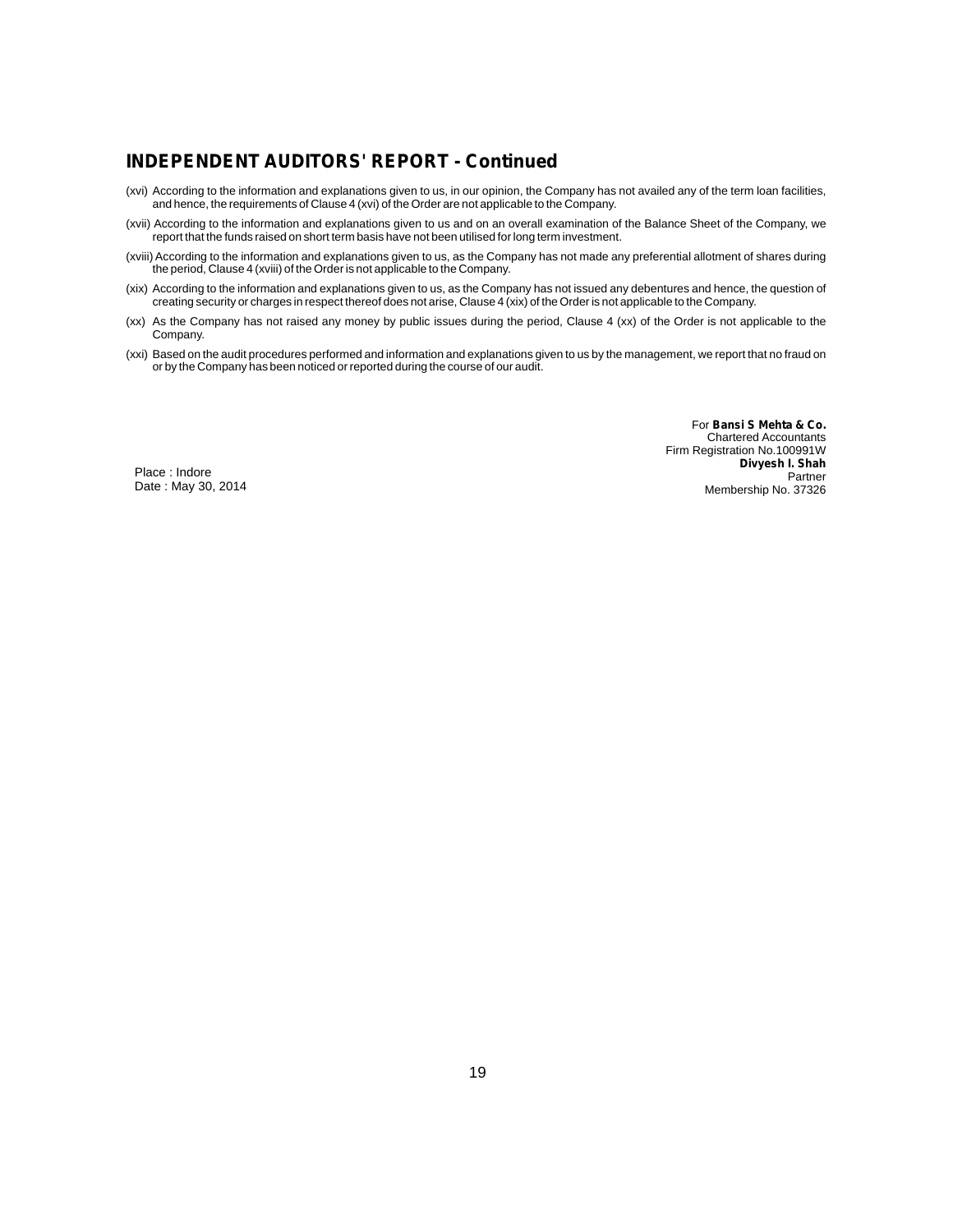## INDEPENDENT AUDITORS' REPORT - Continued

(xvi) According to the information and explanations given to us, in our opinion, the Company has not availed any of the term loan facilities, and hence, the requirements of Clause 4 (xvi) of the Order are not applicable to the Company.

(xvii) According to the information and explanations given to us and on an overall examination of the Balance Sheet of the Company, we report that the funds raised on short term basis have not been utilised for long term investment.

(xviii) According to the information and explanations given to us, as the Company has not made any preferential allotment of shares during the period, Clause 4 (xviii) of the Order is not applicable to the Company.

(xix) According to the information and explanations given to us, as the Company has not issued any debentures and hence, the question of creating security or charges in respect thereof does not arise, Clause 4 (xix) of the Order is not applicable to the Company.

(xx) As the Company has not raised any money by public issues during the period, Clause 4 (xx) of the Order is not applicable to the Company.

(xxi) Based on the audit procedures performed and information and explanations given to us by the management, we report that no fraud on or by the Company has been noticed or reported during the course of our audit.

For **Bansi S Mehta & Co.**
Chartered Accountants
Firm Registration No.100991W
**Divyesh I. Shah**
Partner
Membership No. 37326

Place : Indore
Date : May 30, 2014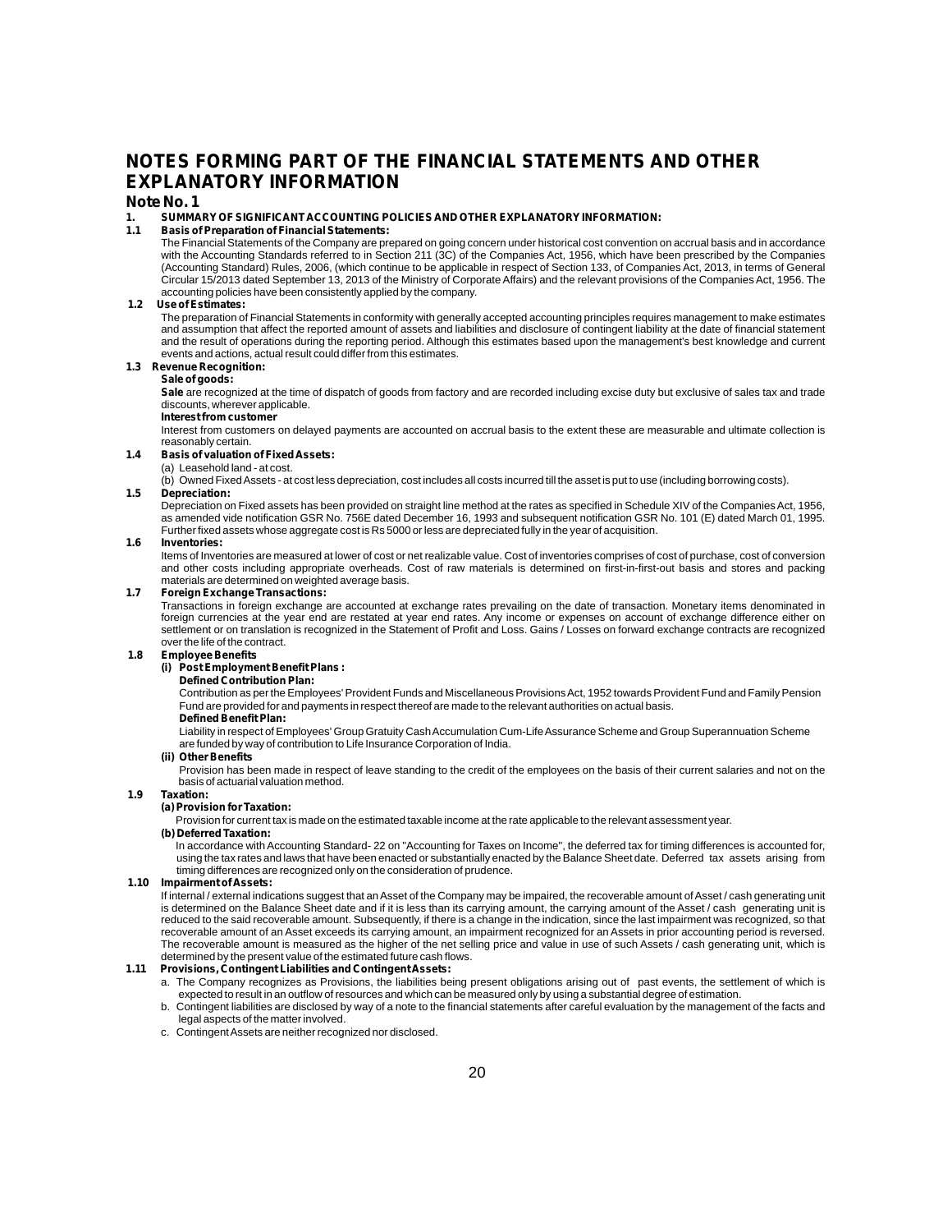# NOTES FORMING PART OF THE FINANCIAL STATEMENTS AND OTHER EXPLANATORY INFORMATION

## Note No. 1

### 1. SUMMARY OF SIGNIFICANT ACCOUNTING POLICIES AND OTHER EXPLANATORY INFORMATION:

**1.1 Basis of Preparation of Financial Statements:**

The Financial Statements of the Company are prepared on going concern under historical cost convention on accrual basis and in accordance with the Accounting Standards referred to in Section 211 (3C) of the Companies Act, 1956, which have been prescribed by the Companies (Accounting Standard) Rules, 2006, (which continue to be applicable in respect of Section 133, of Companies Act, 2013, in terms of General Circular 15/2013 dated September 13, 2013 of the Ministry of Corporate Affairs) and the relevant provisions of the Companies Act, 1956. The accounting policies have been consistently applied by the company.

**1.2 Use of Estimates:**

The preparation of Financial Statements in conformity with generally accepted accounting principles requires management to make estimates and assumption that affect the reported amount of assets and liabilities and disclosure of contingent liability at the date of financial statement and the result of operations during the reporting period. Although this estimates based upon the management's best knowledge and current events and actions, actual result could differ from this estimates.

**1.3 Revenue Recognition:**

**Sale of goods:**

**Sale** are recognized at the time of dispatch of goods from factory and are recorded including excise duty but exclusive of sales tax and trade discounts, wherever applicable.

**Interest from customer**

Interest from customers on delayed payments are accounted on accrual basis to the extent these are measurable and ultimate collection is reasonably certain.

**1.4 Basis of valuation of Fixed Assets:**

(a) Leasehold land - at cost.

(b) Owned Fixed Assets - at cost less depreciation, cost includes all costs incurred till the asset is put to use (including borrowing costs).

**1.5 Depreciation:**

Depreciation on Fixed assets has been provided on straight line method at the rates as specified in Schedule XIV of the Companies Act, 1956, as amended vide notification GSR No. 756E dated December 16, 1993 and subsequent notification GSR No. 101 (E) dated March 01, 1995. Further fixed assets whose aggregate cost is Rs 5000 or less are depreciated fully in the year of acquisition.

**1.6 Inventories:**

Items of Inventories are measured at lower of cost or net realizable value. Cost of inventories comprises of cost of purchase, cost of conversion and other costs including appropriate overheads. Cost of raw materials is determined on first-in-first-out basis and stores and packing materials are determined on weighted average basis.

**1.7 Foreign Exchange Transactions:**

Transactions in foreign exchange are accounted at exchange rates prevailing on the date of transaction. Monetary items denominated in foreign currencies at the year end are restated at year end rates. Any income or expenses on account of exchange difference either on settlement or on translation is recognized in the Statement of Profit and Loss. Gains / Losses on forward exchange contracts are recognized over the life of the contract.

**1.8 Employee Benefits**

**(i) Post Employment Benefit Plans :**

**Defined Contribution Plan:**

Contribution as per the Employees' Provident Funds and Miscellaneous Provisions Act, 1952 towards Provident Fund and Family Pension Fund are provided for and payments in respect thereof are made to the relevant authorities on actual basis.

**Defined Benefit Plan:**

Liability in respect of Employees' Group Gratuity Cash Accumulation Cum-Life Assurance Scheme and Group Superannuation Scheme are funded by way of contribution to Life Insurance Corporation of India.

**(ii) Other Benefits**

Provision has been made in respect of leave standing to the credit of the employees on the basis of their current salaries and not on the basis of actuarial valuation method.

**1.9 Taxation:**

**(a) Provision for Taxation:**

Provision for current tax is made on the estimated taxable income at the rate applicable to the relevant assessment year.

**(b) Deferred Taxation:**

In accordance with Accounting Standard- 22 on "Accounting for Taxes on Income", the deferred tax for timing differences is accounted for, using the tax rates and laws that have been enacted or substantially enacted by the Balance Sheet date. Deferred tax assets arising from timing differences are recognized only on the consideration of prudence.

**1.10 Impairment of Assets:**

If internal / external indications suggest that an Asset of the Company may be impaired, the recoverable amount of Asset / cash generating unit is determined on the Balance Sheet date and if it is less than its carrying amount, the carrying amount of the Asset / cash generating unit is reduced to the said recoverable amount. Subsequently, if there is a change in the indication, since the last impairment was recognized, so that recoverable amount of an Asset exceeds its carrying amount, an impairment recognized for an Assets in prior accounting period is reversed. The recoverable amount is measured as the higher of the net selling price and value in use of such Assets / cash generating unit, which is determined by the present value of the estimated future cash flows.

**1.11 Provisions, Contingent Liabilities and Contingent Assets:**

a. The Company recognizes as Provisions, the liabilities being present obligations arising out of past events, the settlement of which is expected to result in an outflow of resources and which can be measured only by using a substantial degree of estimation.

b. Contingent liabilities are disclosed by way of a note to the financial statements after careful evaluation by the management of the facts and legal aspects of the matter involved.

c. Contingent Assets are neither recognized nor disclosed.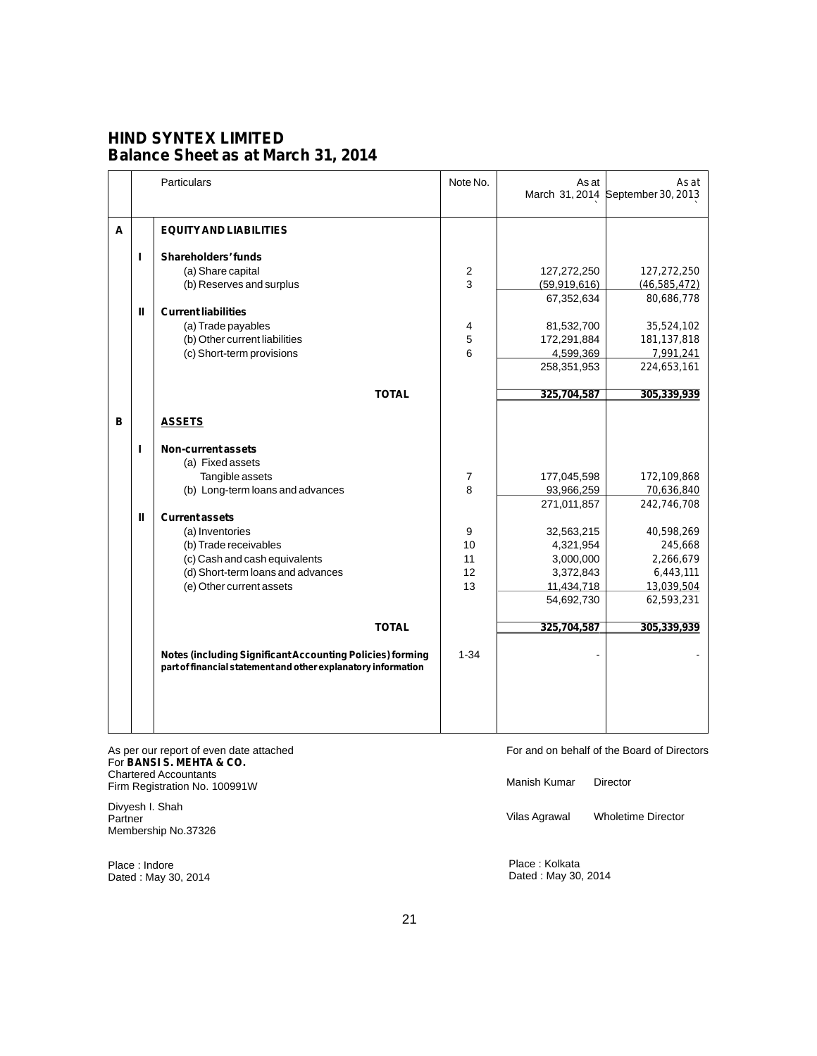# HIND SYNTEX LIMITED
## Balance Sheet as at March 31, 2014

| | | Particulars | Note No. | As at March 31, 2014 ` | As at September 30, 2013 ` |
|---|---|---|---|---|---|
| **A** | | **EQUITY AND LIABILITIES** | | | |
| | **I** | **Shareholders' funds** | | | |
| | | (a) Share capital | 2 | 127,272,250 | 127,272,250 |
| | | (b) Reserves and surplus | 3 | (59,919,616) | (46,585,472) |
| | | | | 67,352,634 | 80,686,778 |
| | **II** | **Current liabilities** | | | |
| | | (a) Trade payables | 4 | 81,532,700 | 35,524,102 |
| | | (b) Other current liabilities | 5 | 172,291,884 | 181,137,818 |
| | | (c) Short-term provisions | 6 | 4,599,369 | 7,991,241 |
| | | | | 258,351,953 | 224,653,161 |
| | | **TOTAL** | | **325,704,587** | **305,339,939** |
| **B** | | **ASSETS** | | | |
| | **I** | **Non-current assets** | | | |
| | | (a) Fixed assets | | | |
| | | Tangible assets | 7 | 177,045,598 | 172,109,868 |
| | | (b) Long-term loans and advances | 8 | 93,966,259 | 70,636,840 |
| | | | | 271,011,857 | 242,746,708 |
| | **II** | **Current assets** | | | |
| | | (a) Inventories | 9 | 32,563,215 | 40,598,269 |
| | | (b) Trade receivables | 10 | 4,321,954 | 245,668 |
| | | (c) Cash and cash equivalents | 11 | 3,000,000 | 2,266,679 |
| | | (d) Short-term loans and advances | 12 | 3,372,843 | 6,443,111 |
| | | (e) Other current assets | 13 | 11,434,718 | 13,039,504 |
| | | | | 54,692,730 | 62,593,231 |
| | | **TOTAL** | | **325,704,587** | **305,339,939** |
| | | **Notes (including Significant Accounting Policies) forming part of financial statement and other explanatory information** | 1-34 | - | - |

As per our report of even date attached
For **BANSI S. MEHTA & CO.**
Chartered Accountants
Firm Registration No. 100991W

Divyesh I. Shah
Partner
Membership No.37326

Place : Indore
Dated : May 30, 2014

For and on behalf of the Board of Directors

Manish Kumar — Director

Vilas Agrawal — Wholetime Director

Place : Kolkata
Dated : May 30, 2014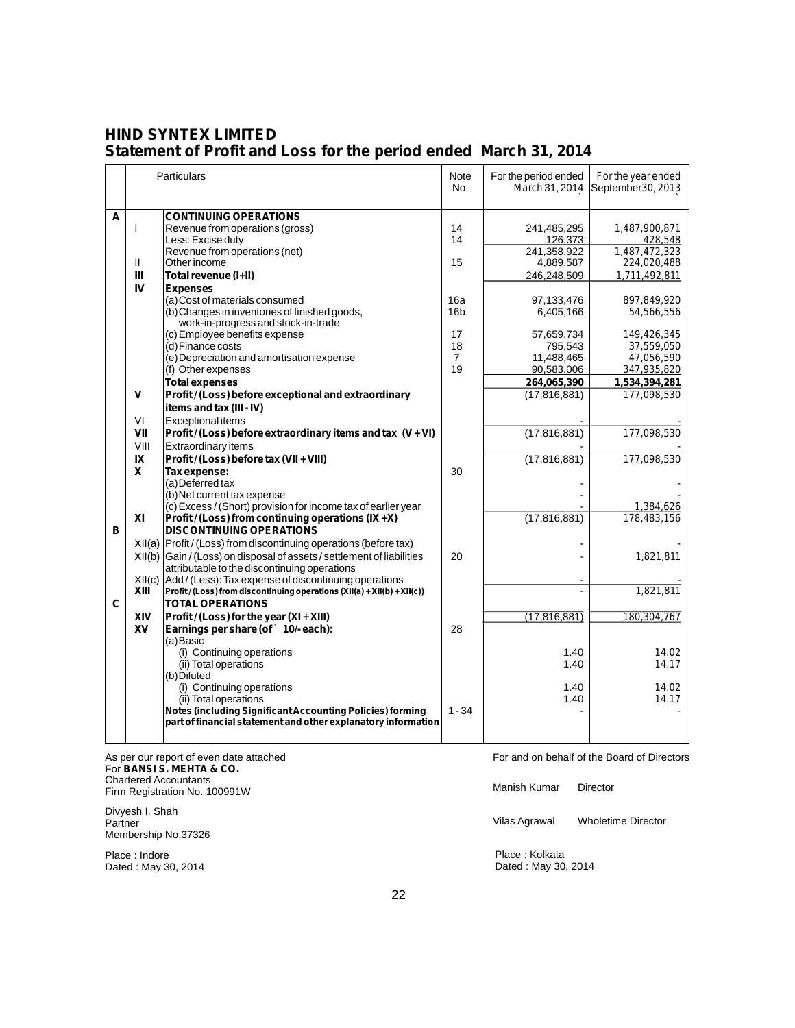# HIND SYNTEX LIMITED

## Statement of Profit and Loss for the period ended March 31, 2014

| | | Particulars | Note No. | For the period ended March 31, 2014 ` | For the year ended September30, 2013 ` |
|---|---|---|---|---|---|
| **A** | | **CONTINUING OPERATIONS** | | | |
| | I | Revenue from operations (gross) | 14 | 241,485,295 | 1,487,900,871 |
| | | Less: Excise duty | 14 | 126,373 | 428,548 |
| | | Revenue from operations (net) | | 241,358,922 | 1,487,472,323 |
| | II | Other income | 15 | 4,889,587 | 224,020,488 |
| | **III** | **Total revenue (I+II)** | | 246,248,509 | 1,711,492,811 |
| | **IV** | **Expenses** | | | |
| | | (a) Cost of materials consumed | 16a | 97,133,476 | 897,849,920 |
| | | (b) Changes in inventories of finished goods, work-in-progress and stock-in-trade | 16b | 6,405,166 | 54,566,556 |
| | | (c) Employee benefits expense | 17 | 57,659,734 | 149,426,345 |
| | | (d) Finance costs | 18 | 795,543 | 37,559,050 |
| | | (e) Depreciation and amortisation expense | 7 | 11,488,465 | 47,056,590 |
| | | (f) Other expenses | 19 | 90,583,006 | 347,935,820 |
| | | **Total expenses** | | **264,065,390** | **1,534,394,281** |
| | **V** | **Profit / (Loss) before exceptional and extraordinary items and tax (III - IV)** | | (17,816,881) | 177,098,530 |
| | VI | Exceptional items | | - | - |
| | **VII** | **Profit / (Loss) before extraordinary items and tax (V + VI)** | | (17,816,881) | 177,098,530 |
| | VIII | Extraordinary items | | - | - |
| | **IX** | **Profit / (Loss) before tax (VII + VIII)** | | (17,816,881) | 177,098,530 |
| | **X** | **Tax expense:** | 30 | | |
| | | (a) Deferred tax | | - | - |
| | | (b) Net current tax expense | | - | - |
| | | (c) Excess / (Short) provision for income tax of earlier year | | - | 1,384,626 |
| | **XI** | **Profit / (Loss) from continuing operations (IX +X)** | | (17,816,881) | 178,483,156 |
| **B** | | **DISCONTINUING OPERATIONS** | | | |
| | XII(a) | Profit / (Loss) from discontinuing operations (before tax) | | - | - |
| | XII(b) | Gain / (Loss) on disposal of assets / settlement of liabilities attributable to the discontinuing operations | 20 | - | 1,821,811 |
| | XII(c) | Add / (Less): Tax expense of discontinuing operations | | - | - |
| | **XIII** | **Profit / (Loss) from discontinuing operations (XII(a) + XII(b) + XII(c))** | | - | 1,821,811 |
| **C** | | **TOTAL OPERATIONS** | | | |
| | **XIV** | **Profit / (Loss) for the year (XI + XIII)** | | (17,816,881) | 180,304,767 |
| | **XV** | **Earnings per share (of ` 10/- each):** | 28 | | |
| | | (a) Basic | | | |
| | | (i) Continuing operations | | 1.40 | 14.02 |
| | | (ii) Total operations | | 1.40 | 14.17 |
| | | (b) Diluted | | | |
| | | (i) Continuing operations | | 1.40 | 14.02 |
| | | (ii) Total operations | | 1.40 | 14.17 |
| | | **Notes (including Significant Accounting Policies) forming part of financial statement and other explanatory information** | 1 - 34 | - | - |

As per our report of even date attached
For **BANSI S. MEHTA & CO.**
Chartered Accountants
Firm Registration No. 100991W

Divyesh I. Shah
Partner
Membership No.37326

Place : Indore
Dated : May 30, 2014

For and on behalf of the Board of Directors

Manish Kumar — Director

Vilas Agrawal — Wholetime Director

Place : Kolkata
Dated : May 30, 2014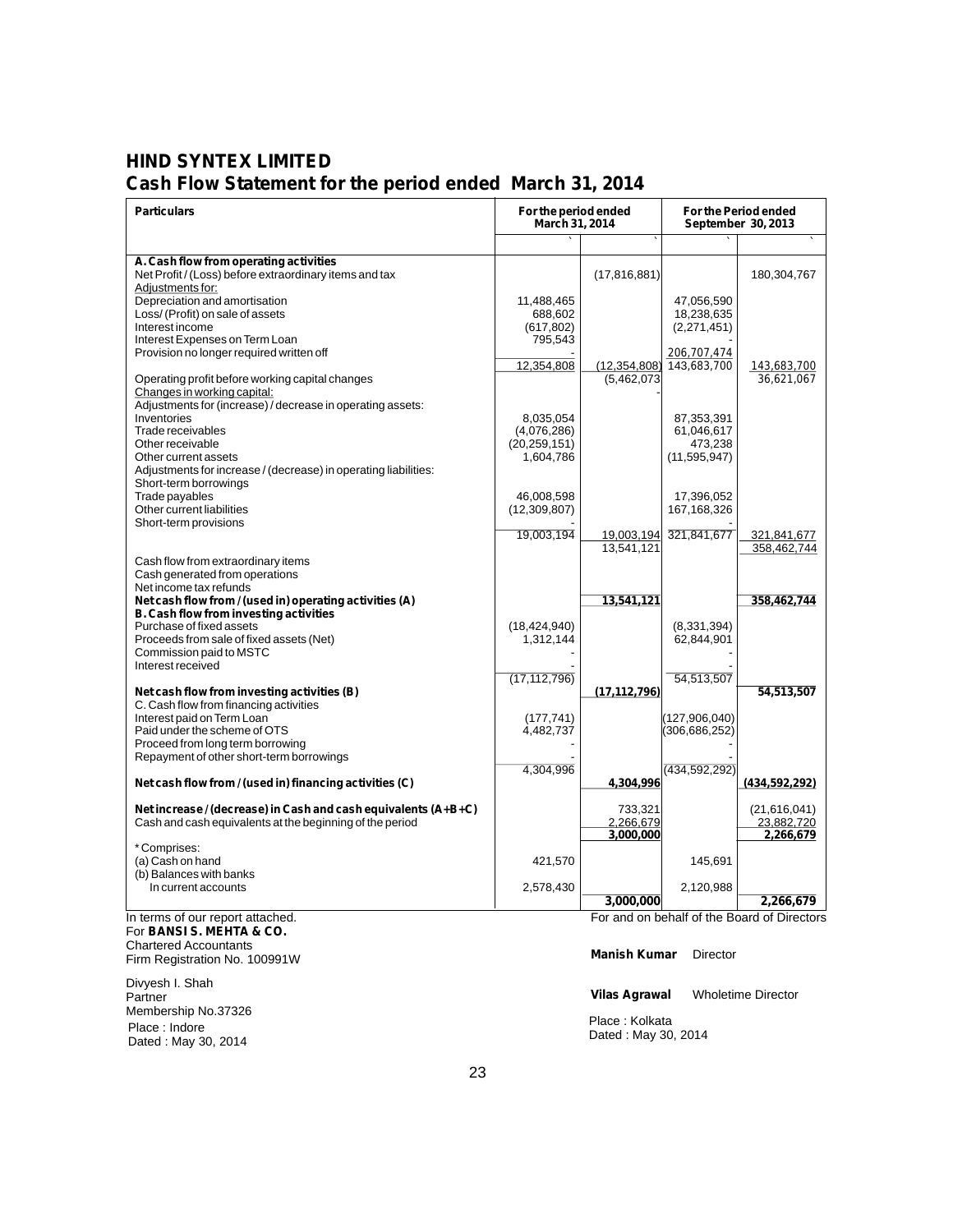# HIND SYNTEX LIMITED

## Cash Flow Statement for the period ended March 31, 2014

| Particulars | For the period ended March 31, 2014 | | For the Period ended September 30, 2013 | |
|---|---|---|---|---|
| | ` | ` | ` | ` |
| **A. Cash flow from operating activities** | | | | |
| Net Profit / (Loss) before extraordinary items and tax | | (17,816,881) | | 180,304,767 |
| Adjustments for: | | | | |
| Depreciation and amortisation | 11,488,465 | | 47,056,590 | |
| Loss/ (Profit) on sale of assets | 688,602 | | 18,238,635 | |
| Interest income | (617,802) | | (2,271,451) | |
| Interest Expenses on Term Loan | 795,543 | | - | |
| Provision no longer required written off | - | | 206,707,474 | |
| | 12,354,808 | (12,354,808) | 143,683,700 | 143,683,700 |
| Operating profit before working capital changes | | (5,462,073 | | 36,621,067 |
| Changes in working capital: | | - | | |
| Adjustments for (increase) / decrease in operating assets: | | | | |
| Inventories | 8,035,054 | | 87,353,391 | |
| Trade receivables | (4,076,286) | | 61,046,617 | |
| Other receivable | (20,259,151) | | 473,238 | |
| Other current assets | 1,604,786 | | (11,595,947) | |
| Adjustments for increase / (decrease) in operating liabilities: | | | | |
| Short-term borrowings | | | | |
| Trade payables | 46,008,598 | | 17,396,052 | |
| Other current liabilities | (12,309,807) | | 167,168,326 | |
| Short-term provisions | - | | - | |
| | 19,003,194 | 19,003,194 | 321,841,677 | 321,841,677 |
| | | 13,541,121 | | 358,462,744 |
| Cash flow from extraordinary items | | | | |
| Cash generated from operations | | | | |
| Net income tax refunds | | | | |
| **Net cash flow from / (used in) operating activities (A)** | | **13,541,121** | | **358,462,744** |
| **B. Cash flow from investing activities** | | | | |
| Purchase of fixed assets | (18,424,940) | | (8,331,394) | |
| Proceeds from sale of fixed assets (Net) | 1,312,144 | | 62,844,901 | |
| Commission paid to MSTC | - | | - | |
| Interest received | - | | - | |
| | (17,112,796) | | 54,513,507 | |
| **Net cash flow from investing activities (B)** | | **(17,112,796)** | | **54,513,507** |
| C. Cash flow from financing activities | | | | |
| Interest paid on Term Loan | (177,741) | | (127,906,040) | |
| Paid under the scheme of OTS | 4,482,737 | | (306,686,252) | |
| Proceed from long term borrowing | - | | - | |
| Repayment of other short-term borrowings | - | | - | |
| | 4,304,996 | | (434,592,292) | |
| **Net cash flow from / (used in) financing activities (C)** | | **4,304,996** | | **(434,592,292)** |
| **Net increase / (decrease) in Cash and cash equivalents (A+B+C)** | | 733,321 | | (21,616,041) |
| Cash and cash equivalents at the beginning of the period | | 2,266,679 | | 23,882,720 |
| | | **3,000,000** | | **2,266,679** |
| * Comprises: | | | | |
| (a) Cash on hand | 421,570 | | 145,691 | |
| (b) Balances with banks | | | | |
| In current accounts | 2,578,430 | | 2,120,988 | |
| | | **3,000,000** | | **2,266,679** |

In terms of our report attached.
For **BANSI S. MEHTA & CO.**
Chartered Accountants
Firm Registration No. 100991W

Divyesh I. Shah
Partner
Membership No.37326
Place : Indore
Dated : May 30, 2014

For and on behalf of the Board of Directors

**Manish Kumar** Director

**Vilas Agrawal** Wholetime Director

Place : Kolkata
Dated : May 30, 2014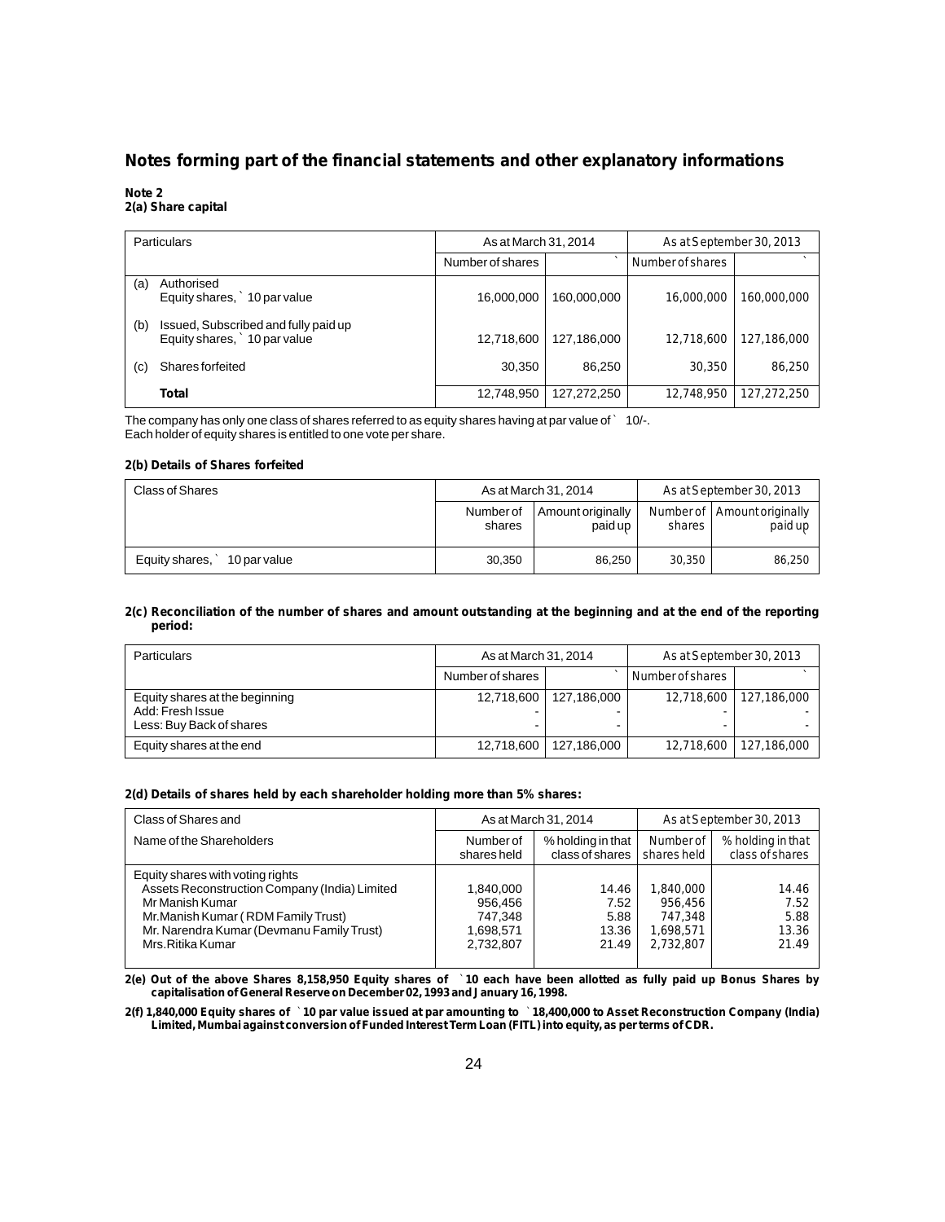## Notes forming part of the financial statements and other explanatory informations

**Note 2**
**2(a) Share capital**

| | Particulars | As at March 31, 2014 | | As at September 30, 2013 | |
|---|---|---|---|---|---|
| | | Number of shares | ` | Number of shares | ` |
| (a) | Authorised<br>Equity shares, ` 10 par value | 16,000,000 | 160,000,000 | 16,000,000 | 160,000,000 |
| (b) | Issued, Subscribed and fully paid up<br>Equity shares, ` 10 par value | 12,718,600 | 127,186,000 | 12,718,600 | 127,186,000 |
| (c) | Shares forfeited | 30,350 | 86,250 | 30,350 | 86,250 |
| | **Total** | 12,748,950 | 127,272,250 | 12,748,950 | 127,272,250 |

The company has only one class of shares referred to as equity shares having at par value of ` 10/-.
Each holder of equity shares is entitled to one vote per share.

**2(b) Details of Shares forfeited**

| Class of Shares | As at March 31, 2014 | | As at September 30, 2013 | |
|---|---|---|---|---|
| | Number of shares | Amount originally paid up | Number of shares | Amount originally paid up |
| Equity shares, ` 10 par value | 30,350 | 86,250 | 30,350 | 86,250 |

**2(c) Reconciliation of the number of shares and amount outstanding at the beginning and at the end of the reporting period:**

| Particulars | As at March 31, 2014 | | As at September 30, 2013 | |
|---|---|---|---|---|
| | Number of shares | ` | Number of shares | ` |
| Equity shares at the beginning | 12,718,600 | 127,186,000 | 12,718,600 | 127,186,000 |
| Add: Fresh Issue | - | - | - | - |
| Less: Buy Back of shares | - | - | - | - |
| Equity shares at the end | 12,718,600 | 127,186,000 | 12,718,600 | 127,186,000 |

**2(d) Details of shares held by each shareholder holding more than 5% shares:**

| Class of Shares and | As at March 31, 2014 | | As at September 30, 2013 | |
|---|---|---|---|---|
| Name of the Shareholders | Number of shares held | % holding in that class of shares | Number of shares held | % holding in that class of shares |
| Equity shares with voting rights | | | | |
| Assets Reconstruction Company (India) Limited | 1,840,000 | 14.46 | 1,840,000 | 14.46 |
| Mr Manish Kumar | 956,456 | 7.52 | 956,456 | 7.52 |
| Mr.Manish Kumar ( RDM Family Trust) | 747,348 | 5.88 | 747,348 | 5.88 |
| Mr. Narendra Kumar (Devmanu Family Trust) | 1,698,571 | 13.36 | 1,698,571 | 13.36 |
| Mrs.Ritika Kumar | 2,732,807 | 21.49 | 2,732,807 | 21.49 |

**2(e) Out of the above Shares 8,158,950 Equity shares of ` 10 each have been allotted as fully paid up Bonus Shares by capitalisation of General Reserve on December 02, 1993 and January 16, 1998.**

**2(f) 1,840,000 Equity shares of ` 10 par value issued at par amounting to ` 18,400,000 to Asset Reconstruction Company (India) Limited, Mumbai against conversion of Funded Interest Term Loan (FITL) into equity, as per terms of CDR.**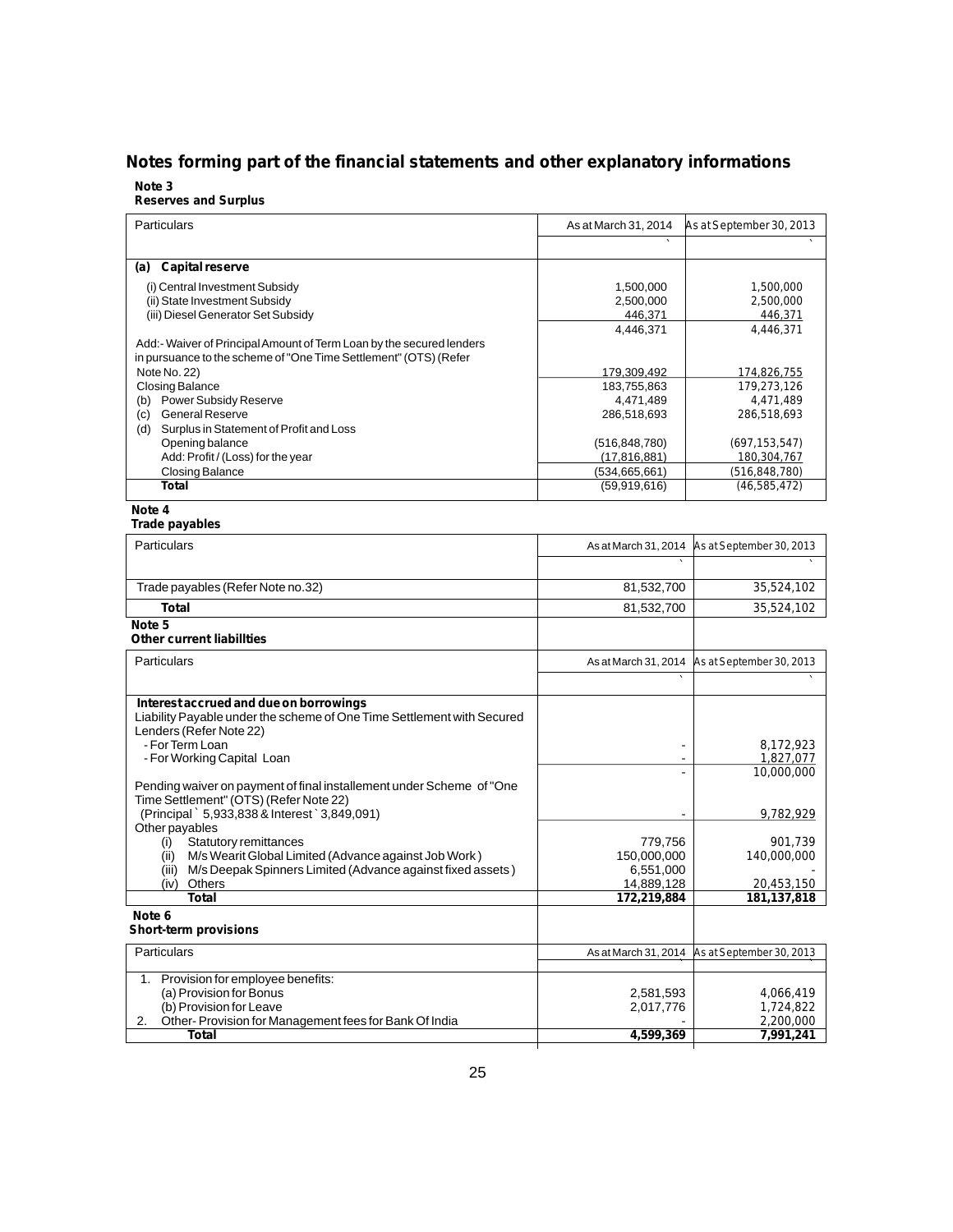# Notes forming part of the financial statements and other explanatory informations

**Note 3**
**Reserves and Surplus**

| Particulars | As at March 31, 2014 | As at September 30, 2013 |
|---|---|---|
| | ` | ` |
| **(a) Capital reserve** | | |
| (i) Central Investment Subsidy | 1,500,000 | 1,500,000 |
| (ii) State Investment Subsidy | 2,500,000 | 2,500,000 |
| (iii) Diesel Generator Set Subsidy | 446,371 | 446,371 |
| | 4,446,371 | 4,446,371 |
| Add:- Waiver of Principal Amount of Term Loan by the secured lenders in pursuance to the scheme of "One Time Settlement" (OTS) (Refer Note No. 22) | 179,309,492 | 174,826,755 |
| Closing Balance | 183,755,863 | 179,273,126 |
| (b) Power Subsidy Reserve | 4,471,489 | 4,471,489 |
| (c) General Reserve | 286,518,693 | 286,518,693 |
| (d) Surplus in Statement of Profit and Loss | | |
| Opening balance | (516,848,780) | (697,153,547) |
| Add: Profit / (Loss) for the year | (17,816,881) | 180,304,767 |
| Closing Balance | (534,665,661) | (516,848,780) |
| **Total** | (59,919,616) | (46,585,472) |

**Note 4**
**Trade payables**

| Particulars | As at March 31, 2014 | As at September 30, 2013 |
|---|---|---|
| | ` | ` |
| Trade payables (Refer Note no.32) | 81,532,700 | 35,524,102 |
| **Total** | 81,532,700 | 35,524,102 |

**Note 5**
**Other current liabillties**

| Particulars | As at March 31, 2014 | As at September 30, 2013 |
|---|---|---|
| | ` | ` |
| **Interest accrued and due on borrowings** | | |
| Liability Payable under the scheme of One Time Settlement with Secured Lenders (Refer Note 22) | | |
| - For Term Loan | - | 8,172,923 |
| - For Working Capital Loan | - | 1,827,077 |
| | - | 10,000,000 |
| Pending waiver on payment of final installement under Scheme of "One Time Settlement" (OTS) (Refer Note 22) (Principal ` 5,933,838 & Interest ` 3,849,091) | - | 9,782,929 |
| Other payables | | |
| (i) Statutory remittances | 779,756 | 901,739 |
| (ii) M/s Wearit Global Limited (Advance against Job Work) | 150,000,000 | 140,000,000 |
| (iii) M/s Deepak Spinners Limited (Advance against fixed assets) | 6,551,000 | - |
| (iv) Others | 14,889,128 | 20,453,150 |
| **Total** | **172,219,884** | **181,137,818** |

**Note 6**
**Short-term provisions**

| Particulars | As at March 31, 2014 | As at September 30, 2013 |
|---|---|---|
| 1. Provision for employee benefits: | | |
| (a) Provision for Bonus | 2,581,593 | 4,066,419 |
| (b) Provision for Leave | 2,017,776 | 1,724,822 |
| 2. Other- Provision for Management fees for Bank Of India | - | 2,200,000 |
| **Total** | **4,599,369** | **7,991,241** |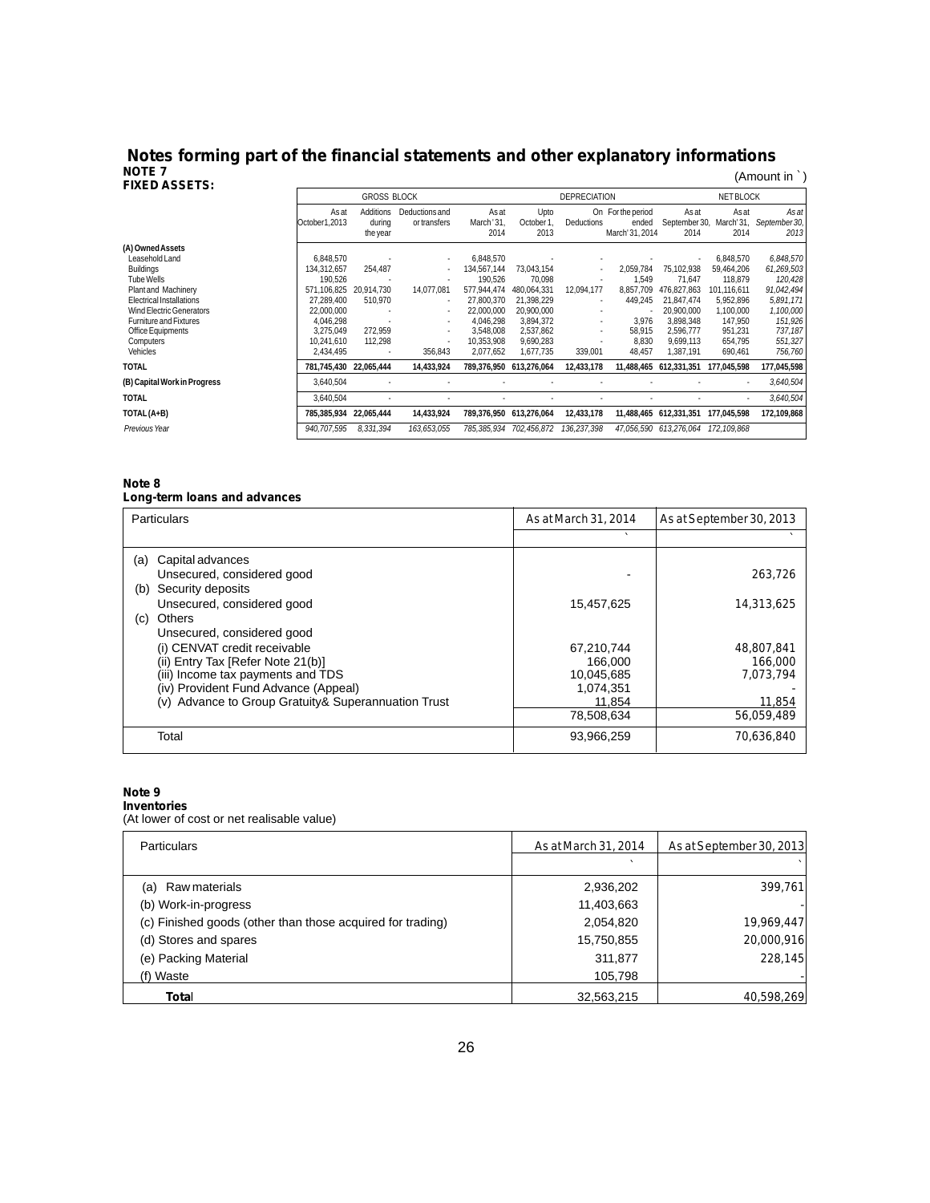## Notes forming part of the financial statements and other explanatory informations

**NOTE 7**
**FIXED ASSETS:**

(Amount in ` )

| | GROSS BLOCK | | | | DEPRECIATION | | | | NET BLOCK | |
|---|---|---|---|---|---|---|---|---|---|---|
| | As at October1,2013 | Additions during the year | Deductions and or transfers | As at March' 31, 2014 | Upto October 1, 2013 | On Deductions | For the period ended March' 31, 2014 | As at September 30, 2014 | As at March' 31, 2014 | *As at September 30, 2013* |
| **(A) Owned Assets** | | | | | | | | | | |
| Leasehold Land | 6,848,570 | - | - | 6,848,570 | - | - | - | - | 6,848,570 | *6,848,570* |
| Buildings | 134,312,657 | 254,487 | - | 134,567,144 | 73,043,154 | - | 2,059,784 | 75,102,938 | 59,464,206 | *61,269,503* |
| Tube Wells | 190,526 | - | - | 190,526 | 70,098 | - | 1,549 | 71,647 | 118,879 | *120,428* |
| Plant and Machinery | 571,106,825 | 20,914,730 | 14,077,081 | 577,944,474 | 480,064,331 | 12,094,177 | 8,857,709 | 476,827,863 | 101,116,611 | *91,042,494* |
| Electrical Installations | 27,289,400 | 510,970 | - | 27,800,370 | 21,398,229 | - | 449,245 | 21,847,474 | 5,952,896 | *5,891,171* |
| Wind Electric Generators | 22,000,000 | - | - | 22,000,000 | 20,900,000 | - | - | 20,900,000 | 1,100,000 | *1,100,000* |
| Furniture and Fixtures | 4,046,298 | - | - | 4,046,298 | 3,894,372 | - | 3,976 | 3,898,348 | 147,950 | *151,926* |
| Office Equipments | 3,275,049 | 272,959 | - | 3,548,008 | 2,537,862 | - | 58,915 | 2,596,777 | 951,231 | *737,187* |
| Computers | 10,241,610 | 112,298 | - | 10,353,908 | 9,690,283 | - | 8,830 | 9,699,113 | 654,795 | *551,327* |
| Vehicles | 2,434,495 | - | 356,843 | 2,077,652 | 1,677,735 | 339,001 | 48,457 | 1,387,191 | 690,461 | *756,760* |
| **TOTAL** | **781,745,430** | **22,065,444** | **14,433,924** | **789,376,950** | **613,276,064** | **12,433,178** | **11,488,465** | **612,331,351** | **177,045,598** | **177,045,598** |
| **(B) Capital Work in Progress** | 3,640,504 | - | - | - | - | - | - | - | - | *3,640,504* |
| **TOTAL** | 3,640,504 | - | - | - | - | - | - | - | - | *3,640,504* |
| **TOTAL (A+B)** | **785,385,934** | **22,065,444** | **14,433,924** | **789,376,950** | **613,276,064** | **12,433,178** | **11,488,465** | **612,331,351** | **177,045,598** | **172,109,868** |
| *Previous Year* | *940,707,595* | *8,331,394* | *163,653,055* | *785,385,934* | *702,456,872* | *136,237,398* | *47,056,590* | *613,276,064* | *172,109,868* | |

**Note 8**
**Long-term loans and advances**

| Particulars | As at March 31, 2014 | As at September 30, 2013 |
|---|---|---|
| | ` | ` |
| (a) Capital advances | | |
| Unsecured, considered good | - | 263,726 |
| (b) Security deposits | | |
| Unsecured, considered good | 15,457,625 | 14,313,625 |
| (c) Others | | |
| Unsecured, considered good | | |
| (i) CENVAT credit receivable | 67,210,744 | 48,807,841 |
| (ii) Entry Tax [Refer Note 21(b)] | 166,000 | 166,000 |
| (iii) Income tax payments and TDS | 10,045,685 | 7,073,794 |
| (iv) Provident Fund Advance (Appeal) | 1,074,351 | - |
| (v) Advance to Group Gratuity& Superannuation Trust | 11,854 | 11,854 |
| | 78,508,634 | 56,059,489 |
| Total | 93,966,259 | 70,636,840 |

**Note 9**
**Inventories**
(At lower of cost or net realisable value)

| Particulars | As at March 31, 2014 | As at September 30, 2013 |
|---|---|---|
| | ` | ` |
| (a) Raw materials | 2,936,202 | 399,761 |
| (b) Work-in-progress | 11,403,663 | - |
| (c) Finished goods (other than those acquired for trading) | 2,054,820 | 19,969,447 |
| (d) Stores and spares | 15,750,855 | 20,000,916 |
| (e) Packing Material | 311,877 | 228,145 |
| (f) Waste | 105,798 | - |
| **Total** | 32,563,215 | 40,598,269 |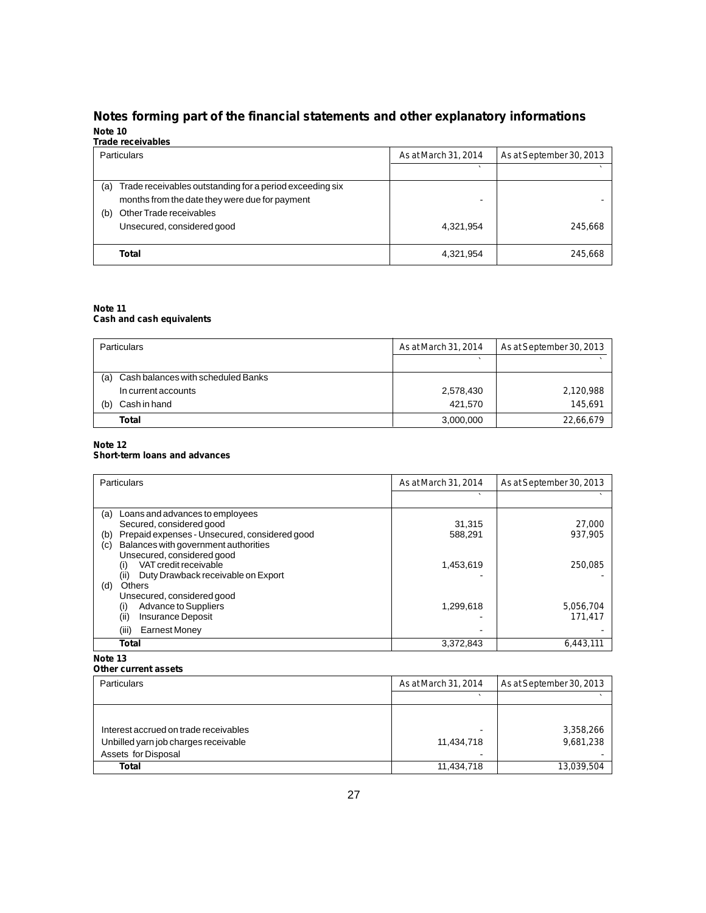# Notes forming part of the financial statements and other explanatory informations

**Note 10**

**Trade receivables**

| Particulars | As at March 31, 2014 | As at September 30, 2013 |
|---|---|---|
| | ` | ` |
| (a) Trade receivables outstanding for a period exceeding six months from the date they were due for payment | - | - |
| (b) Other Trade receivables | | |
| Unsecured, considered good | 4,321,954 | 245,668 |
| **Total** | 4,321,954 | 245,668 |

**Note 11**

**Cash and cash equivalents**

| Particulars | As at March 31, 2014 | As at September 30, 2013 |
|---|---|---|
| | ` | ` |
| (a) Cash balances with scheduled Banks | | |
| In current accounts | 2,578,430 | 2,120,988 |
| (b) Cash in hand | 421,570 | 145,691 |
| **Total** | 3,000,000 | 22,66,679 |

**Note 12**

**Short-term loans and advances**

| Particulars | As at March 31, 2014 | As at September 30, 2013 |
|---|---|---|
| | ` | ` |
| (a) Loans and advances to employees | | |
| Secured, considered good | 31,315 | 27,000 |
| (b) Prepaid expenses - Unsecured, considered good | 588,291 | 937,905 |
| (c) Balances with government authorities | | |
| Unsecured, considered good | | |
| (i) VAT credit receivable | 1,453,619 | 250,085 |
| (ii) Duty Drawback receivable on Export | - | - |
| (d) Others | | |
| Unsecured, considered good | | |
| (i) Advance to Suppliers | 1,299,618 | 5,056,704 |
| (ii) Insurance Deposit | - | 171,417 |
| (iii) Earnest Money | - | - |
| **Total** | 3,372,843 | 6,443,111 |

**Note 13**

**Other current assets**

| Particulars | As at March 31, 2014 | As at September 30, 2013 |
|---|---|---|
| | ` | ` |
| Interest accrued on trade receivables | - | 3,358,266 |
| Unbilled yarn job charges receivable | 11,434,718 | 9,681,238 |
| Assets for Disposal | - | - |
| **Total** | 11,434,718 | 13,039,504 |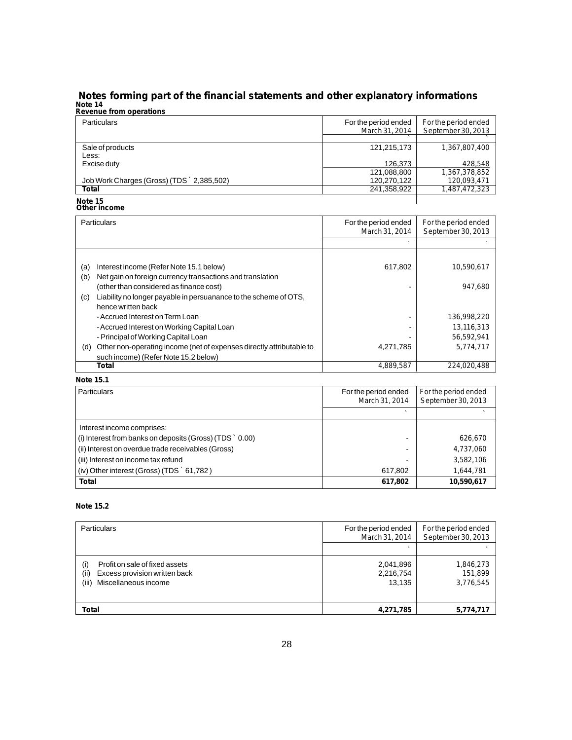# Notes forming part of the financial statements and other explanatory informations

## Note 14

### Revenue from operations

| Particulars | For the period ended March 31, 2014 ` | For the period ended September 30, 2013 ` |
|---|---|---|
| Sale of products | 121,215,173 | 1,367,807,400 |
| Less: | | |
| Excise duty | 126,373 | 428,548 |
| | 121,088,800 | 1,367,378,852 |
| Job Work Charges (Gross) (TDS ` 2,385,502) | 120,270,122 | 120,093,471 |
| **Total** | 241,358,922 | 1,487,472,323 |

## Note 15

### Other income

| | Particulars | For the period ended March 31, 2014 ` | For the period ended September 30, 2013 ` |
|---|---|---|---|
| (a) | Interest income (Refer Note 15.1 below) | 617,802 | 10,590,617 |
| (b) | Net gain on foreign currency transactions and translation (other than considered as finance cost) | - | 947,680 |
| (c) | Liability no longer payable in persuanance to the scheme of OTS, hence written back | | |
| | - Accrued Interest on Term Loan | - | 136,998,220 |
| | - Accrued Interest on Working Capital Loan | - | 13,116,313 |
| | - Principal of Working Capital Loan | - | 56,592,941 |
| (d) | Other non-operating income (net of expenses directly attributable to such income) (Refer Note 15.2 below) | 4,271,785 | 5,774,717 |
| | **Total** | 4,889,587 | 224,020,488 |

### Note 15.1

| Particulars | For the period ended March 31, 2014 ` | For the period ended September 30, 2013 ` |
|---|---|---|
| Interest income comprises: | | |
| (i) Interest from banks on deposits (Gross) (TDS ` 0.00) | - | 626,670 |
| (ii) Interest on overdue trade receivables (Gross) | - | 4,737,060 |
| (iii) Interest on income tax refund | - | 3,582,106 |
| (iv) Other interest (Gross) (TDS ` 61,782 ) | 617,802 | 1,644,781 |
| **Total** | **617,802** | **10,590,617** |

### Note 15.2

| Particulars | For the period ended March 31, 2014 ` | For the period ended September 30, 2013 ` |
|---|---|---|
| (i) Profit on sale of fixed assets | 2,041,896 | 1,846,273 |
| (ii) Excess provision written back | 2,216,754 | 151,899 |
| (iii) Miscellaneous income | 13,135 | 3,776,545 |
| **Total** | **4,271,785** | **5,774,717** |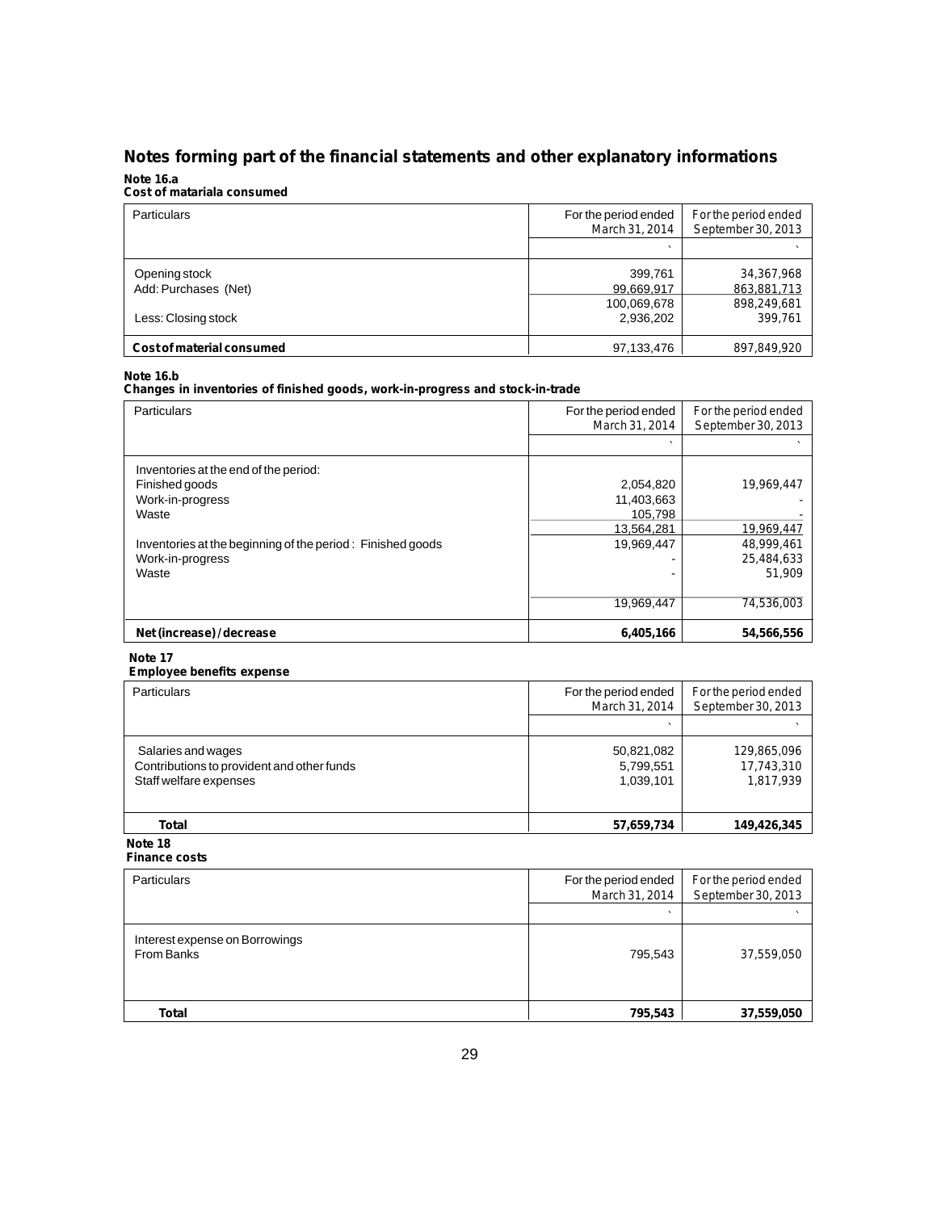## Notes forming part of the financial statements and other explanatory informations

**Note 16.a**
**Cost of matariala consumed**

| Particulars | For the period ended March 31, 2014 | For the period ended September 30, 2013 |
|---|---|---|
| | ` | ` |
| Opening stock | 399,761 | 34,367,968 |
| Add: Purchases (Net) | 99,669,917 | 863,881,713 |
| | 100,069,678 | 898,249,681 |
| Less: Closing stock | 2,936,202 | 399,761 |
| **Cost of material consumed** | 97,133,476 | 897,849,920 |

**Note 16.b**
**Changes in inventories of finished goods, work-in-progress and stock-in-trade**

| Particulars | For the period ended March 31, 2014 | For the period ended September 30, 2013 |
|---|---|---|
| | ` | ` |
| Inventories at the end of the period: | | |
| Finished goods | 2,054,820 | 19,969,447 |
| Work-in-progress | 11,403,663 | - |
| Waste | 105,798 | - |
| | 13,564,281 | 19,969,447 |
| Inventories at the beginning of the period : Finished goods | 19,969,447 | 48,999,461 |
| Work-in-progress | - | 25,484,633 |
| Waste | - | 51,909 |
| | 19,969,447 | 74,536,003 |
| **Net (increase) / decrease** | **6,405,166** | **54,566,556** |

**Note 17**
**Employee benefits expense**

| Particulars | For the period ended March 31, 2014 | For the period ended September 30, 2013 |
|---|---|---|
| | ` | ` |
| Salaries and wages | 50,821,082 | 129,865,096 |
| Contributions to provident and other funds | 5,799,551 | 17,743,310 |
| Staff welfare expenses | 1,039,101 | 1,817,939 |
| **Total** | **57,659,734** | **149,426,345** |

**Note 18**
**Finance costs**

| Particulars | For the period ended March 31, 2014 | For the period ended September 30, 2013 |
|---|---|---|
| | ` | ` |
| Interest expense on Borrowings | | |
| From Banks | 795,543 | 37,559,050 |
| **Total** | **795,543** | **37,559,050** |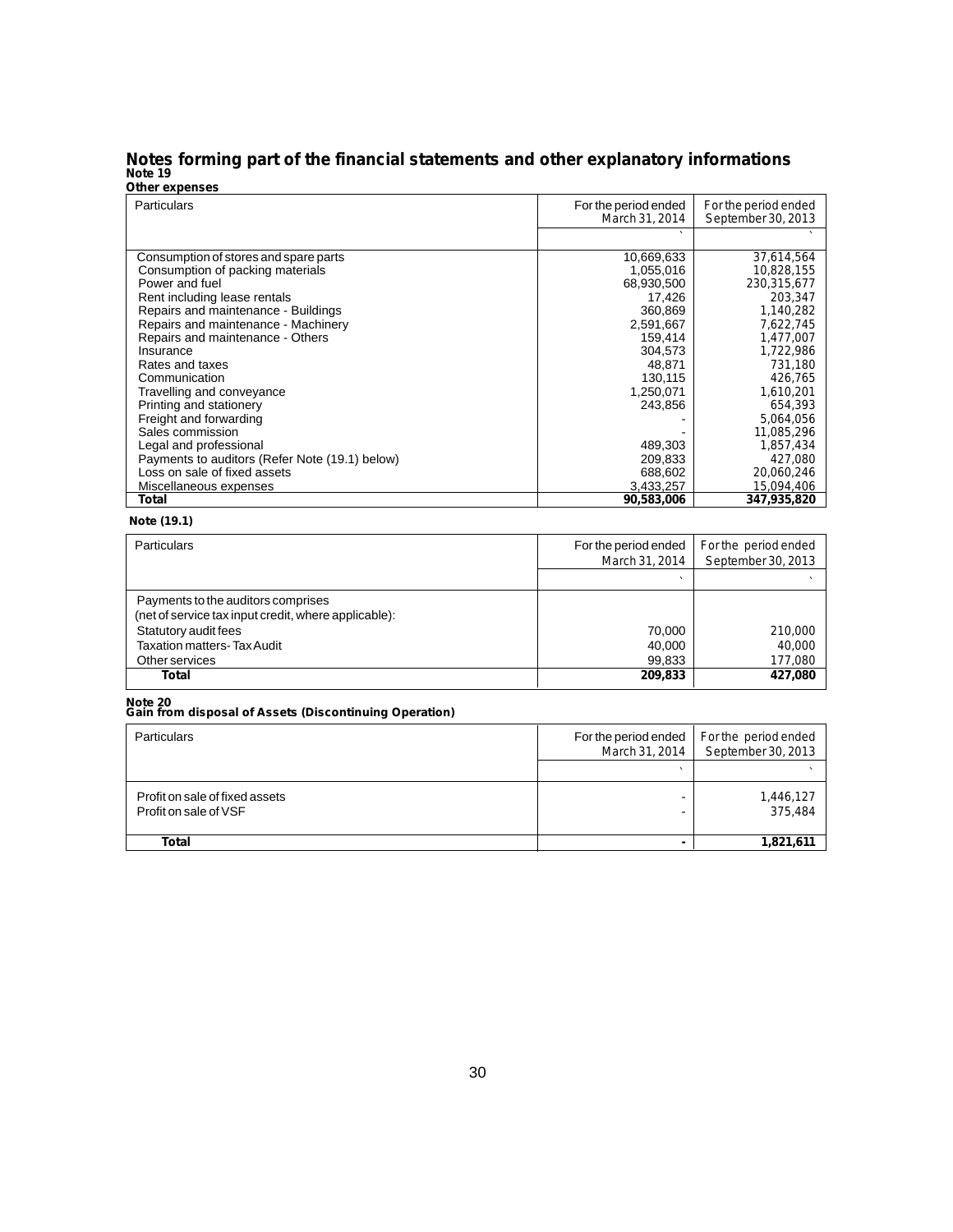# Notes forming part of the financial statements and other explanatory informations

## Note 19

### Other expenses

| Particulars | For the period ended March 31, 2014 | For the period ended September 30, 2013 |
|---|---|---|
| | ` | ` |
| Consumption of stores and spare parts | 10,669,633 | 37,614,564 |
| Consumption of packing materials | 1,055,016 | 10,828,155 |
| Power and fuel | 68,930,500 | 230,315,677 |
| Rent including lease rentals | 17,426 | 203,347 |
| Repairs and maintenance - Buildings | 360,869 | 1,140,282 |
| Repairs and maintenance - Machinery | 2,591,667 | 7,622,745 |
| Repairs and maintenance - Others | 159,414 | 1,477,007 |
| Insurance | 304,573 | 1,722,986 |
| Rates and taxes | 48,871 | 731,180 |
| Communication | 130,115 | 426,765 |
| Travelling and conveyance | 1,250,071 | 1,610,201 |
| Printing and stationery | 243,856 | 654,393 |
| Freight and forwarding | - | 5,064,056 |
| Sales commission | - | 11,085,296 |
| Legal and professional | 489,303 | 1,857,434 |
| Payments to auditors (Refer Note (19.1) below) | 209,833 | 427,080 |
| Loss on sale of fixed assets | 688,602 | 20,060,246 |
| Miscellaneous expenses | 3,433,257 | 15,094,406 |
| **Total** | **90,583,006** | **347,935,820** |

**Note (19.1)**

| Particulars | For the period ended March 31, 2014 | For the period ended September 30, 2013 |
|---|---|---|
| | ` | ` |
| Payments to the auditors comprises (net of service tax input credit, where applicable): | | |
| Statutory audit fees | 70,000 | 210,000 |
| Taxation matters- Tax Audit | 40,000 | 40,000 |
| Other services | 99,833 | 177,080 |
| **Total** | **209,833** | **427,080** |

## Note 20

### Gain from disposal of Assets (Discontinuing Operation)

| Particulars | For the period ended March 31, 2014 | For the period ended September 30, 2013 |
|---|---|---|
| | ` | ` |
| Profit on sale of fixed assets | - | 1,446,127 |
| Profit on sale of VSF | - | 375,484 |
| **Total** | **-** | **1,821,611** |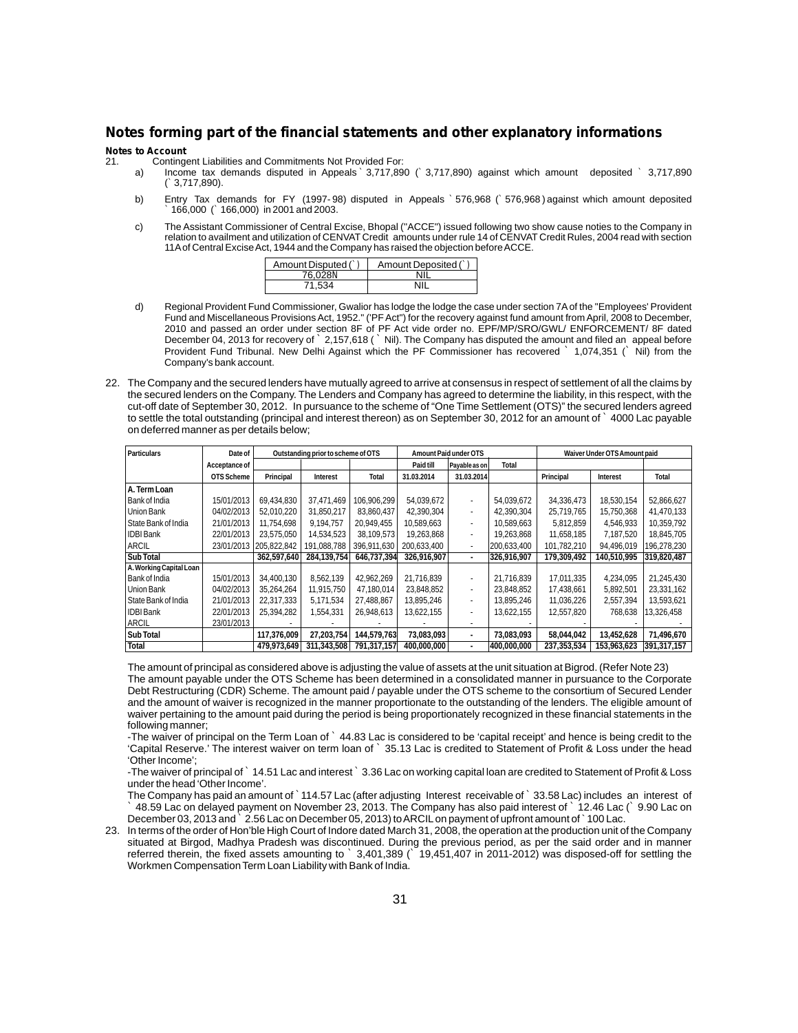## Notes forming part of the financial statements and other explanatory informations

**Notes to Account**

21. Contingent Liabilities and Commitments Not Provided For:

a) Income tax demands disputed in Appeals ` 3,717,890 (` 3,717,890) against which amount deposited ` 3,717,890 (` 3,717,890).

b) Entry Tax demands for FY (1997- 98) disputed in Appeals ` 576,968 (` 576,968 ) against which amount deposited ` 166,000 (` 166,000) in 2001 and 2003.

c) The Assistant Commissioner of Central Excise, Bhopal ("ACCE") issued following two show cause noties to the Company in relation to availment and utilization of CENVAT Credit amounts under rule 14 of CENVAT Credit Rules, 2004 read with section 11A of Central Excise Act, 1944 and the Company has raised the objection before ACCE.

| Amount Disputed (`) | Amount Deposited (`) |
|---|---|
| 76,028N | NIL |
| 71,534 | NIL |

d) Regional Provident Fund Commissioner, Gwalior has lodge the lodge the case under section 7A of the "Employees' Provident Fund and Miscellaneous Provisions Act, 1952." ('PF Act") for the recovery against fund amount from April, 2008 to December, 2010 and passed an order under section 8F of PF Act vide order no. EPF/MP/SRO/GWL/ ENFORCEMENT/ 8F dated December 04, 2013 for recovery of ` 2,157,618 ( ` Nil). The Company has disputed the amount and filed an appeal before Provident Fund Tribunal. New Delhi Against which the PF Commissioner has recovered ` 1,074,351 (` Nil) from the Company's bank account.

22. The Company and the secured lenders have mutually agreed to arrive at consensus in respect of settlement of all the claims by the secured lenders on the Company. The Lenders and Company has agreed to determine the liability, in this respect, with the cut-off date of September 30, 2012. In pursuance to the scheme of "One Time Settlement (OTS)" the secured lenders agreed to settle the total outstanding (principal and interest thereon) as on September 30, 2012 for an amount of ` 4000 Lac payable on deferred manner as per details below;

| Particulars | Date of Acceptance of OTS Scheme | Outstanding prior to scheme of OTS | | | Amount Paid under OTS | | | Waiver Under OTS Amount paid | | |
|---|---|---|---|---|---|---|---|---|---|---|
| | | Principal | Interest | Total | Paid till 31.03.2014 | Payable as on 31.03.2014 | Total | Principal | Interest | Total |
| **A. Term Loan** | | | | | | | | | | |
| Bank of India | 15/01/2013 | 69,434,830 | 37,471,469 | 106,906,299 | 54,039,672 | - | 54,039,672 | 34,336,473 | 18,530,154 | 52,866,627 |
| Union Bank | 04/02/2013 | 52,010,220 | 31,850,217 | 83,860,437 | 42,390,304 | - | 42,390,304 | 25,719,765 | 15,750,368 | 41,470,133 |
| State Bank of India | 21/01/2013 | 11,754,698 | 9,194,757 | 20,949,455 | 10,589,663 | - | 10,589,663 | 5,812,859 | 4,546,933 | 10,359,792 |
| IDBI Bank | 22/01/2013 | 23,575,050 | 14,534,523 | 38,109,573 | 19,263,868 | - | 19,263,868 | 11,658,185 | 7,187,520 | 18,845,705 |
| ARCIL | 23/01/2013 | 205,822,842 | 191,088,788 | 396,911,630 | 200,633,400 | - | 200,633,400 | 101,782,210 | 94,496,019 | 196,278,230 |
| **Sub Total** | | **362,597,640** | **284,139,754** | **646,737,394** | **326,916,907** | **-** | **326,916,907** | **179,309,492** | **140,510,995** | **319,820,487** |
| **A. Working Capital Loan** | | | | | | | | | | |
| Bank of India | 15/01/2013 | 34,400,130 | 8,562,139 | 42,962,269 | 21,716,839 | - | 21,716,839 | 17,011,335 | 4,234,095 | 21,245,430 |
| Union Bank | 04/02/2013 | 35,264,264 | 11,915,750 | 47,180,014 | 23,848,852 | - | 23,848,852 | 17,438,661 | 5,892,501 | 23,331,162 |
| State Bank of India | 21/01/2013 | 22,317,333 | 5,171,534 | 27,488,867 | 13,895,246 | - | 13,895,246 | 11,036,226 | 2,557,394 | 13,593,621 |
| IDBI Bank | 22/01/2013 | 25,394,282 | 1,554,331 | 26,948,613 | 13,622,155 | - | 13,622,155 | 12,557,820 | 768,638 | 13,326,458 |
| ARCIL | 23/01/2013 | - | - | - | - | - | - | - | - | - |
| **Sub Total** | | **117,376,009** | **27,203,754** | **144,579,763** | **73,083,093** | **-** | **73,083,093** | **58,044,042** | **13,452,628** | **71,496,670** |
| **Total** | | **479,973,649** | **311,343,508** | **791,317,157** | **400,000,000** | **-** | **400,000,000** | **237,353,534** | **153,963,623** | **391,317,157** |

The amount of principal as considered above is adjusting the value of assets at the unit situation at Bigrod. (Refer Note 23)

The amount payable under the OTS Scheme has been determined in a consolidated manner in pursuance to the Corporate Debt Restructuring (CDR) Scheme. The amount paid / payable under the OTS scheme to the consortium of Secured Lender and the amount of waiver is recognized in the manner proportionate to the outstanding of the lenders. The eligible amount of waiver pertaining to the amount paid during the period is being proportionately recognized in these financial statements in the following manner;

-The waiver of principal on the Term Loan of ` 44.83 Lac is considered to be 'capital receipt' and hence is being credit to the 'Capital Reserve.' The interest waiver on term loan of ` 35.13 Lac is credited to Statement of Profit & Loss under the head 'Other Income';

-The waiver of principal of ` 14.51 Lac and interest ` 3.36 Lac on working capital loan are credited to Statement of Profit & Loss under the head 'Other Income'.

The Company has paid an amount of ` 114.57 Lac (after adjusting Interest receivable of ` 33.58 Lac) includes an interest of ` 48.59 Lac on delayed payment on November 23, 2013. The Company has also paid interest of ` 12.46 Lac (` 9.90 Lac on December 03, 2013 and ` 2.56 Lac on December 05, 2013) to ARCIL on payment of upfront amount of ` 100 Lac.

23. In terms of the order of Hon'ble High Court of Indore dated March 31, 2008, the operation at the production unit of the Company situated at Birgod, Madhya Pradesh was discontinued. During the previous period, as per the said order and in manner referred therein, the fixed assets amounting to ` 3,401,389 (` 19,451,407 in 2011-2012) was disposed-off for settling the Workmen Compensation Term Loan Liability with Bank of India.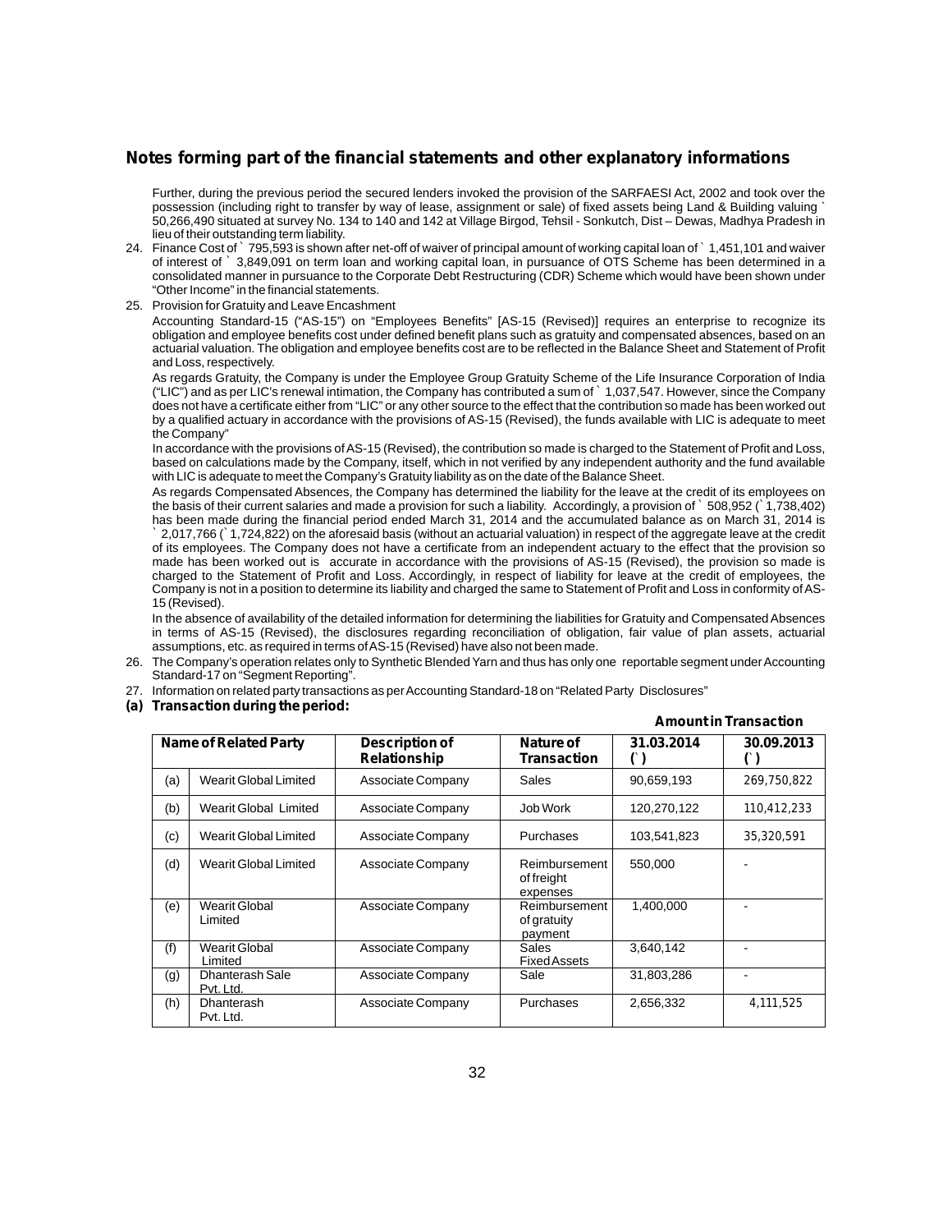## Notes forming part of the financial statements and other explanatory informations

Further, during the previous period the secured lenders invoked the provision of the SARFAESI Act, 2002 and took over the possession (including right to transfer by way of lease, assignment or sale) of fixed assets being Land & Building valuing ` 50,266,490 situated at survey No. 134 to 140 and 142 at Village Birgod, Tehsil - Sonkutch, Dist – Dewas, Madhya Pradesh in lieu of their outstanding term liability.

24. Finance Cost of ` 795,593 is shown after net-off of waiver of principal amount of working capital loan of ` 1,451,101 and waiver of interest of ` 3,849,091 on term loan and working capital loan, in pursuance of OTS Scheme has been determined in a consolidated manner in pursuance to the Corporate Debt Restructuring (CDR) Scheme which would have been shown under "Other Income" in the financial statements.

25. Provision for Gratuity and Leave Encashment

    Accounting Standard-15 ("AS-15") on "Employees Benefits" [AS-15 (Revised)] requires an enterprise to recognize its obligation and employee benefits cost under defined benefit plans such as gratuity and compensated absences, based on an actuarial valuation. The obligation and employee benefits cost are to be reflected in the Balance Sheet and Statement of Profit and Loss, respectively.

    As regards Gratuity, the Company is under the Employee Group Gratuity Scheme of the Life Insurance Corporation of India ("LIC") and as per LIC's renewal intimation, the Company has contributed a sum of ` 1,037,547. However, since the Company does not have a certificate either from "LIC" or any other source to the effect that the contribution so made has been worked out by a qualified actuary in accordance with the provisions of AS-15 (Revised), the funds available with LIC is adequate to meet the Company"

    In accordance with the provisions of AS-15 (Revised), the contribution so made is charged to the Statement of Profit and Loss, based on calculations made by the Company, itself, which in not verified by any independent authority and the fund available with LIC is adequate to meet the Company's Gratuity liability as on the date of the Balance Sheet.

    As regards Compensated Absences, the Company has determined the liability for the leave at the credit of its employees on the basis of their current salaries and made a provision for such a liability. Accordingly, a provision of ` 508,952 (` 1,738,402) has been made during the financial period ended March 31, 2014 and the accumulated balance as on March 31, 2014 is ` 2,017,766 (` 1,724,822) on the aforesaid basis (without an actuarial valuation) in respect of the aggregate leave at the credit of its employees. The Company does not have a certificate from an independent actuary to the effect that the provision so made has been worked out is accurate in accordance with the provisions of AS-15 (Revised), the provision so made is charged to the Statement of Profit and Loss. Accordingly, in respect of liability for leave at the credit of employees, the Company is not in a position to determine its liability and charged the same to Statement of Profit and Loss in conformity of AS-15 (Revised).

    In the absence of availability of the detailed information for determining the liabilities for Gratuity and Compensated Absences in terms of AS-15 (Revised), the disclosures regarding reconciliation of obligation, fair value of plan assets, actuarial assumptions, etc. as required in terms of AS-15 (Revised) have also not been made.

26. The Company's operation relates only to Synthetic Blended Yarn and thus has only one reportable segment under Accounting Standard-17 on "Segment Reporting".

27. Information on related party transactions as per Accounting Standard-18 on "Related Party Disclosures"

**(a) Transaction during the period:**

**Amount in Transaction**

| | Name of Related Party | Description of Relationship | Nature of Transaction | 31.03.2014 (`) | 30.09.2013 (`) |
|---|---|---|---|---|---|
| (a) | Wearit Global Limited | Associate Company | Sales | 90,659,193 | 269,750,822 |
| (b) | Wearit Global Limited | Associate Company | Job Work | 120,270,122 | 110,412,233 |
| (c) | Wearit Global Limited | Associate Company | Purchases | 103,541,823 | 35,320,591 |
| (d) | Wearit Global Limited | Associate Company | Reimbursement of freight expenses | 550,000 | - |
| (e) | Wearit Global Limited | Associate Company | Reimbursement of gratuity payment | 1,400,000 | - |
| (f) | Wearit Global Limited | Associate Company | Sales Fixed Assets | 3,640,142 | - |
| (g) | Dhanterash Sale Pvt. Ltd. | Associate Company | Sale | 31,803,286 | - |
| (h) | Dhanterash Pvt. Ltd. | Associate Company | Purchases | 2,656,332 | 4,111,525 |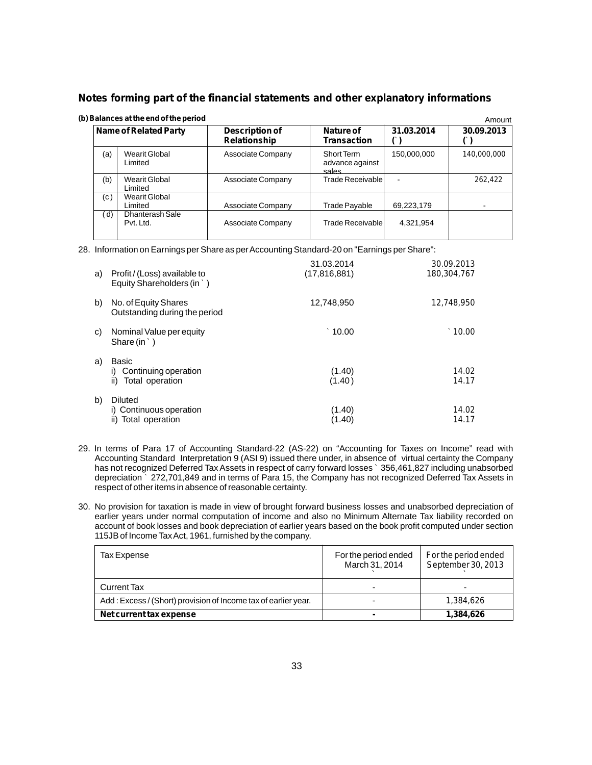## Notes forming part of the financial statements and other explanatory informations

**(b) Balances at the end of the period**

Amount

| | Name of Related Party | Description of Relationship | Nature of Transaction | 31.03.2014 (`) | 30.09.2013 (`) |
|---|---|---|---|---|---|
| (a) | Wearit Global Limited | Associate Company | Short Term advance against sales | 150,000,000 | 140,000,000 |
| (b) | Wearit Global Limited | Associate Company | Trade Receivable | - | 262,422 |
| (c) | Wearit Global Limited | Associate Company | Trade Payable | 69,223,179 | - |
| (d) | Dhanterash Sale Pvt. Ltd. | Associate Company | Trade Receivable | 4,321,954 | |

28. Information on Earnings per Share as per Accounting Standard-20 on "Earnings per Share":

| | | 31.03.2014 | 30.09.2013 |
|---|---|---|---|
| a) | Profit / (Loss) available to Equity Shareholders (in ` ) | (17,816,881) | 180,304,767 |
| b) | No. of Equity Shares Outstanding during the period | 12,748,950 | 12,748,950 |
| c) | Nominal Value per equity Share (in ` ) | ` 10.00 | ` 10.00 |
| a) | Basic | | |
| | i) Continuing operation | (1.40) | 14.02 |
| | ii) Total operation | (1.40) | 14.17 |
| b) | Diluted | | |
| | i) Continuous operation | (1.40) | 14.02 |
| | ii) Total operation | (1.40) | 14.17 |

29. In terms of Para 17 of Accounting Standard-22 (AS-22) on "Accounting for Taxes on Income" read with Accounting Standard Interpretation 9 (ASI 9) issued there under, in absence of virtual certainty the Company has not recognized Deferred Tax Assets in respect of carry forward losses ` 356,461,827 including unabsorbed depreciation ` 272,701,849 and in terms of Para 15, the Company has not recognized Deferred Tax Assets in respect of other items in absence of reasonable certainty.

30. No provision for taxation is made in view of brought forward business losses and unabsorbed depreciation of earlier years under normal computation of income and also no Minimum Alternate Tax liability recorded on account of book losses and book depreciation of earlier years based on the book profit computed under section 115JB of Income Tax Act, 1961, furnished by the company.

| Tax Expense | For the period ended March 31, 2014 ` | For the period ended September 30, 2013 ` |
|---|---|---|
| Current Tax | - | - |
| Add : Excess / (Short) provision of Income tax of earlier year. | - | 1,384,626 |
| **Net current tax expense** | **-** | **1,384,626** |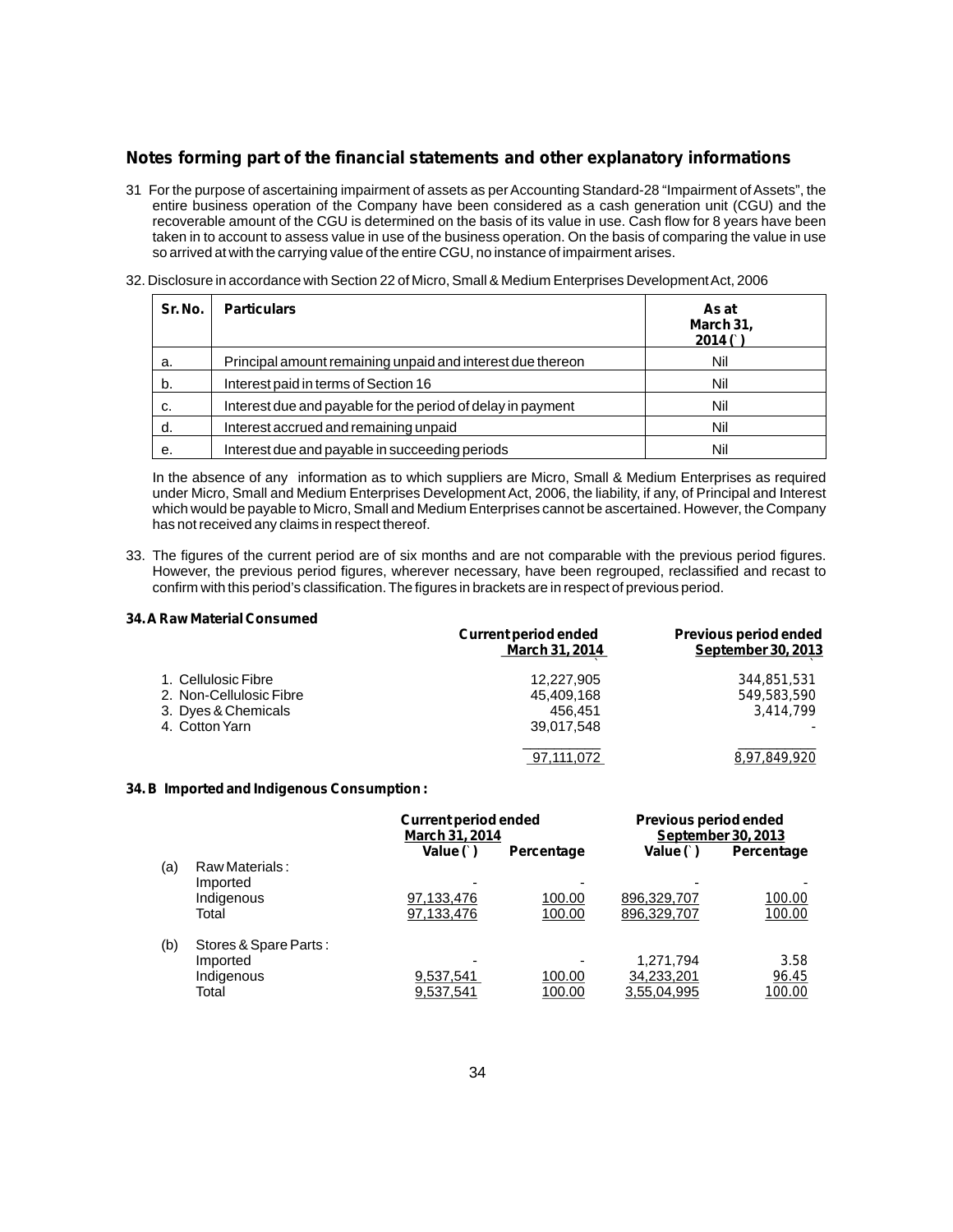## Notes forming part of the financial statements and other explanatory informations

31 For the purpose of ascertaining impairment of assets as per Accounting Standard-28 "Impairment of Assets", the entire business operation of the Company have been considered as a cash generation unit (CGU) and the recoverable amount of the CGU is determined on the basis of its value in use. Cash flow for 8 years have been taken in to account to assess value in use of the business operation. On the basis of comparing the value in use so arrived at with the carrying value of the entire CGU, no instance of impairment arises.

32. Disclosure in accordance with Section 22 of Micro, Small & Medium Enterprises Development Act, 2006

| Sr. No. | Particulars | As at March 31, 2014 (`) |
|---|---|---|
| a. | Principal amount remaining unpaid and interest due thereon | Nil |
| b. | Interest paid in terms of Section 16 | Nil |
| c. | Interest due and payable for the period of delay in payment | Nil |
| d. | Interest accrued and remaining unpaid | Nil |
| e. | Interest due and payable in succeeding periods | Nil |

In the absence of any information as to which suppliers are Micro, Small & Medium Enterprises as required under Micro, Small and Medium Enterprises Development Act, 2006, the liability, if any, of Principal and Interest which would be payable to Micro, Small and Medium Enterprises cannot be ascertained. However, the Company has not received any claims in respect thereof.

33. The figures of the current period are of six months and are not comparable with the previous period figures. However, the previous period figures, wherever necessary, have been regrouped, reclassified and recast to confirm with this period's classification. The figures in brackets are in respect of previous period.

**34. A Raw Material Consumed**

| | Current period ended March 31, 2014 | Previous period ended September 30, 2013 |
|---|---|---|
| 1. Cellulosic Fibre | 12,227,905 | 344,851,531 |
| 2. Non-Cellulosic Fibre | 45,409,168 | 549,583,590 |
| 3. Dyes & Chemicals | 456,451 | 3,414,799 |
| 4. Cotton Yarn | 39,017,548 | - |
| | 97,111,072 | 8,97,849,920 |

**34. B Imported and Indigenous Consumption :**

| | | Current period ended March 31, 2014 | | Previous period ended September 30, 2013 | |
|---|---|---|---|---|---|
| | | Value (`) | Percentage | Value (`) | Percentage |
| (a) | Raw Materials : | | | | |
| | Imported | - | - | - | - |
| | Indigenous | 97,133,476 | 100.00 | 896,329,707 | 100.00 |
| | Total | 97,133,476 | 100.00 | 896,329,707 | 100.00 |
| (b) | Stores & Spare Parts : | | | | |
| | Imported | - | - | 1,271,794 | 3.58 |
| | Indigenous | 9,537,541 | 100.00 | 34,233,201 | 96.45 |
| | Total | 9,537,541 | 100.00 | 3,55,04,995 | 100.00 |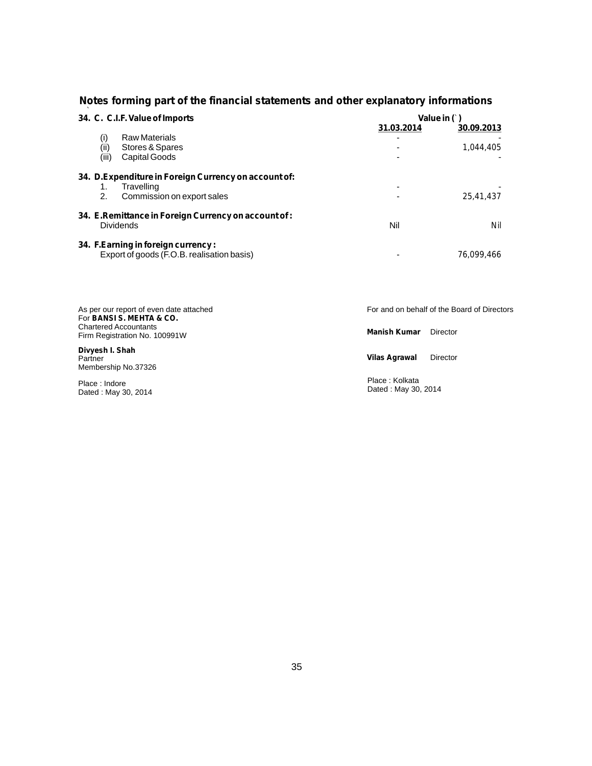## Notes forming part of the financial statements and other explanatory informations

| 34. C. C.I.F. Value of Imports | Value in (`) | |
|---|---|---|
| | **31.03.2014** | **30.09.2013** |
| (i) Raw Materials | - | - |
| (ii) Stores & Spares | - | 1,044,405 |
| (iii) Capital Goods | - | - |
| **34. D. Expenditure in Foreign Currency on account of:** | | |
| 1. Travelling | - | - |
| 2. Commission on export sales | - | 25,41,437 |
| **34. E. Remittance in Foreign Currency on account of :** | | |
| Dividends | Nil | Nil |
| **34. F. Earning in foreign currency :** | | |
| Export of goods (F.O.B. realisation basis) | - | 76,099,466 |

As per our report of even date attached
For **BANSI S. MEHTA & CO.**
Chartered Accountants
Firm Registration No. 100991W

**Divyesh I. Shah**
Partner
Membership No.37326

Place : Indore
Dated : May 30, 2014

For and on behalf of the Board of Directors

**Manish Kumar** Director

**Vilas Agrawal** Director

Place : Kolkata
Dated : May 30, 2014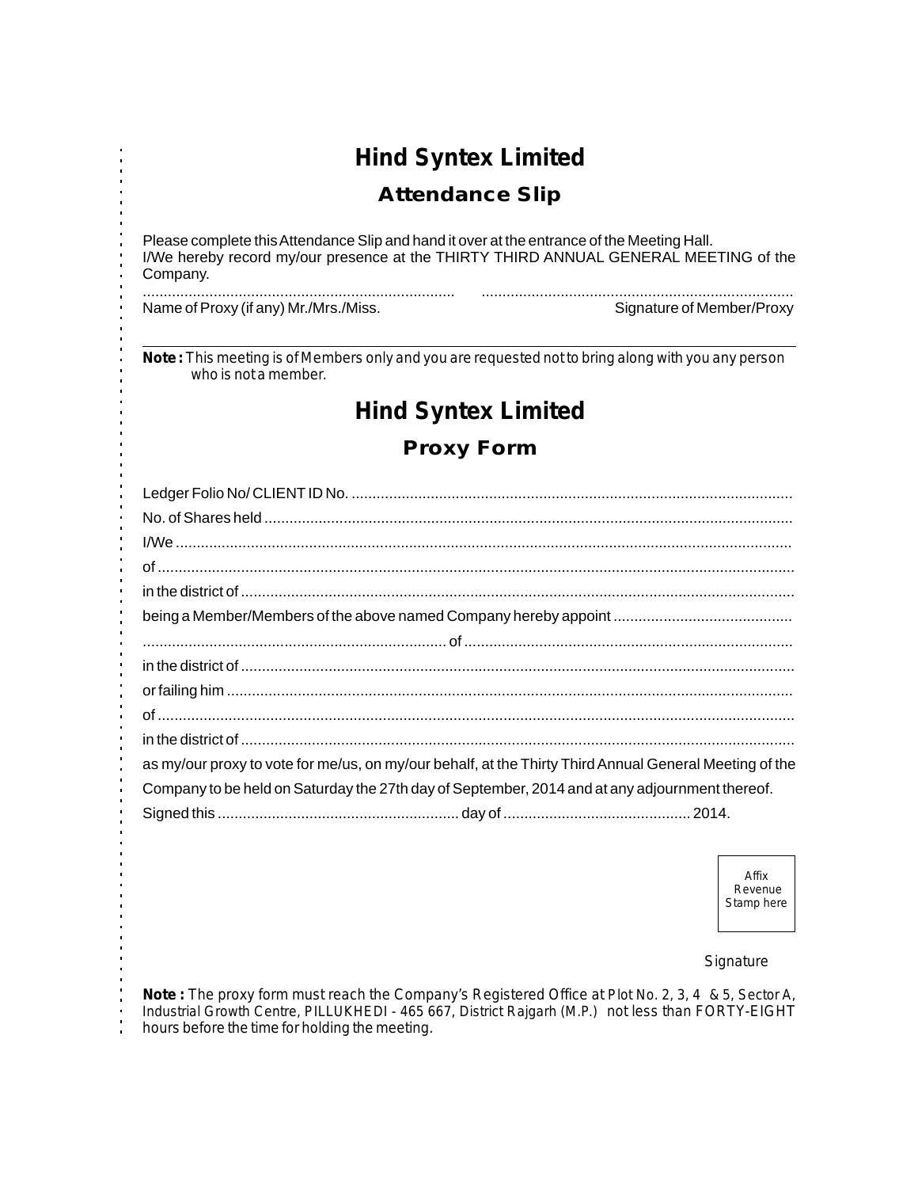# Hind Syntex Limited

## Attendance Slip

Please complete this Attendance Slip and hand it over at the entrance of the Meeting Hall.
I/We hereby record my/our presence at the THIRTY THIRD ANNUAL GENERAL MEETING of the Company.

.......................................................................... ..........................................................................
Name of Proxy (if any) Mr./Mrs./Miss. Signature of Member/Proxy

**Note :** This meeting is of Members only and you are requested not to bring along with you any person who is not a member.

# Hind Syntex Limited

## Proxy Form

Ledger Folio No/ CLIENT ID No. ..........................................................................................................

No. of Shares held ..............................................................................................................................

I/We ...................................................................................................................................................

of ........................................................................................................................................................

in the district of ....................................................................................................................................

being a Member/Members of the above named Company hereby appoint ...........................................

......................................................................... of ..............................................................................

in the district of ....................................................................................................................................

or failing him .......................................................................................................................................

of ........................................................................................................................................................

in the district of ....................................................................................................................................

as my/our proxy to vote for me/us, on my/our behalf, at the Thirty Third Annual General Meeting of the Company to be held on Saturday the 27th day of September, 2014 and at any adjournment thereof.

Signed this .......................................................... day of ............................................ 2014.

Affix Revenue Stamp here

Signature

**Note :** The proxy form must reach the Company's Registered Office at Plot No. 2, 3, 4 & 5, Sector A, Industrial Growth Centre, PILLUKHEDI - 465 667, District Rajgarh (M.P.) not less than FORTY-EIGHT hours before the time for holding the meeting.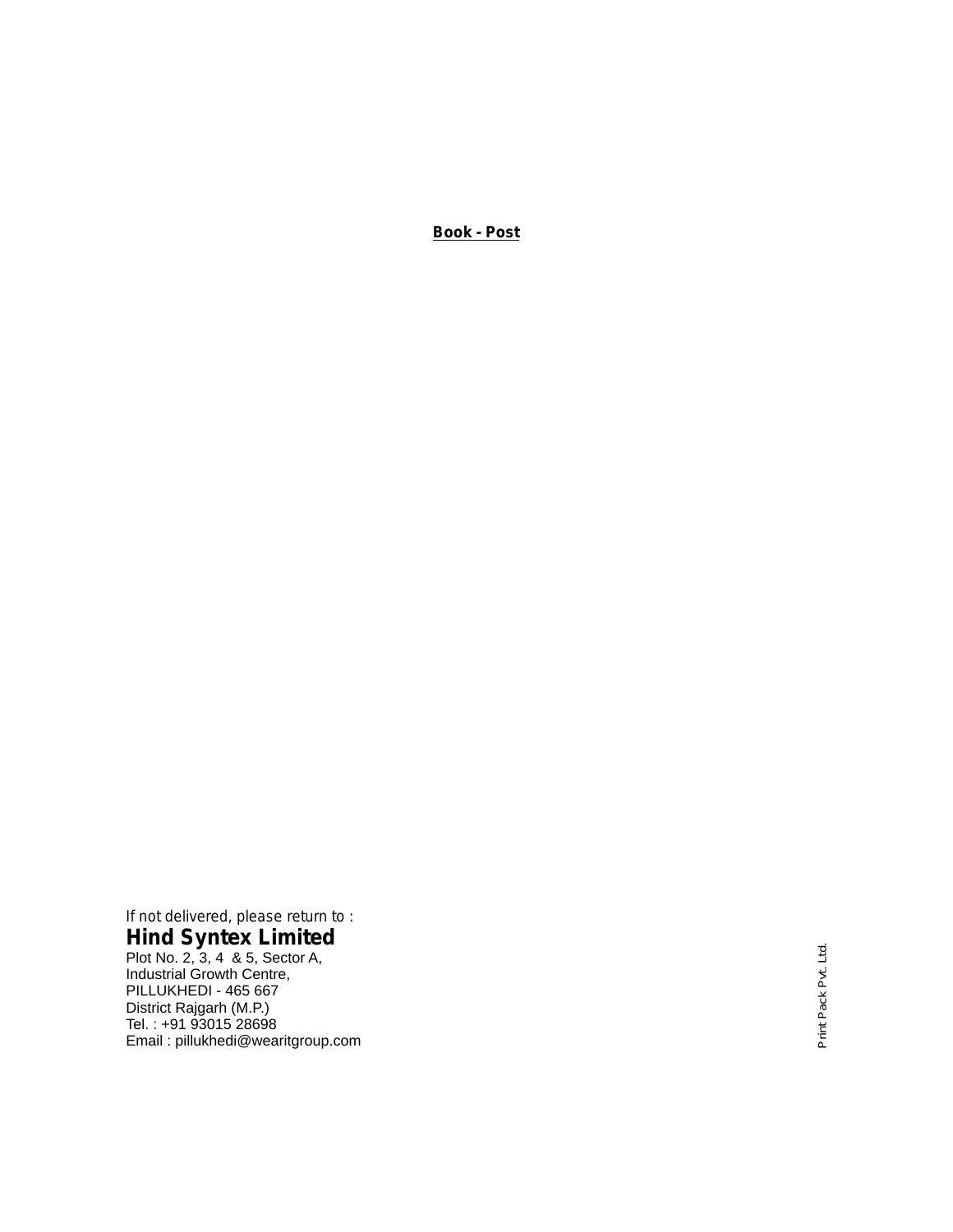**Book - Post**

If not delivered, please return to :

**Hind Syntex Limited**

Plot No. 2, 3, 4 & 5, Sector A,
Industrial Growth Centre,
PILLUKHEDI - 465 667
District Rajgarh (M.P.)
Tel. : +91 93015 28698
Email : pillukhedi@wearitgroup.com

Print Pack Pvt. Ltd.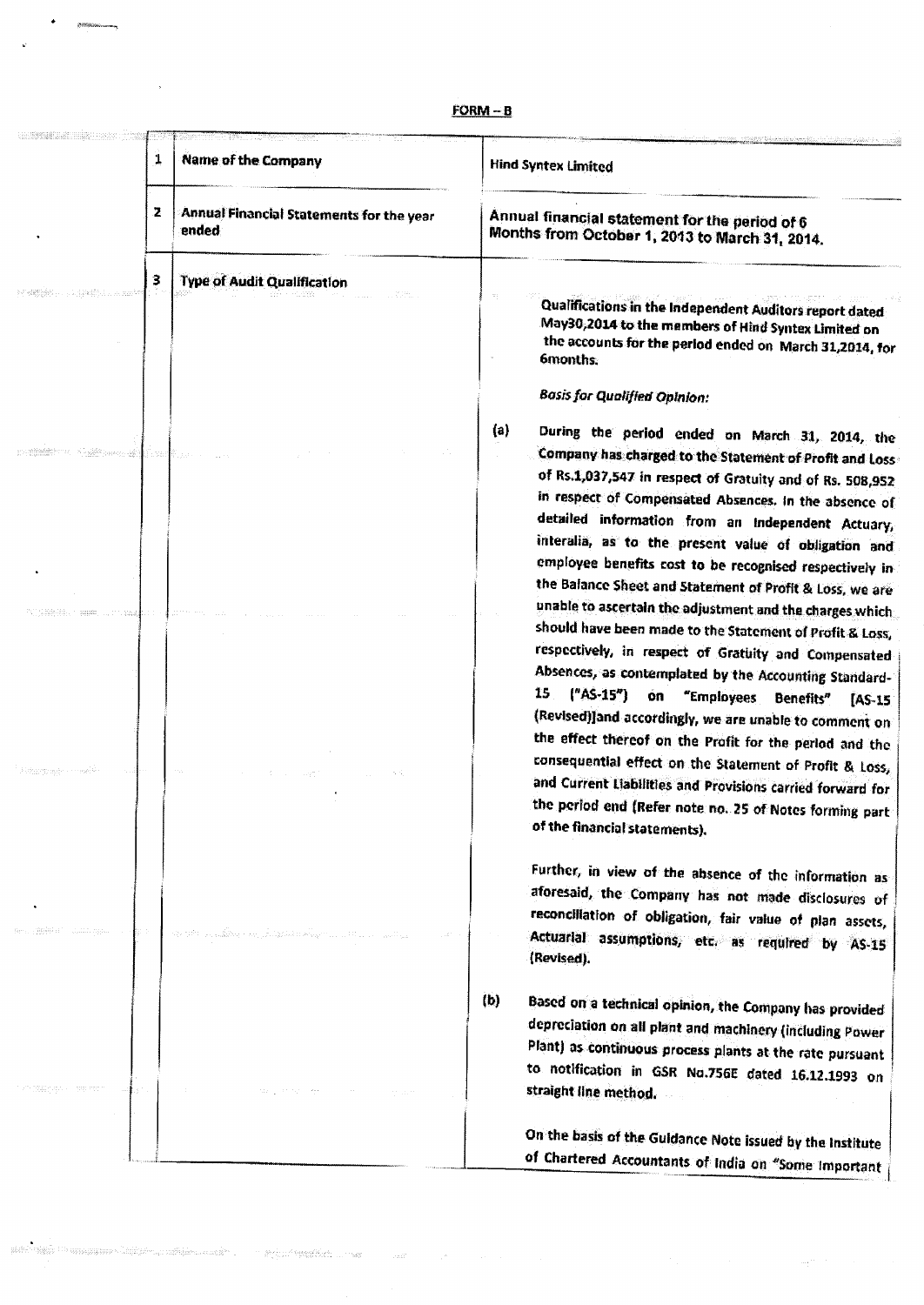**FORM – B**

| | | |
|---|---|---|
| 1 | Name of the Company | Hind Syntex Limited |
| 2 | Annual Financial Statements for the year ended | Annual financial statement for the period of 6 Months from October 1, 2013 to March 31, 2014. |
| 3 | Type of Audit Qualification | Qualifications in the Independent Auditors report dated May30,2014 to the members of Hind Syntex Limited on the accounts for the period ended on March 31,2014, for 6months.<br><br>*Basis for Qualified Opinion:*<br><br>(a) During the period ended on March 31, 2014, the Company has charged to the Statement of Profit and Loss of Rs.1,037,547 in respect of Gratuity and of Rs. 508,952 in respect of Compensated Absences. In the absence of detailed information from an Independent Actuary, interalia, as to the present value of obligation and employee benefits cost to be recognised respectively in the Balance Sheet and Statement of Profit & Loss, we are unable to ascertain the adjustment and the charges which should have been made to the Statement of Profit & Loss, respectively, in respect of Gratuity and Compensated Absences, as contemplated by the Accounting Standard-15 ("AS-15") on "Employees Benefits" [AS-15 (Revised)]and accordingly, we are unable to comment on the effect thereof on the Profit for the period and the consequential effect on the Statement of Profit & Loss, and Current Liabilities and Provisions carried forward for the period end (Refer note no. 25 of Notes forming part of the financial statements).<br><br>Further, in view of the absence of the information as aforesaid, the Company has not made disclosures of reconciliation of obligation, fair value of plan assets, Actuarial assumptions, etc. as required by AS-15 (Revised).<br><br>(b) Based on a technical opinion, the Company has provided depreciation on all plant and machinery (including Power Plant) as continuous process plants at the rate pursuant to notification in GSR No.756E dated 16.12.1993 on straight line method.<br><br>On the basis of the Guidance Note issued by the Institute of Chartered Accountants of India on "Some Important |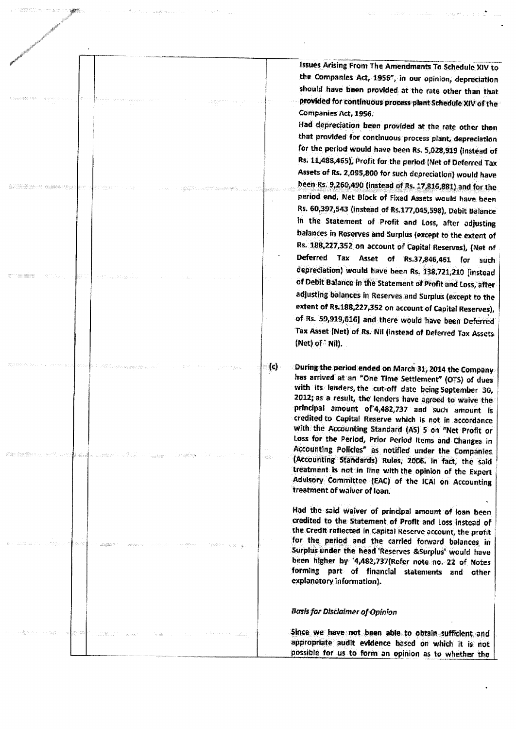Issues Arising From The Amendments To Schedule XIV to the Companies Act, 1956", in our opinion, depreciation should have been provided at the rate other than that provided for continuous process plant Schedule XIV of the Companies Act, 1956.

Had depreciation been provided at the rate other then that provided for continuous process plant, depreciation for the period would have been Rs. 5,028,919 (instead of Rs. 11,488,465), Profit for the period (Net of Deferred Tax Assets of Rs. 2,095,800 for such depreciation) would have been Rs. 9,260,490 (instead of Rs. 17,816,881) and for the period end, Net Block of Fixed Assets would have been Rs. 60,397,543 (instead of Rs.177,045,598), Debit Balance in the Statement of Profit and Loss, after adjusting balances in Reserves and Surplus (except to the extent of Rs. 188,227,352 on account of Capital Reserves), (Net of Deferred Tax Asset of Rs.37,846,461 for such depreciation) would have been Rs. 138,721,210 [instead of Debit Balance in the Statement of Profit and Loss, after adjusting balances in Reserves and Surplus (except to the extent of Rs.188,227,352 on account of Capital Reserves), of Rs. 59,919,616] and there would have been Deferred Tax Asset (Net) of Rs. Nil (instead of Deferred Tax Assets (Net) of ` Nil).

(c) During the period ended on March 31, 2014 the Company has arrived at an "One Time Settlement" (OTS) of dues with its lenders, the cut-off date being September 30, 2012; as a result, the lenders have agreed to waive the principal amount of`4,482,737 and such amount is credited to Capital Reserve which is not in accordance with the Accounting Standard (AS) 5 on "Net Profit or Loss for the Period, Prior Period Items and Changes in Accounting Policies" as notified under the Companies (Accounting Standards) Rules, 2006. In fact, the said treatment is not in line with the opinion of the Expert Advisory Committee (EAC) of the ICAI on Accounting treatment of waiver of loan.

Had the said waiver of principal amount of loan been credited to the Statement of Profit and Loss instead of the Credit reflected in Capital Reserve account, the profit for the period and the carried forward balances in Surplus under the head 'Reserves &Surplus' would have been higher by `4,482,737(Refer note no. 22 of Notes forming part of financial statements and other explanatory information).

*Basis for Disclaimer of Opinion*

Since we have not been able to obtain sufficient and appropriate audit evidence based on which it is not possible for us to form an opinion as to whether the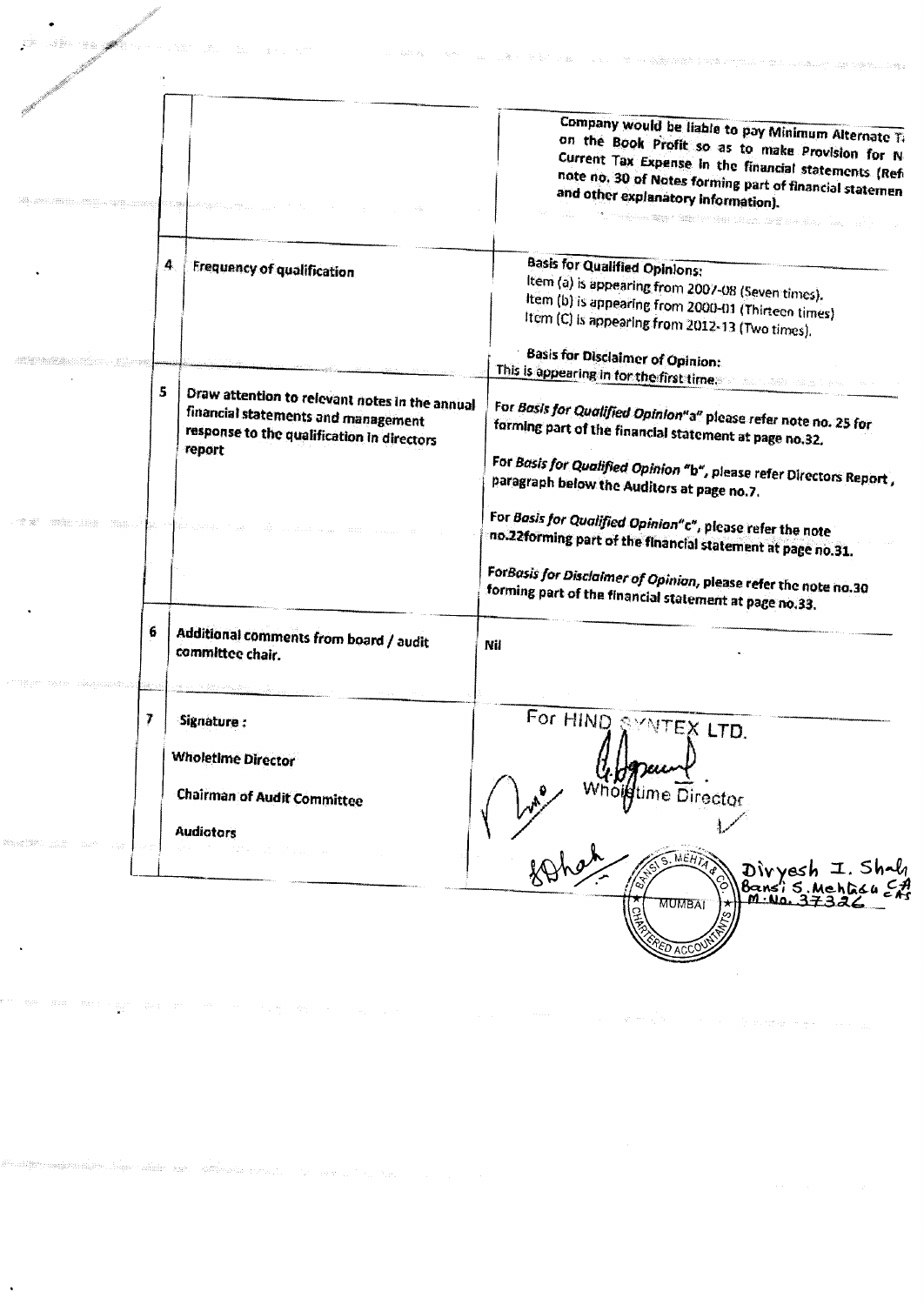| | | |
|---|---|---|
| | | Company would be liable to pay Minimum Alternate T on the Book Profit so as to make Provision for N Current Tax Expense in the financial statements (Ref note no. 30 of Notes forming part of financial statemen and other explanatory information). |
| 4 | Frequency of qualification | Basis for Qualified Opinions:<br>Item (a) is appearing from 2007-08 (Seven times).<br>Item (b) is appearing from 2000-01 (Thirteen times)<br>Item (C) is appearing from 2012-13 (Two times).<br><br>Basis for Disclaimer of Opinion:<br>This is appearing in for the first time. |
| 5 | Draw attention to relevant notes in the annual financial statements and management response to the qualification in directors report | For *Basis for Qualified Opinion*"a" please refer note no. 25 for forming part of the financial statement at page no.32.<br><br>For *Basis for Qualified Opinion* "b", please refer Directors Report, paragraph below the Auditors at page no.7.<br><br>For *Basis for Qualified Opinion*"c", please refer the note no.22forming part of the financial statement at page no.31.<br><br>For*Basis for Disclaimer of Opinion*, please refer the note no.30 forming part of the financial statement at page no.33. |
| 6 | Additional comments from board / audit committee chair. | Nil |
| 7 | Signature :<br><br>Wholetime Director<br><br>Chairman of Audit Committee<br><br>Audiotors | For HIND SYNTEX LTD.<br><br>Wholetime Director<br><br>Divyesh I. Shah<br>Bansi S. Mehta & Co CAs<br>M.No. 37326<br><br>BANSI S. MEHTA & CO. MUMBAI CHARTERED ACCOUNTANTS |